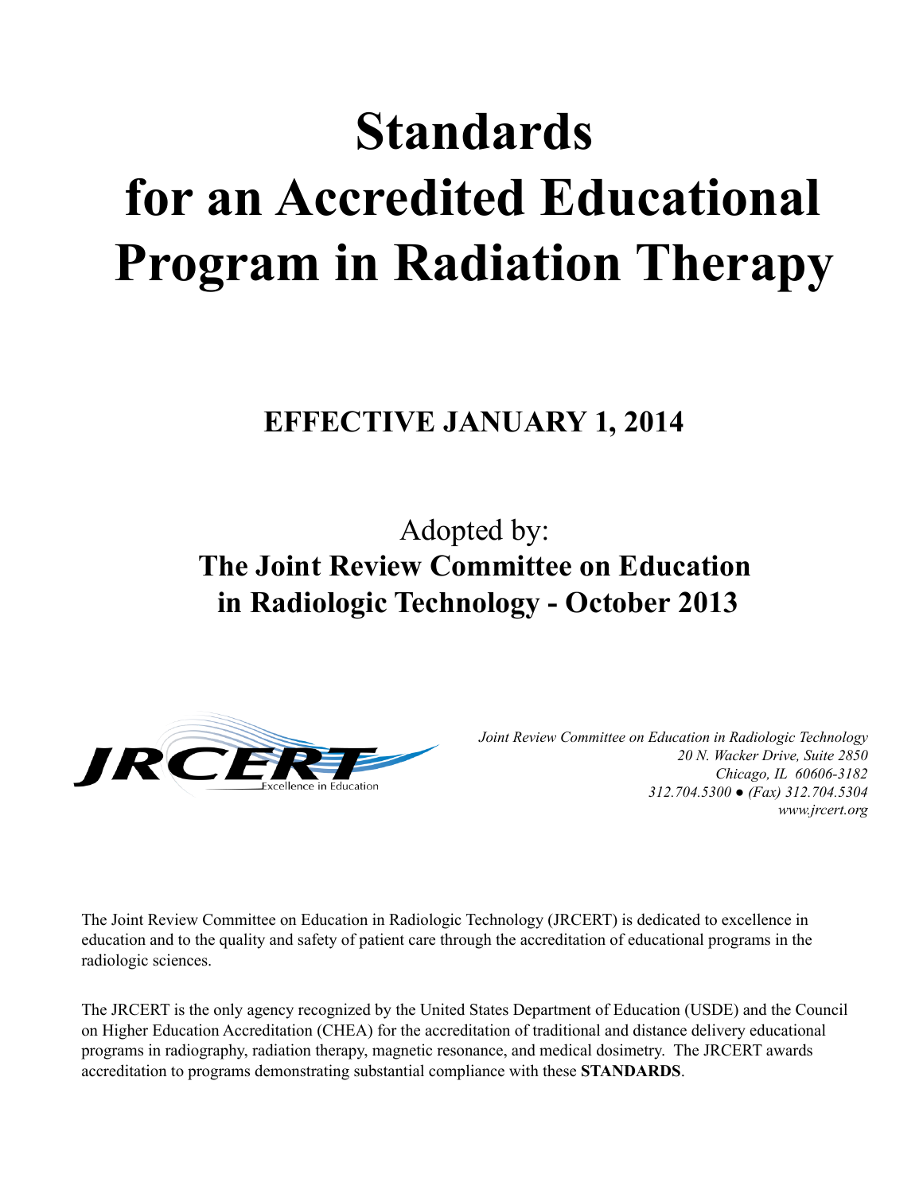# Standards for an Accredited Educational Program in Radiation Therapy

**EFFECTIVE JANUARY 1, 2014**

Adopted by:

**The Joint Review Committee on Education in Radiologic Technology - October 2013**

JRCERT Excellence in Education

*Joint Review Committee on Education in Radiologic Technology*
*20 N. Wacker Drive, Suite 2850*
*Chicago, IL 60606-3182*
*312.704.5300 ● (Fax) 312.704.5304*
*www.jrcert.org*

The Joint Review Committee on Education in Radiologic Technology (JRCERT) is dedicated to excellence in education and to the quality and safety of patient care through the accreditation of educational programs in the radiologic sciences.

The JRCERT is the only agency recognized by the United States Department of Education (USDE) and the Council on Higher Education Accreditation (CHEA) for the accreditation of traditional and distance delivery educational programs in radiography, radiation therapy, magnetic resonance, and medical dosimetry. The JRCERT awards accreditation to programs demonstrating substantial compliance with these **STANDARDS**.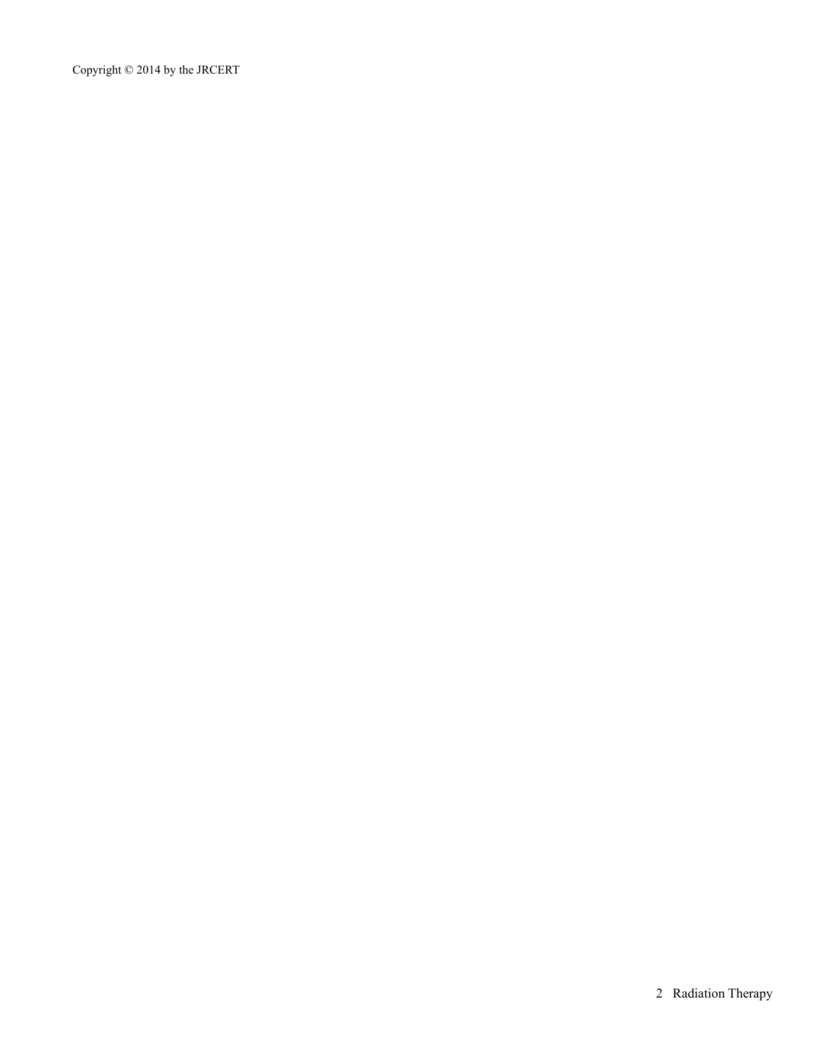Copyright © 2014 by the JRCERT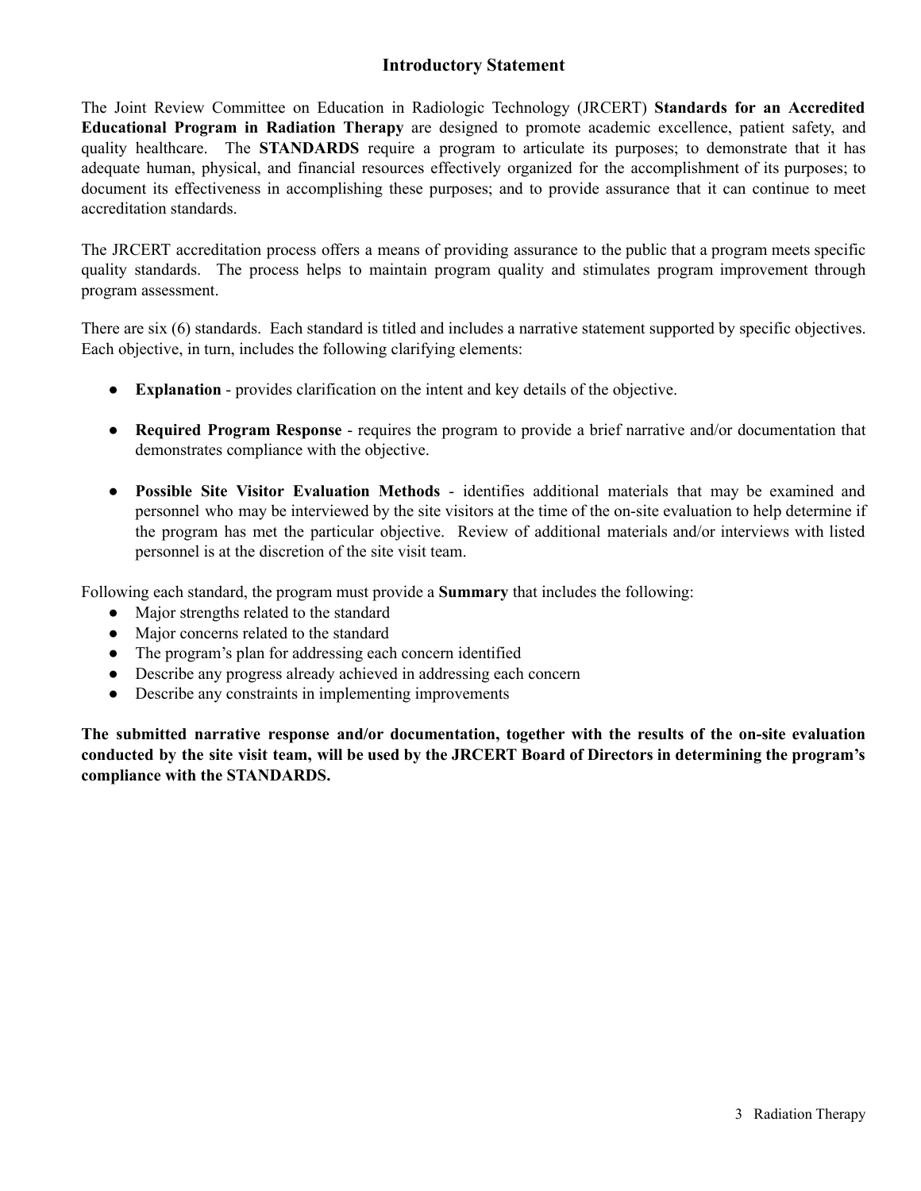## Introductory Statement

The Joint Review Committee on Education in Radiologic Technology (JRCERT) **Standards for an Accredited Educational Program in Radiation Therapy** are designed to promote academic excellence, patient safety, and quality healthcare. The **STANDARDS** require a program to articulate its purposes; to demonstrate that it has adequate human, physical, and financial resources effectively organized for the accomplishment of its purposes; to document its effectiveness in accomplishing these purposes; and to provide assurance that it can continue to meet accreditation standards.

The JRCERT accreditation process offers a means of providing assurance to the public that a program meets specific quality standards. The process helps to maintain program quality and stimulates program improvement through program assessment.

There are six (6) standards. Each standard is titled and includes a narrative statement supported by specific objectives. Each objective, in turn, includes the following clarifying elements:

- **Explanation** - provides clarification on the intent and key details of the objective.
- **Required Program Response** - requires the program to provide a brief narrative and/or documentation that demonstrates compliance with the objective.
- **Possible Site Visitor Evaluation Methods** - identifies additional materials that may be examined and personnel who may be interviewed by the site visitors at the time of the on-site evaluation to help determine if the program has met the particular objective. Review of additional materials and/or interviews with listed personnel is at the discretion of the site visit team.

Following each standard, the program must provide a **Summary** that includes the following:

- Major strengths related to the standard
- Major concerns related to the standard
- The program's plan for addressing each concern identified
- Describe any progress already achieved in addressing each concern
- Describe any constraints in implementing improvements

**The submitted narrative response and/or documentation, together with the results of the on-site evaluation conducted by the site visit team, will be used by the JRCERT Board of Directors in determining the program's compliance with the STANDARDS.**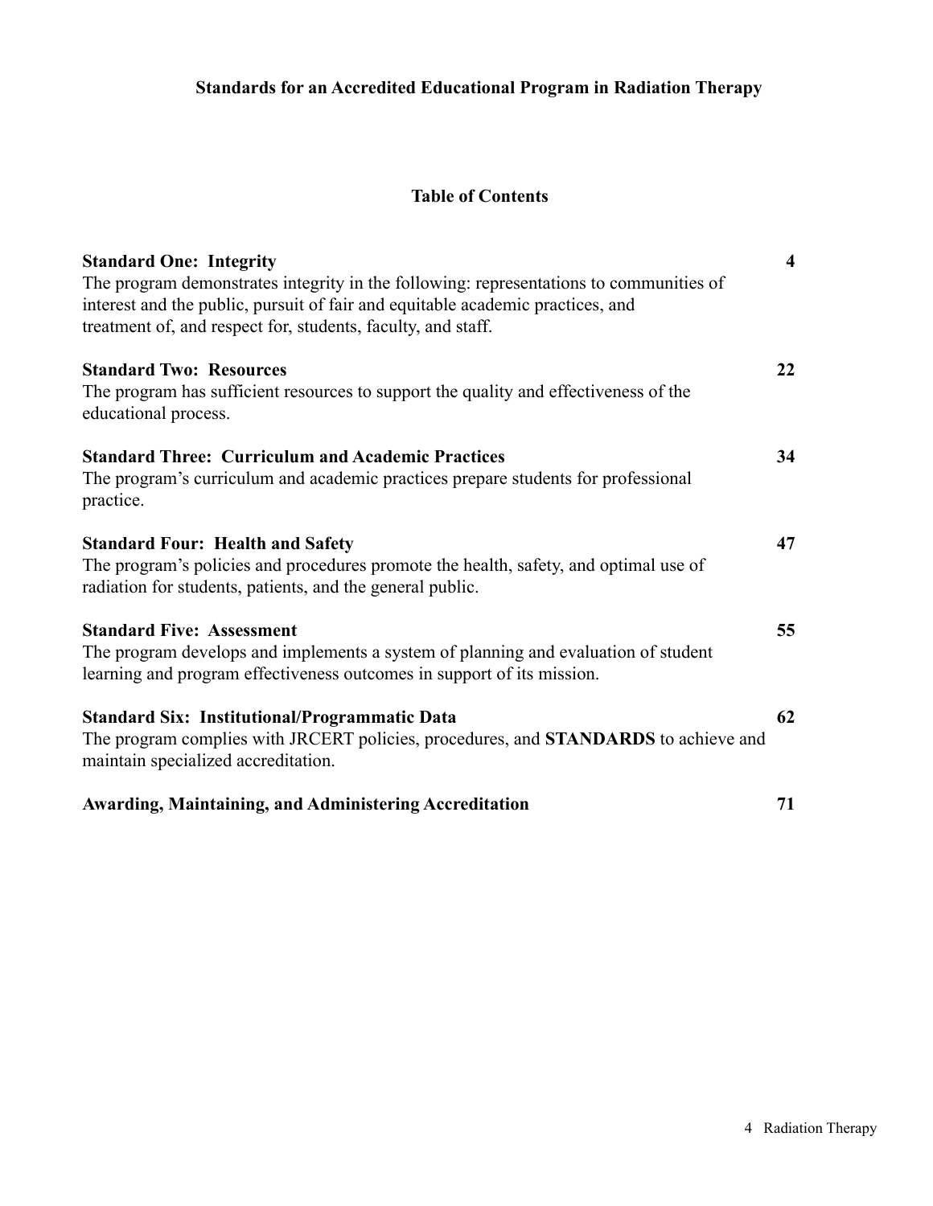# Standards for an Accredited Educational Program in Radiation Therapy

## Table of Contents

**Standard One: Integrity** — **4**
The program demonstrates integrity in the following: representations to communities of interest and the public, pursuit of fair and equitable academic practices, and treatment of, and respect for, students, faculty, and staff.

**Standard Two: Resources** — **22**
The program has sufficient resources to support the quality and effectiveness of the educational process.

**Standard Three: Curriculum and Academic Practices** — **34**
The program's curriculum and academic practices prepare students for professional practice.

**Standard Four: Health and Safety** — **47**
The program's policies and procedures promote the health, safety, and optimal use of radiation for students, patients, and the general public.

**Standard Five: Assessment** — **55**
The program develops and implements a system of planning and evaluation of student learning and program effectiveness outcomes in support of its mission.

**Standard Six: Institutional/Programmatic Data** — **62**
The program complies with JRCERT policies, procedures, and **STANDARDS** to achieve and maintain specialized accreditation.

**Awarding, Maintaining, and Administering Accreditation** — **71**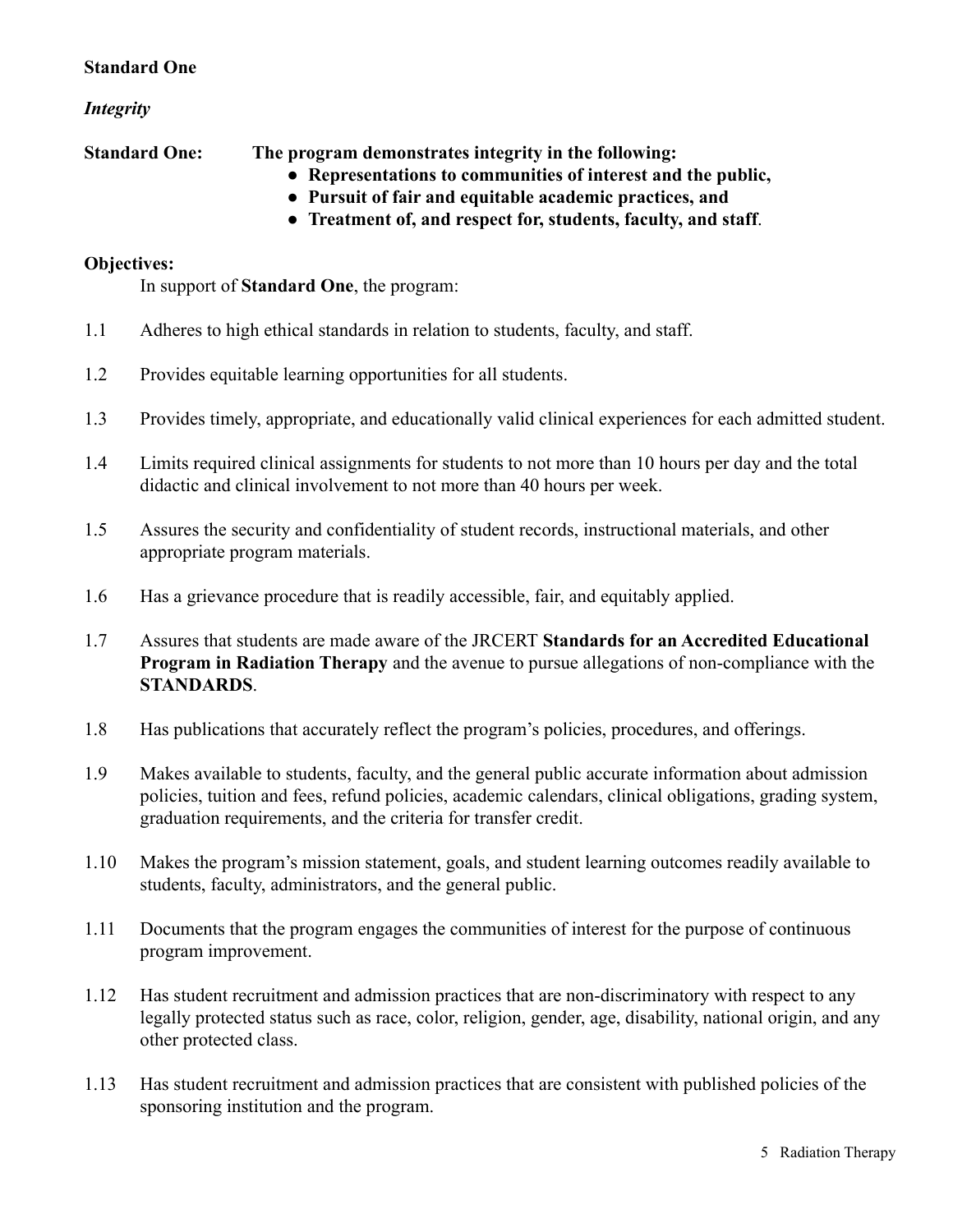**Standard One**

***Integrity***

**Standard One: The program demonstrates integrity in the following:**

- **Representations to communities of interest and the public,**
- **Pursuit of fair and equitable academic practices, and**
- **Treatment of, and respect for, students, faculty, and staff**.

**Objectives:**

In support of **Standard One**, the program:

1.1 Adheres to high ethical standards in relation to students, faculty, and staff.

1.2 Provides equitable learning opportunities for all students.

1.3 Provides timely, appropriate, and educationally valid clinical experiences for each admitted student.

1.4 Limits required clinical assignments for students to not more than 10 hours per day and the total didactic and clinical involvement to not more than 40 hours per week.

1.5 Assures the security and confidentiality of student records, instructional materials, and other appropriate program materials.

1.6 Has a grievance procedure that is readily accessible, fair, and equitably applied.

1.7 Assures that students are made aware of the JRCERT **Standards for an Accredited Educational Program in Radiation Therapy** and the avenue to pursue allegations of non-compliance with the **STANDARDS**.

1.8 Has publications that accurately reflect the program's policies, procedures, and offerings.

1.9 Makes available to students, faculty, and the general public accurate information about admission policies, tuition and fees, refund policies, academic calendars, clinical obligations, grading system, graduation requirements, and the criteria for transfer credit.

1.10 Makes the program's mission statement, goals, and student learning outcomes readily available to students, faculty, administrators, and the general public.

1.11 Documents that the program engages the communities of interest for the purpose of continuous program improvement.

1.12 Has student recruitment and admission practices that are non-discriminatory with respect to any legally protected status such as race, color, religion, gender, age, disability, national origin, and any other protected class.

1.13 Has student recruitment and admission practices that are consistent with published policies of the sponsoring institution and the program.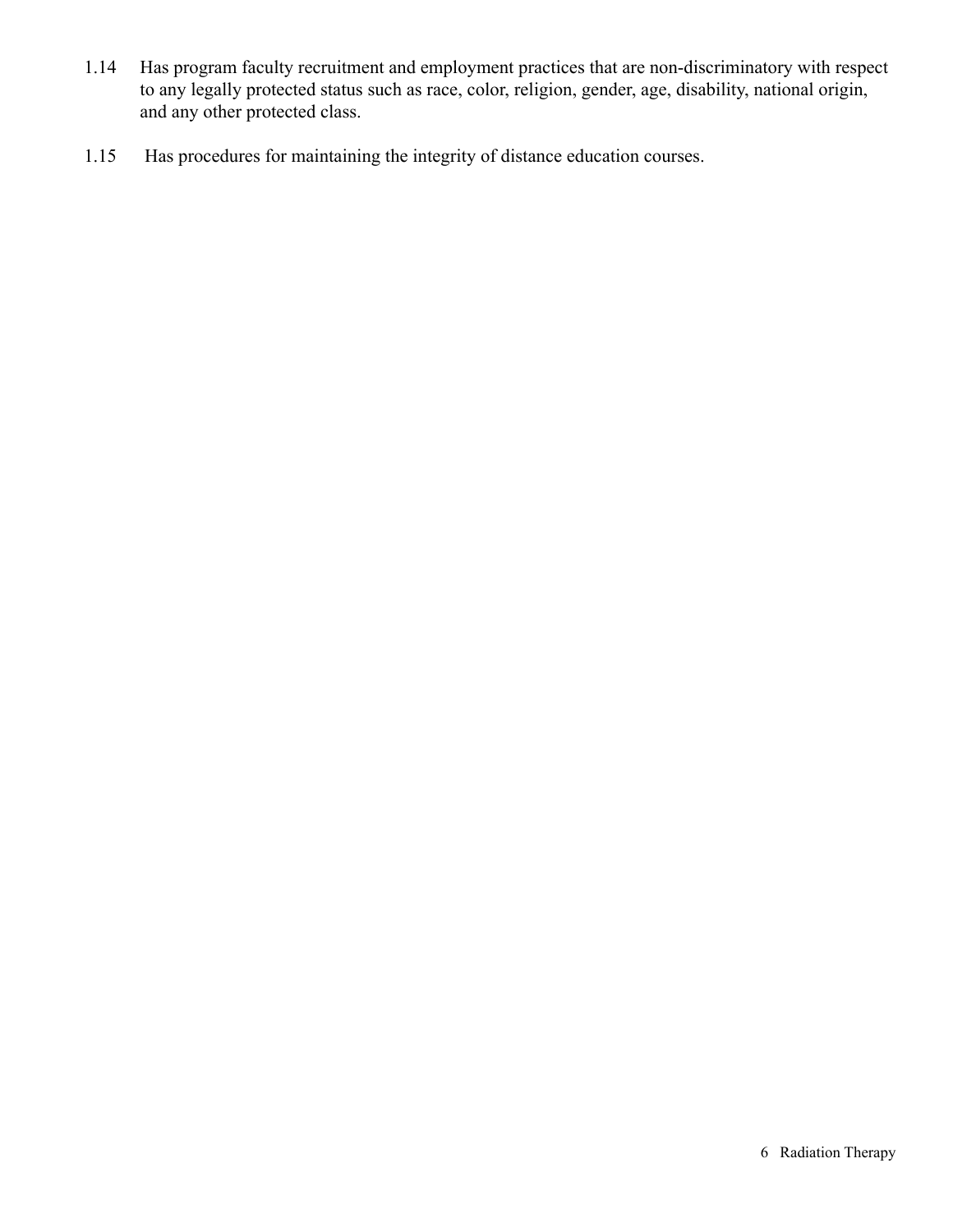1.14 Has program faculty recruitment and employment practices that are non-discriminatory with respect to any legally protected status such as race, color, religion, gender, age, disability, national origin, and any other protected class.

1.15 Has procedures for maintaining the integrity of distance education courses.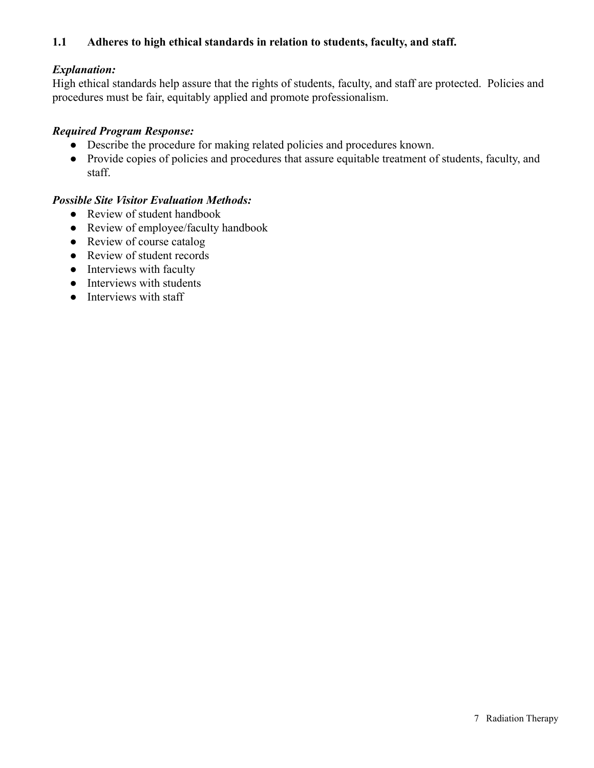### 1.1 Adheres to high ethical standards in relation to students, faculty, and staff.

***Explanation:***
High ethical standards help assure that the rights of students, faculty, and staff are protected. Policies and procedures must be fair, equitably applied and promote professionalism.

***Required Program Response:***

- Describe the procedure for making related policies and procedures known.
- Provide copies of policies and procedures that assure equitable treatment of students, faculty, and staff.

***Possible Site Visitor Evaluation Methods:***

- Review of student handbook
- Review of employee/faculty handbook
- Review of course catalog
- Review of student records
- Interviews with faculty
- Interviews with students
- Interviews with staff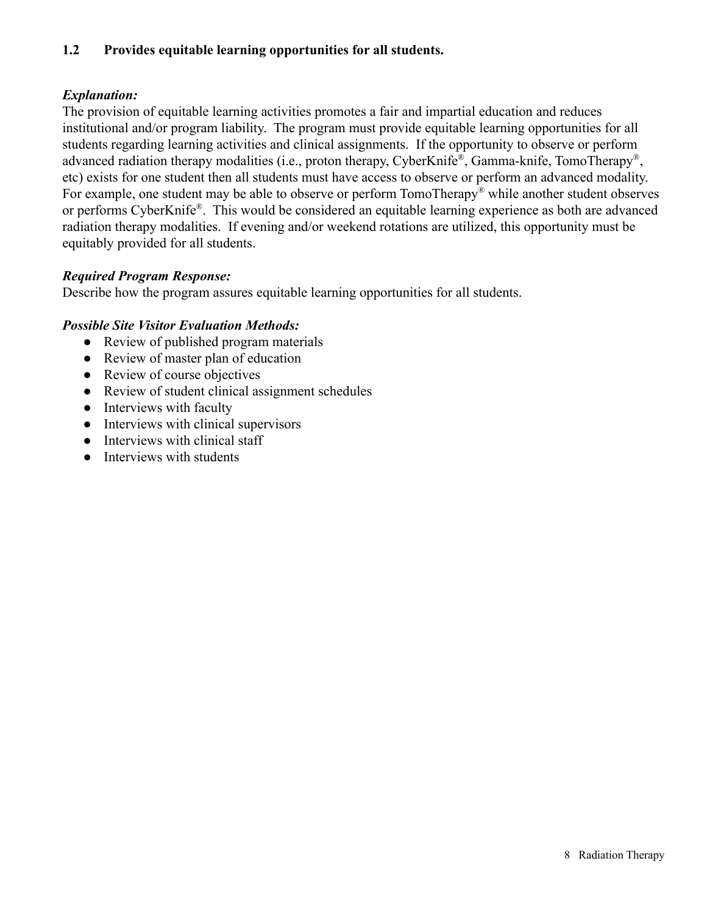### 1.2 Provides equitable learning opportunities for all students.

***Explanation:***

The provision of equitable learning activities promotes a fair and impartial education and reduces institutional and/or program liability. The program must provide equitable learning opportunities for all students regarding learning activities and clinical assignments. If the opportunity to observe or perform advanced radiation therapy modalities (i.e., proton therapy, CyberKnife®, Gamma-knife, TomoTherapy®, etc) exists for one student then all students must have access to observe or perform an advanced modality. For example, one student may be able to observe or perform TomoTherapy® while another student observes or performs CyberKnife®. This would be considered an equitable learning experience as both are advanced radiation therapy modalities. If evening and/or weekend rotations are utilized, this opportunity must be equitably provided for all students.

***Required Program Response:***

Describe how the program assures equitable learning opportunities for all students.

***Possible Site Visitor Evaluation Methods:***

- Review of published program materials
- Review of master plan of education
- Review of course objectives
- Review of student clinical assignment schedules
- Interviews with faculty
- Interviews with clinical supervisors
- Interviews with clinical staff
- Interviews with students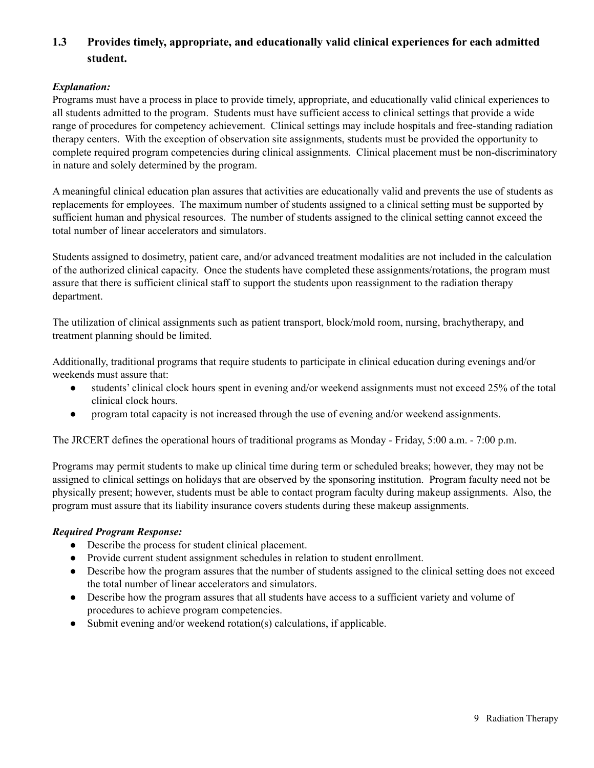### 1.3 Provides timely, appropriate, and educationally valid clinical experiences for each admitted student.

***Explanation:***
Programs must have a process in place to provide timely, appropriate, and educationally valid clinical experiences to all students admitted to the program. Students must have sufficient access to clinical settings that provide a wide range of procedures for competency achievement. Clinical settings may include hospitals and free-standing radiation therapy centers. With the exception of observation site assignments, students must be provided the opportunity to complete required program competencies during clinical assignments. Clinical placement must be non-discriminatory in nature and solely determined by the program.

A meaningful clinical education plan assures that activities are educationally valid and prevents the use of students as replacements for employees. The maximum number of students assigned to a clinical setting must be supported by sufficient human and physical resources. The number of students assigned to the clinical setting cannot exceed the total number of linear accelerators and simulators.

Students assigned to dosimetry, patient care, and/or advanced treatment modalities are not included in the calculation of the authorized clinical capacity. Once the students have completed these assignments/rotations, the program must assure that there is sufficient clinical staff to support the students upon reassignment to the radiation therapy department.

The utilization of clinical assignments such as patient transport, block/mold room, nursing, brachytherapy, and treatment planning should be limited.

Additionally, traditional programs that require students to participate in clinical education during evenings and/or weekends must assure that:

- students' clinical clock hours spent in evening and/or weekend assignments must not exceed 25% of the total clinical clock hours.
- program total capacity is not increased through the use of evening and/or weekend assignments.

The JRCERT defines the operational hours of traditional programs as Monday - Friday, 5:00 a.m. - 7:00 p.m.

Programs may permit students to make up clinical time during term or scheduled breaks; however, they may not be assigned to clinical settings on holidays that are observed by the sponsoring institution. Program faculty need not be physically present; however, students must be able to contact program faculty during makeup assignments. Also, the program must assure that its liability insurance covers students during these makeup assignments.

***Required Program Response:***

- Describe the process for student clinical placement.
- Provide current student assignment schedules in relation to student enrollment.
- Describe how the program assures that the number of students assigned to the clinical setting does not exceed the total number of linear accelerators and simulators.
- Describe how the program assures that all students have access to a sufficient variety and volume of procedures to achieve program competencies.
- Submit evening and/or weekend rotation(s) calculations, if applicable.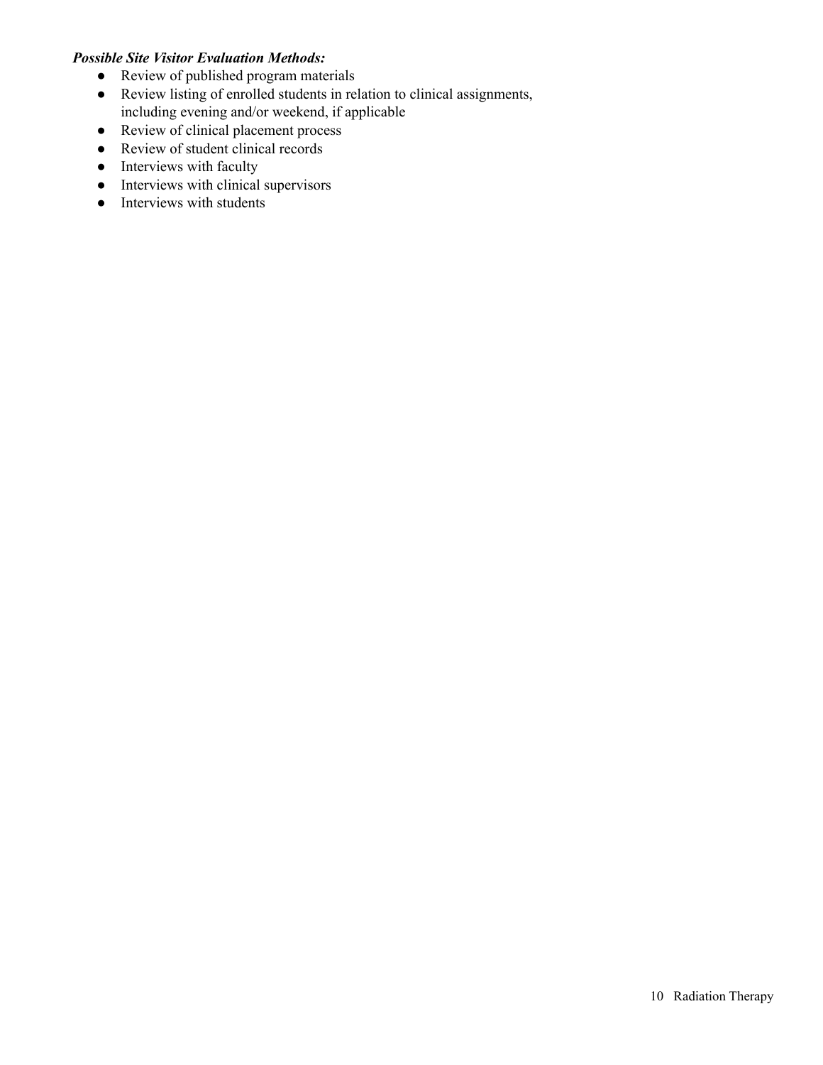***Possible Site Visitor Evaluation Methods:***

- Review of published program materials
- Review listing of enrolled students in relation to clinical assignments, including evening and/or weekend, if applicable
- Review of clinical placement process
- Review of student clinical records
- Interviews with faculty
- Interviews with clinical supervisors
- Interviews with students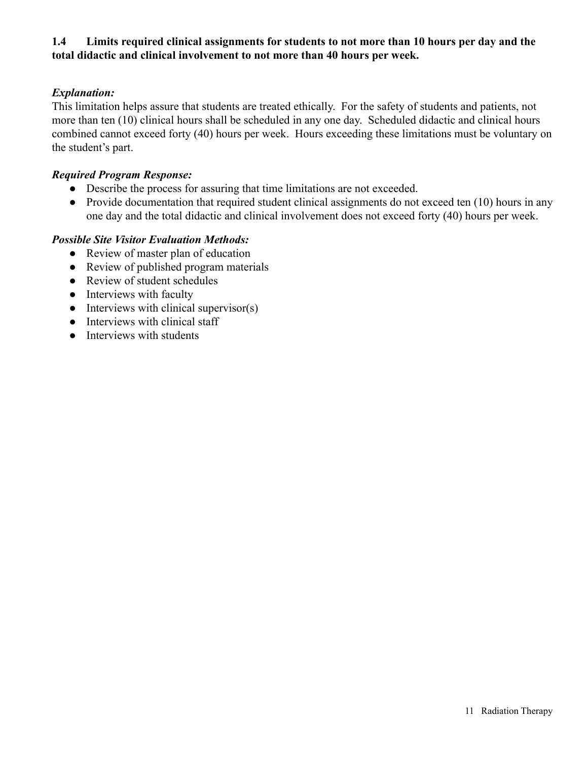**1.4 Limits required clinical assignments for students to not more than 10 hours per day and the total didactic and clinical involvement to not more than 40 hours per week.**

***Explanation:***

This limitation helps assure that students are treated ethically. For the safety of students and patients, not more than ten (10) clinical hours shall be scheduled in any one day. Scheduled didactic and clinical hours combined cannot exceed forty (40) hours per week. Hours exceeding these limitations must be voluntary on the student's part.

***Required Program Response:***

- Describe the process for assuring that time limitations are not exceeded.
- Provide documentation that required student clinical assignments do not exceed ten (10) hours in any one day and the total didactic and clinical involvement does not exceed forty (40) hours per week.

***Possible Site Visitor Evaluation Methods:***

- Review of master plan of education
- Review of published program materials
- Review of student schedules
- Interviews with faculty
- Interviews with clinical supervisor(s)
- Interviews with clinical staff
- Interviews with students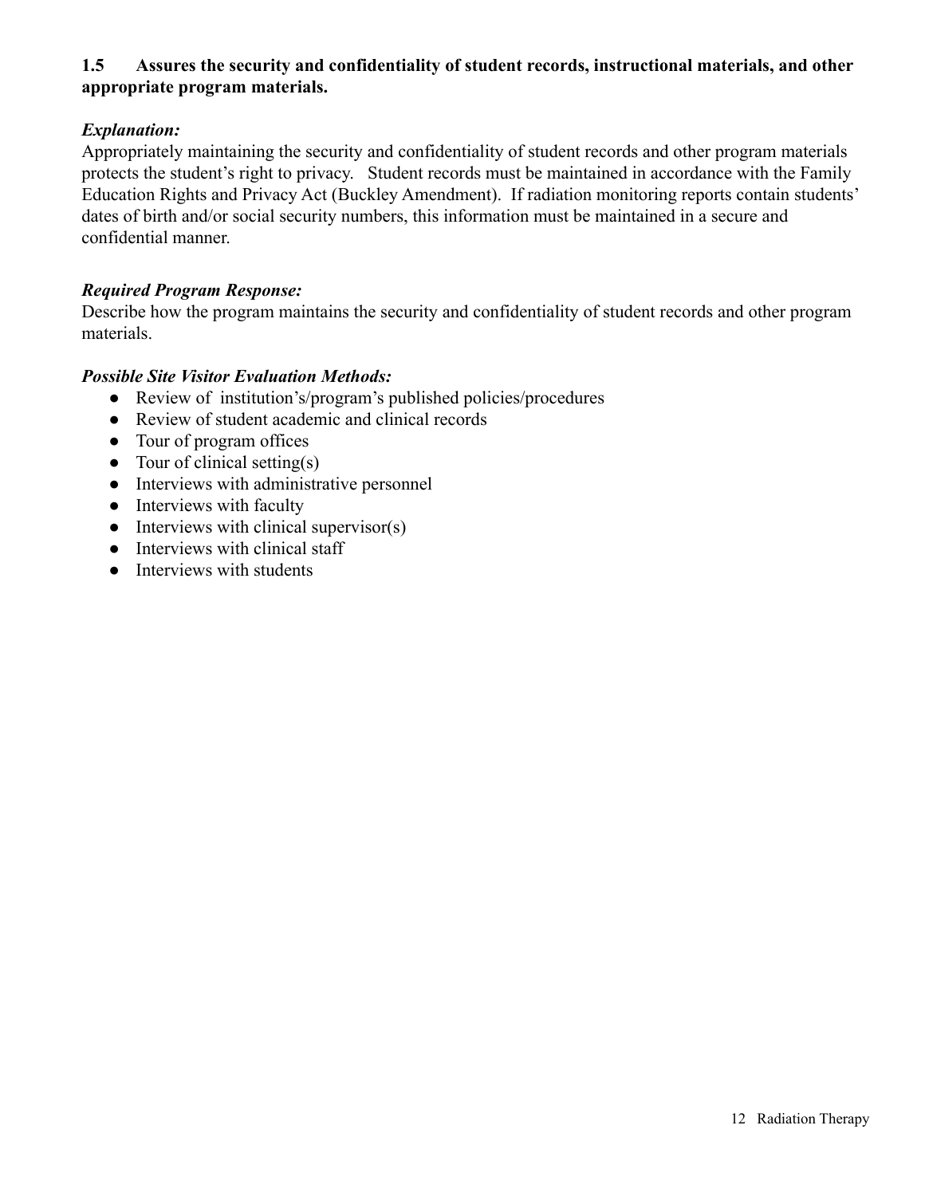**1.5 Assures the security and confidentiality of student records, instructional materials, and other appropriate program materials.**

***Explanation:***

Appropriately maintaining the security and confidentiality of student records and other program materials protects the student's right to privacy. Student records must be maintained in accordance with the Family Education Rights and Privacy Act (Buckley Amendment). If radiation monitoring reports contain students' dates of birth and/or social security numbers, this information must be maintained in a secure and confidential manner.

***Required Program Response:***

Describe how the program maintains the security and confidentiality of student records and other program materials.

***Possible Site Visitor Evaluation Methods:***

- Review of institution's/program's published policies/procedures
- Review of student academic and clinical records
- Tour of program offices
- Tour of clinical setting(s)
- Interviews with administrative personnel
- Interviews with faculty
- Interviews with clinical supervisor(s)
- Interviews with clinical staff
- Interviews with students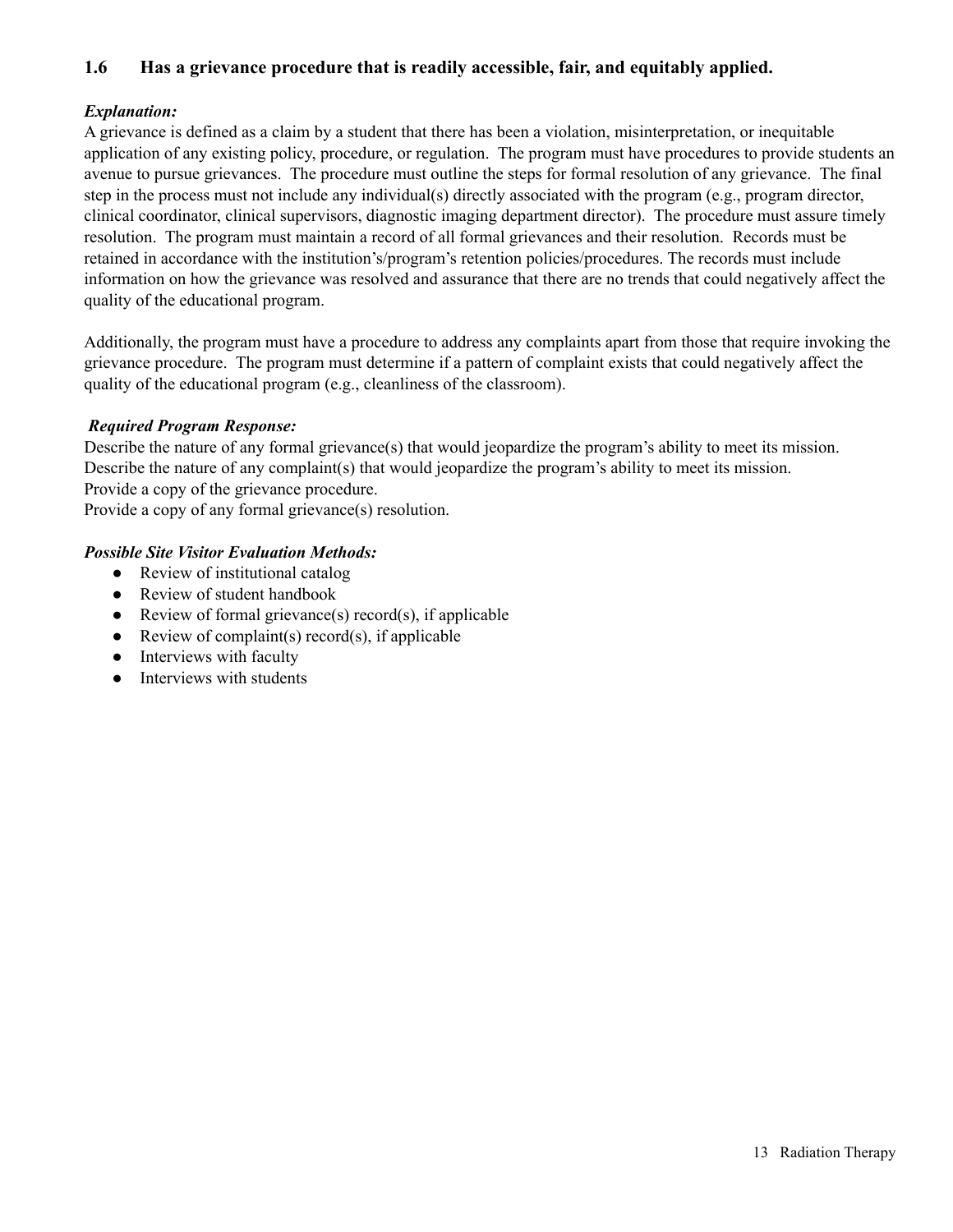### 1.6 Has a grievance procedure that is readily accessible, fair, and equitably applied.

***Explanation:***

A grievance is defined as a claim by a student that there has been a violation, misinterpretation, or inequitable application of any existing policy, procedure, or regulation. The program must have procedures to provide students an avenue to pursue grievances. The procedure must outline the steps for formal resolution of any grievance. The final step in the process must not include any individual(s) directly associated with the program (e.g., program director, clinical coordinator, clinical supervisors, diagnostic imaging department director). The procedure must assure timely resolution. The program must maintain a record of all formal grievances and their resolution. Records must be retained in accordance with the institution's/program's retention policies/procedures. The records must include information on how the grievance was resolved and assurance that there are no trends that could negatively affect the quality of the educational program.

Additionally, the program must have a procedure to address any complaints apart from those that require invoking the grievance procedure. The program must determine if a pattern of complaint exists that could negatively affect the quality of the educational program (e.g., cleanliness of the classroom).

***Required Program Response:***

Describe the nature of any formal grievance(s) that would jeopardize the program's ability to meet its mission.
Describe the nature of any complaint(s) that would jeopardize the program's ability to meet its mission.
Provide a copy of the grievance procedure.
Provide a copy of any formal grievance(s) resolution.

***Possible Site Visitor Evaluation Methods:***

- Review of institutional catalog
- Review of student handbook
- Review of formal grievance(s) record(s), if applicable
- Review of complaint(s) record(s), if applicable
- Interviews with faculty
- Interviews with students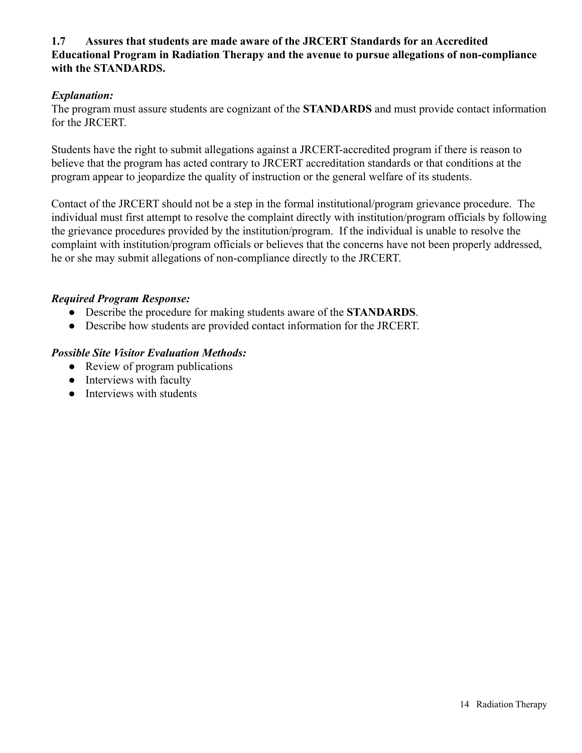**1.7 Assures that students are made aware of the JRCERT Standards for an Accredited Educational Program in Radiation Therapy and the avenue to pursue allegations of non-compliance with the STANDARDS.**

***Explanation:***

The program must assure students are cognizant of the **STANDARDS** and must provide contact information for the JRCERT.

Students have the right to submit allegations against a JRCERT-accredited program if there is reason to believe that the program has acted contrary to JRCERT accreditation standards or that conditions at the program appear to jeopardize the quality of instruction or the general welfare of its students.

Contact of the JRCERT should not be a step in the formal institutional/program grievance procedure. The individual must first attempt to resolve the complaint directly with institution/program officials by following the grievance procedures provided by the institution/program. If the individual is unable to resolve the complaint with institution/program officials or believes that the concerns have not been properly addressed, he or she may submit allegations of non-compliance directly to the JRCERT.

***Required Program Response:***

- Describe the procedure for making students aware of the **STANDARDS**.
- Describe how students are provided contact information for the JRCERT.

***Possible Site Visitor Evaluation Methods:***

- Review of program publications
- Interviews with faculty
- Interviews with students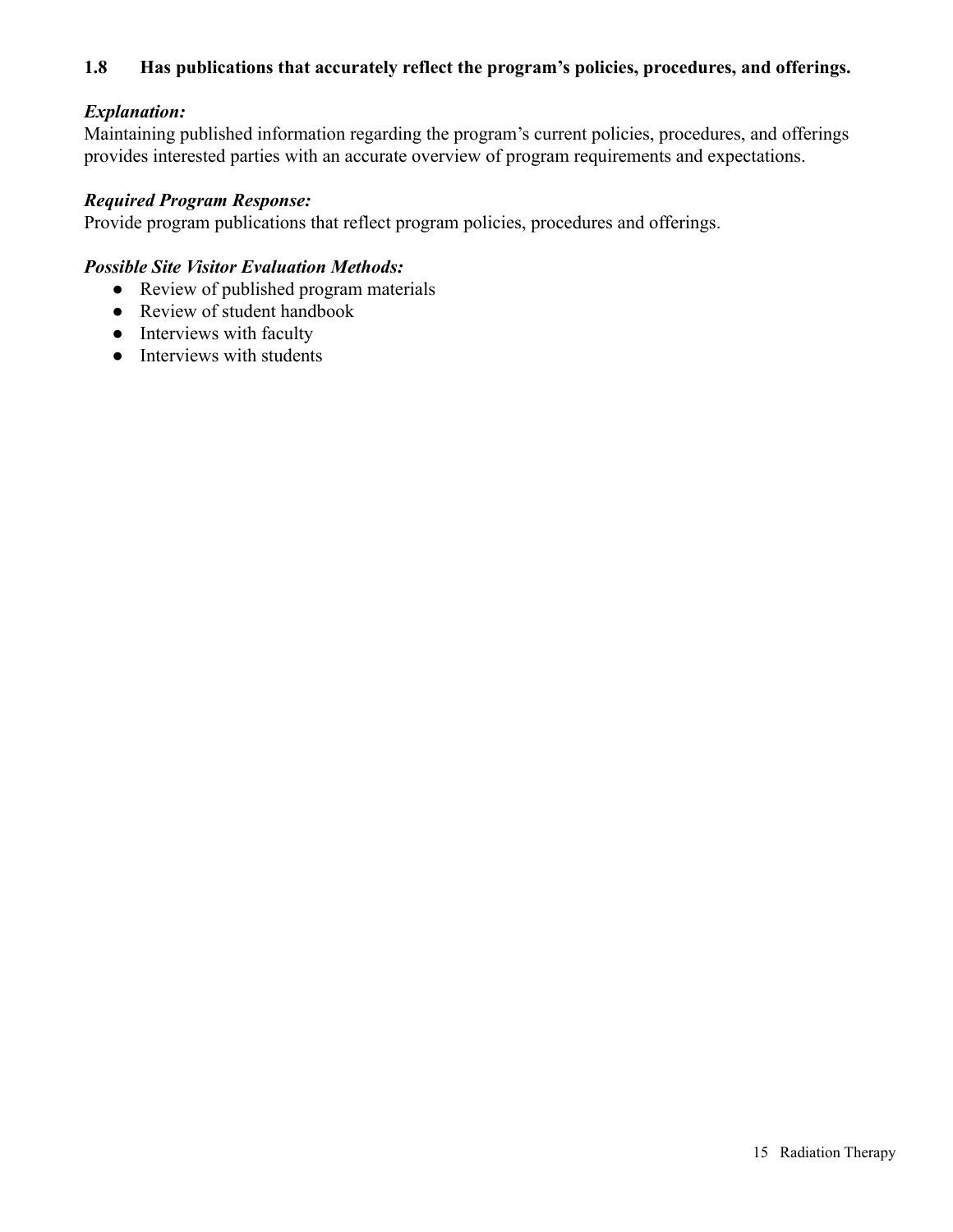### 1.8 Has publications that accurately reflect the program's policies, procedures, and offerings.

***Explanation:***
Maintaining published information regarding the program's current policies, procedures, and offerings provides interested parties with an accurate overview of program requirements and expectations.

***Required Program Response:***
Provide program publications that reflect program policies, procedures and offerings.

***Possible Site Visitor Evaluation Methods:***

- Review of published program materials
- Review of student handbook
- Interviews with faculty
- Interviews with students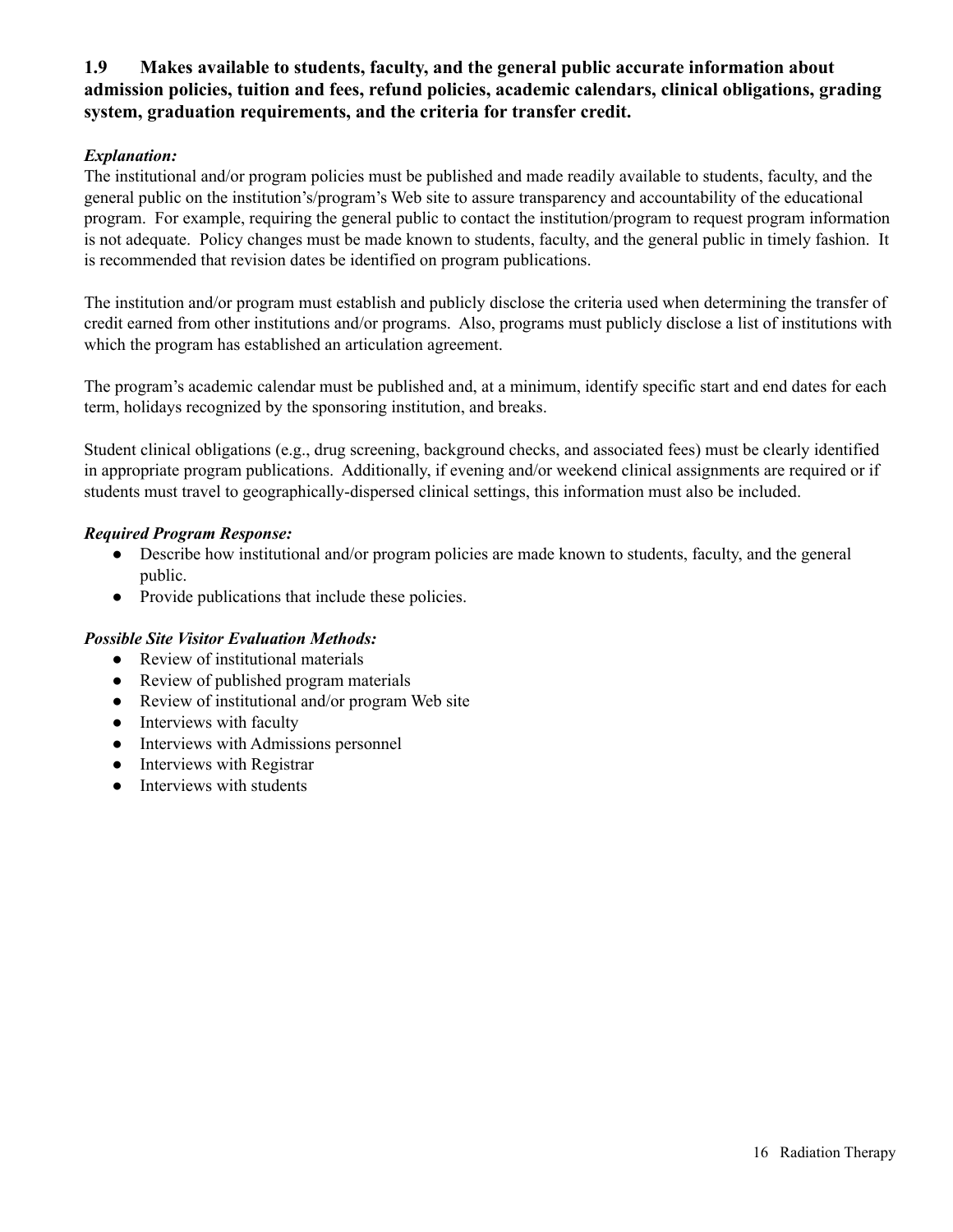### 1.9 Makes available to students, faculty, and the general public accurate information about admission policies, tuition and fees, refund policies, academic calendars, clinical obligations, grading system, graduation requirements, and the criteria for transfer credit.

***Explanation:***

The institutional and/or program policies must be published and made readily available to students, faculty, and the general public on the institution's/program's Web site to assure transparency and accountability of the educational program. For example, requiring the general public to contact the institution/program to request program information is not adequate. Policy changes must be made known to students, faculty, and the general public in timely fashion. It is recommended that revision dates be identified on program publications.

The institution and/or program must establish and publicly disclose the criteria used when determining the transfer of credit earned from other institutions and/or programs. Also, programs must publicly disclose a list of institutions with which the program has established an articulation agreement.

The program's academic calendar must be published and, at a minimum, identify specific start and end dates for each term, holidays recognized by the sponsoring institution, and breaks.

Student clinical obligations (e.g., drug screening, background checks, and associated fees) must be clearly identified in appropriate program publications. Additionally, if evening and/or weekend clinical assignments are required or if students must travel to geographically-dispersed clinical settings, this information must also be included.

***Required Program Response:***

- Describe how institutional and/or program policies are made known to students, faculty, and the general public.
- Provide publications that include these policies.

***Possible Site Visitor Evaluation Methods:***

- Review of institutional materials
- Review of published program materials
- Review of institutional and/or program Web site
- Interviews with faculty
- Interviews with Admissions personnel
- Interviews with Registrar
- Interviews with students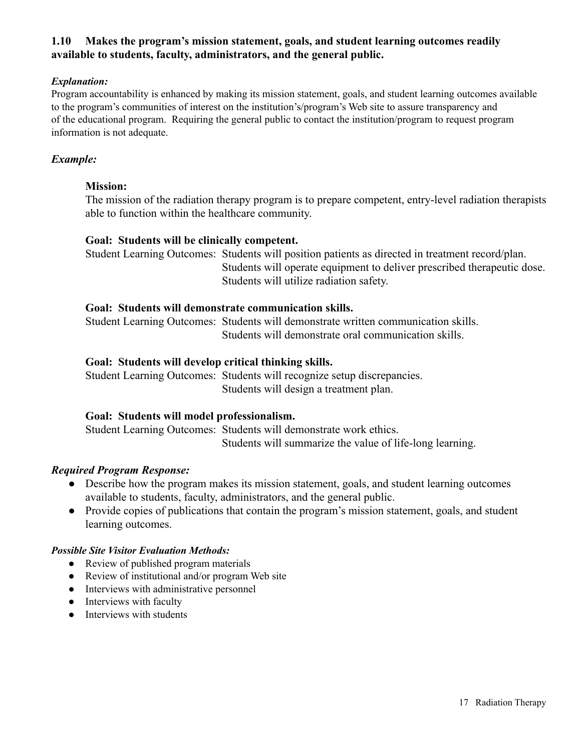**1.10 Makes the program's mission statement, goals, and student learning outcomes readily available to students, faculty, administrators, and the general public.**

***Explanation:***
Program accountability is enhanced by making its mission statement, goals, and student learning outcomes available to the program's communities of interest on the institution's/program's Web site to assure transparency and of the educational program. Requiring the general public to contact the institution/program to request program information is not adequate.

***Example:***

**Mission:**
The mission of the radiation therapy program is to prepare competent, entry-level radiation therapists able to function within the healthcare community.

**Goal: Students will be clinically competent.**
Student Learning Outcomes: Students will position patients as directed in treatment record/plan.
Students will operate equipment to deliver prescribed therapeutic dose.
Students will utilize radiation safety.

**Goal: Students will demonstrate communication skills.**
Student Learning Outcomes: Students will demonstrate written communication skills.
Students will demonstrate oral communication skills.

**Goal: Students will develop critical thinking skills.**
Student Learning Outcomes: Students will recognize setup discrepancies.
Students will design a treatment plan.

**Goal: Students will model professionalism.**
Student Learning Outcomes: Students will demonstrate work ethics.
Students will summarize the value of life-long learning.

***Required Program Response:***
- Describe how the program makes its mission statement, goals, and student learning outcomes available to students, faculty, administrators, and the general public.
- Provide copies of publications that contain the program's mission statement, goals, and student learning outcomes.

***Possible Site Visitor Evaluation Methods:***
- Review of published program materials
- Review of institutional and/or program Web site
- Interviews with administrative personnel
- Interviews with faculty
- Interviews with students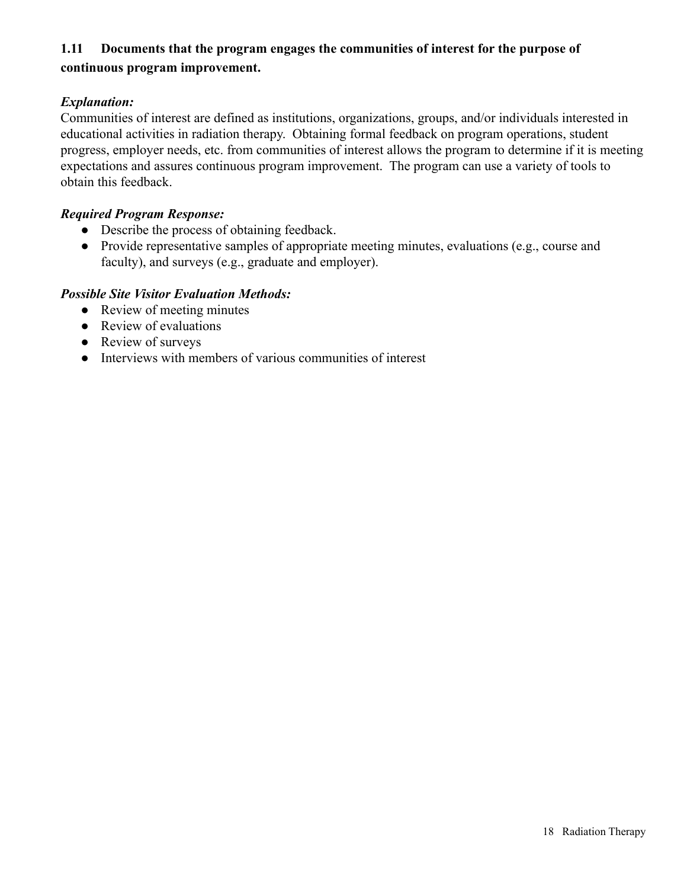**1.11 Documents that the program engages the communities of interest for the purpose of continuous program improvement.**

***Explanation:***

Communities of interest are defined as institutions, organizations, groups, and/or individuals interested in educational activities in radiation therapy. Obtaining formal feedback on program operations, student progress, employer needs, etc. from communities of interest allows the program to determine if it is meeting expectations and assures continuous program improvement. The program can use a variety of tools to obtain this feedback.

***Required Program Response:***

- Describe the process of obtaining feedback.
- Provide representative samples of appropriate meeting minutes, evaluations (e.g., course and faculty), and surveys (e.g., graduate and employer).

***Possible Site Visitor Evaluation Methods:***

- Review of meeting minutes
- Review of evaluations
- Review of surveys
- Interviews with members of various communities of interest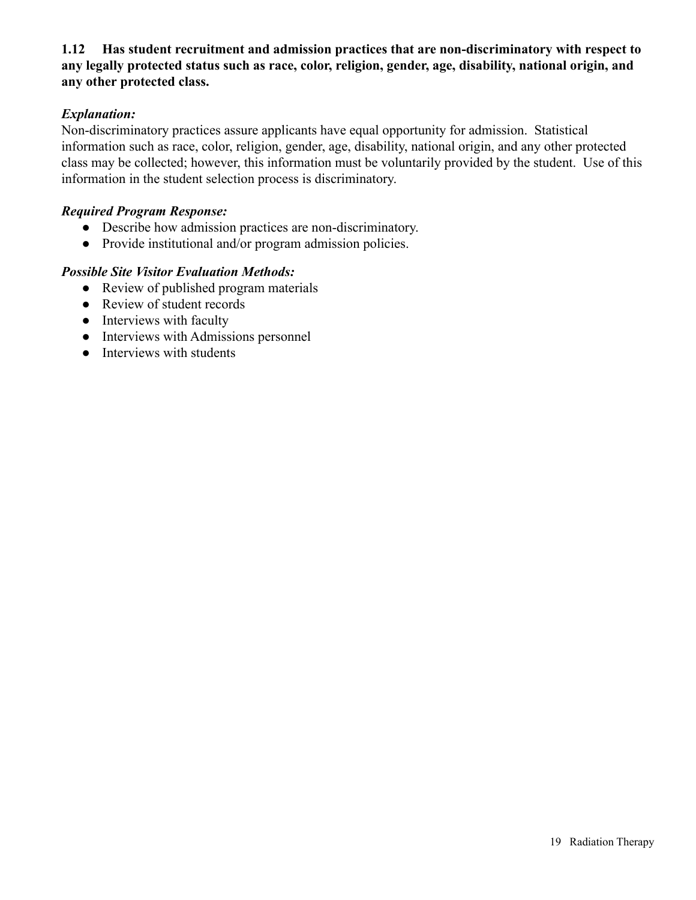**1.12 Has student recruitment and admission practices that are non-discriminatory with respect to any legally protected status such as race, color, religion, gender, age, disability, national origin, and any other protected class.**

***Explanation:***

Non-discriminatory practices assure applicants have equal opportunity for admission. Statistical information such as race, color, religion, gender, age, disability, national origin, and any other protected class may be collected; however, this information must be voluntarily provided by the student. Use of this information in the student selection process is discriminatory.

***Required Program Response:***

- Describe how admission practices are non-discriminatory.
- Provide institutional and/or program admission policies.

***Possible Site Visitor Evaluation Methods:***

- Review of published program materials
- Review of student records
- Interviews with faculty
- Interviews with Admissions personnel
- Interviews with students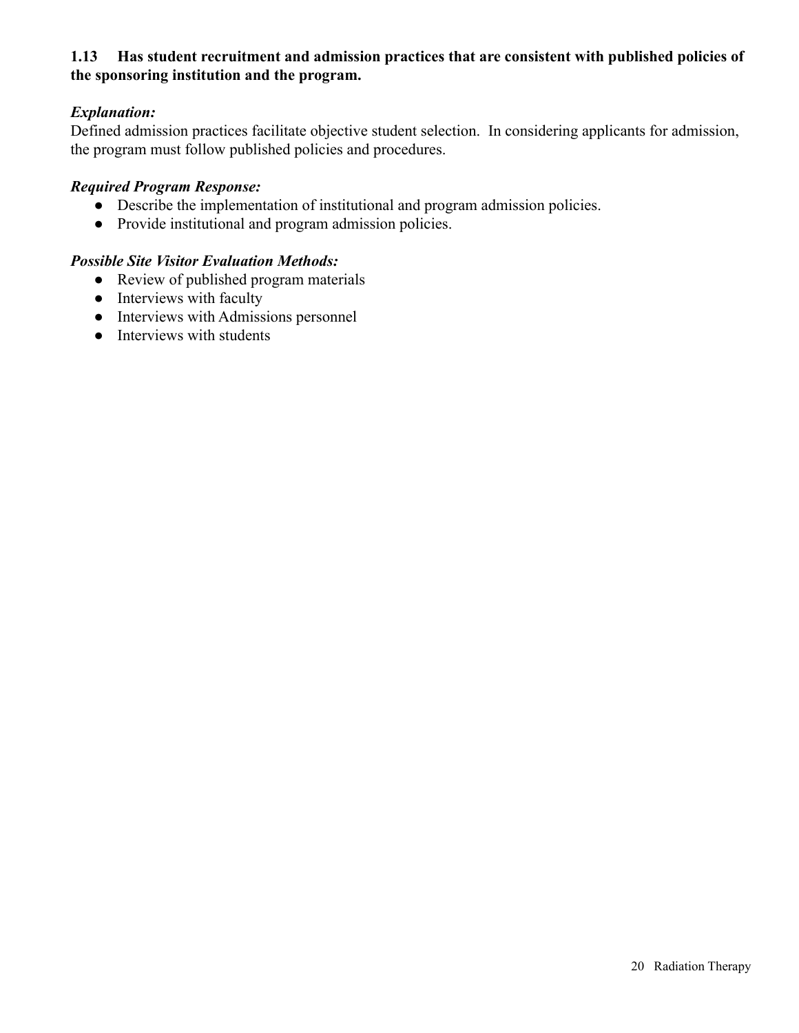**1.13 Has student recruitment and admission practices that are consistent with published policies of the sponsoring institution and the program.**

***Explanation:***

Defined admission practices facilitate objective student selection. In considering applicants for admission, the program must follow published policies and procedures.

***Required Program Response:***

- Describe the implementation of institutional and program admission policies.
- Provide institutional and program admission policies.

***Possible Site Visitor Evaluation Methods:***

- Review of published program materials
- Interviews with faculty
- Interviews with Admissions personnel
- Interviews with students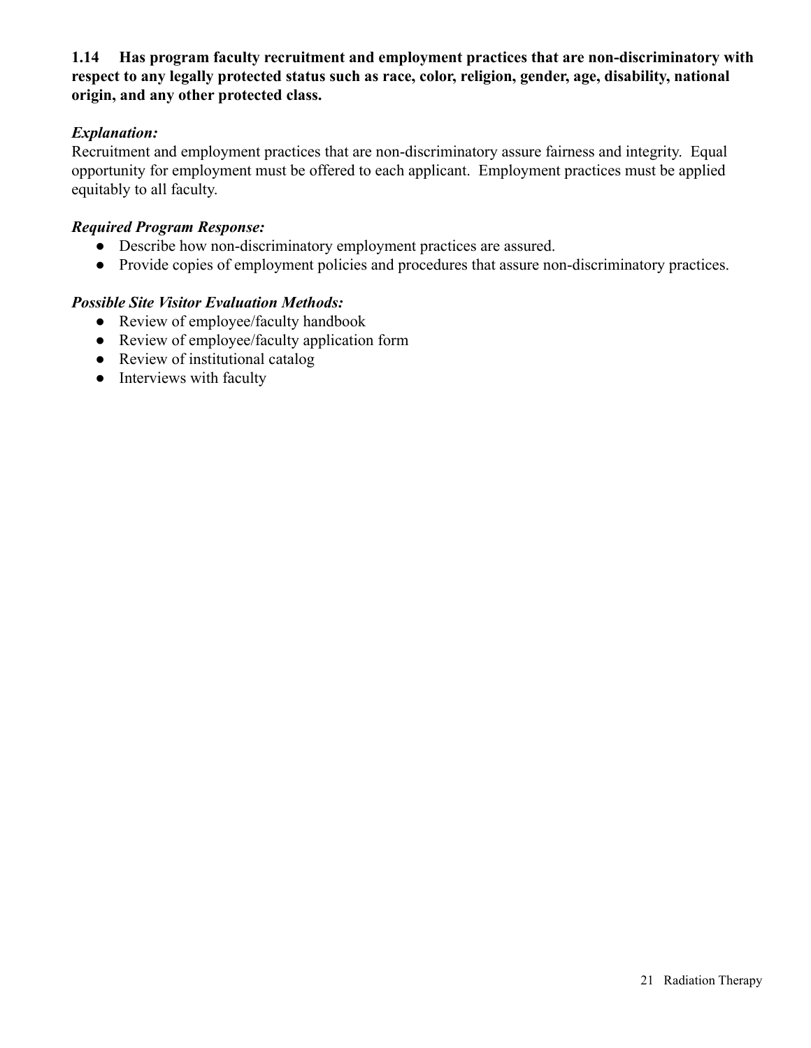**1.14 Has program faculty recruitment and employment practices that are non-discriminatory with respect to any legally protected status such as race, color, religion, gender, age, disability, national origin, and any other protected class.**

***Explanation:***
Recruitment and employment practices that are non-discriminatory assure fairness and integrity. Equal opportunity for employment must be offered to each applicant. Employment practices must be applied equitably to all faculty.

***Required Program Response:***
- Describe how non-discriminatory employment practices are assured.
- Provide copies of employment policies and procedures that assure non-discriminatory practices.

***Possible Site Visitor Evaluation Methods:***
- Review of employee/faculty handbook
- Review of employee/faculty application form
- Review of institutional catalog
- Interviews with faculty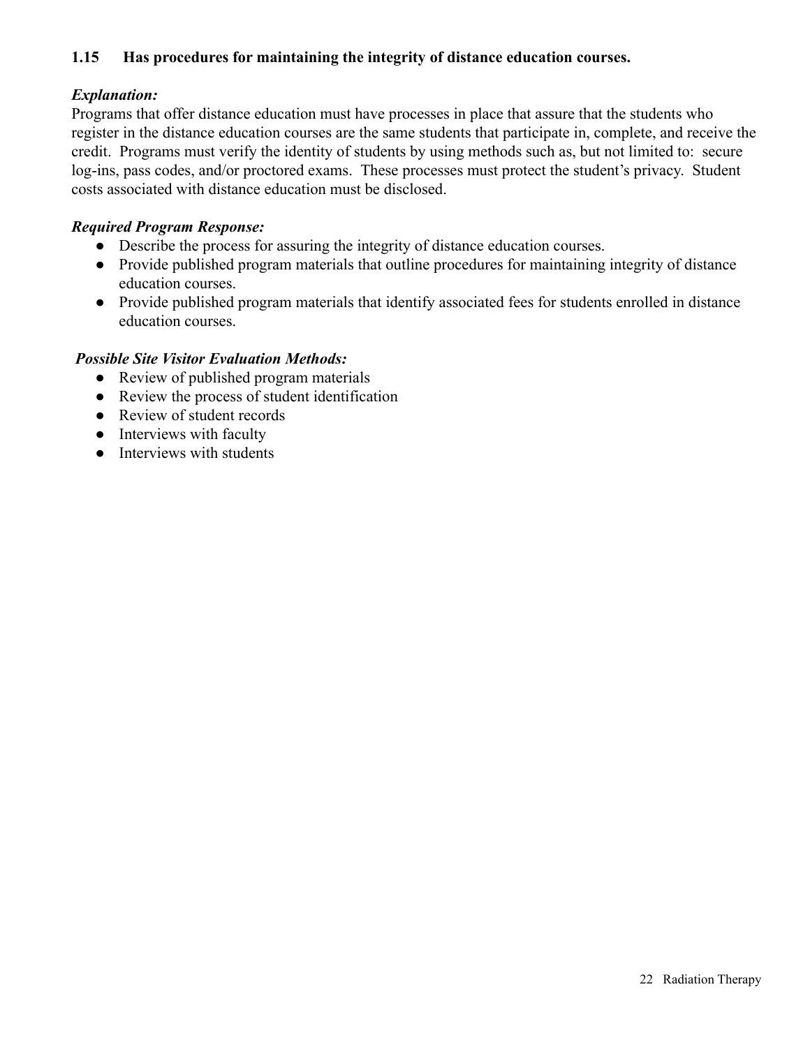**1.15 Has procedures for maintaining the integrity of distance education courses.**

***Explanation:***
Programs that offer distance education must have processes in place that assure that the students who register in the distance education courses are the same students that participate in, complete, and receive the credit. Programs must verify the identity of students by using methods such as, but not limited to: secure log-ins, pass codes, and/or proctored exams. These processes must protect the student's privacy. Student costs associated with distance education must be disclosed.

***Required Program Response:***

- Describe the process for assuring the integrity of distance education courses.
- Provide published program materials that outline procedures for maintaining integrity of distance education courses.
- Provide published program materials that identify associated fees for students enrolled in distance education courses.

***Possible Site Visitor Evaluation Methods:***

- Review of published program materials
- Review the process of student identification
- Review of student records
- Interviews with faculty
- Interviews with students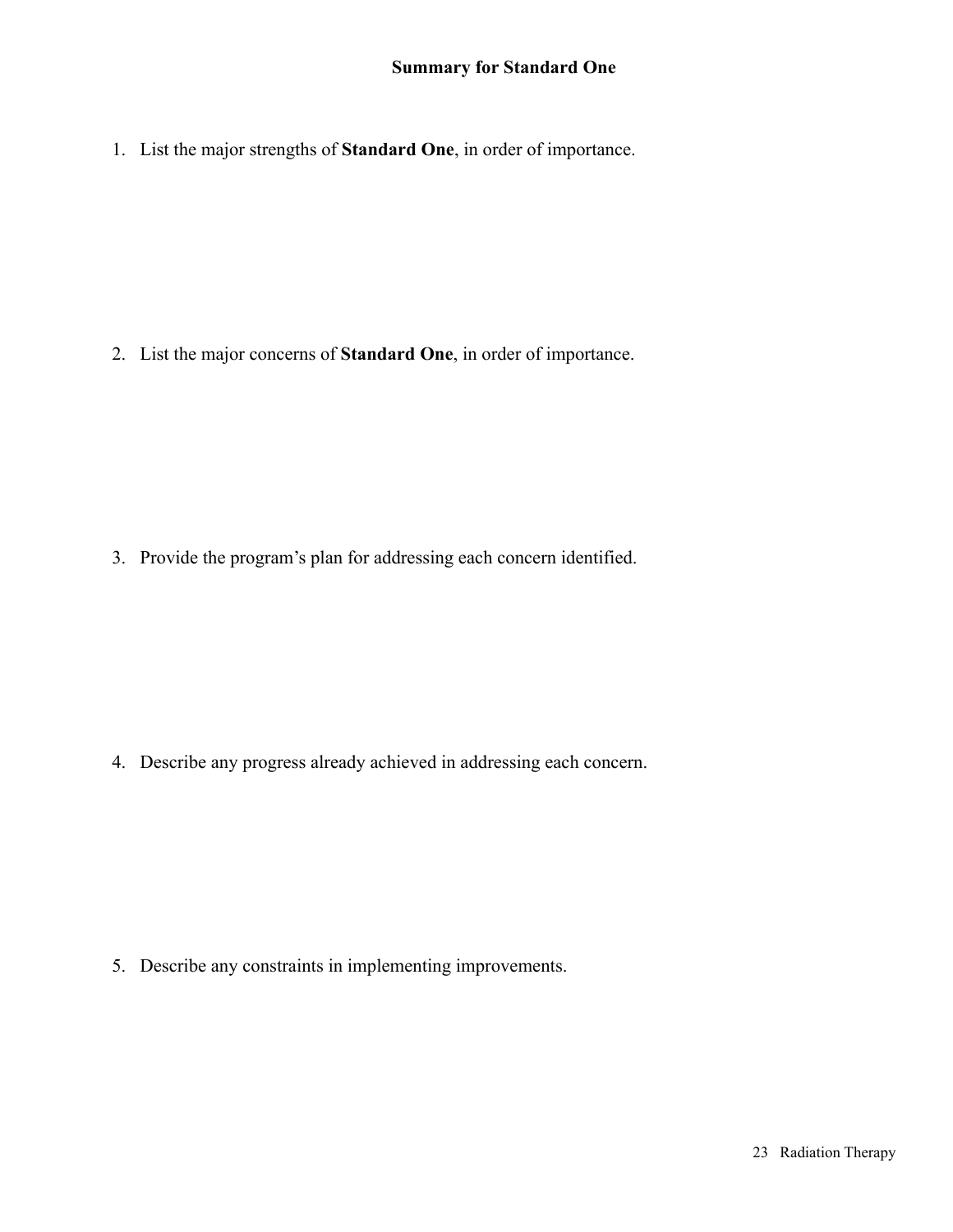## Summary for Standard One

1. List the major strengths of **Standard One**, in order of importance.

2. List the major concerns of **Standard One**, in order of importance.

3. Provide the program's plan for addressing each concern identified.

4. Describe any progress already achieved in addressing each concern.

5. Describe any constraints in implementing improvements.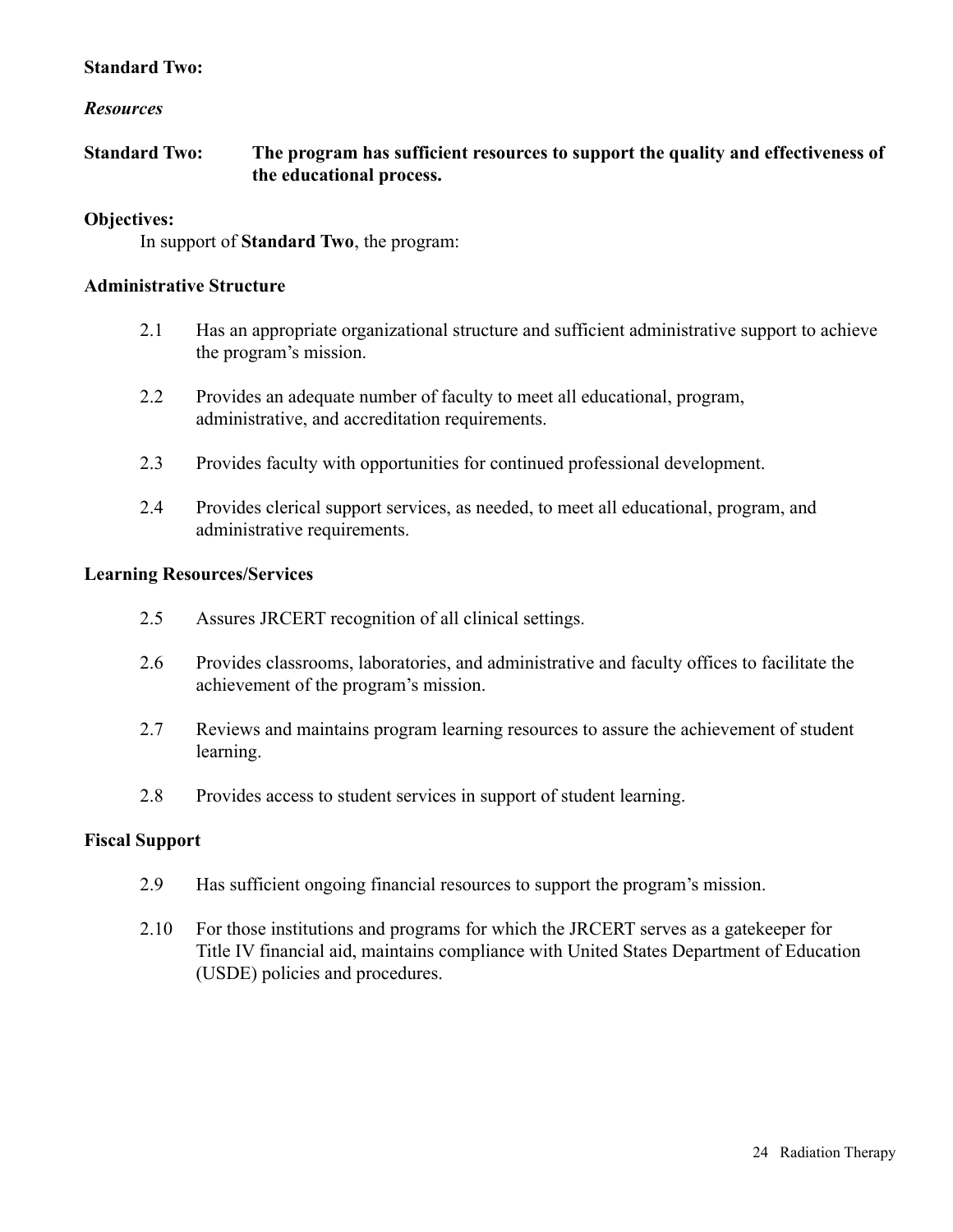**Standard Two:**

***Resources***

**Standard Two: The program has sufficient resources to support the quality and effectiveness of the educational process.**

**Objectives:**

In support of **Standard Two**, the program:

**Administrative Structure**

2.1 Has an appropriate organizational structure and sufficient administrative support to achieve the program's mission.

2.2 Provides an adequate number of faculty to meet all educational, program, administrative, and accreditation requirements.

2.3 Provides faculty with opportunities for continued professional development.

2.4 Provides clerical support services, as needed, to meet all educational, program, and administrative requirements.

**Learning Resources/Services**

2.5 Assures JRCERT recognition of all clinical settings.

2.6 Provides classrooms, laboratories, and administrative and faculty offices to facilitate the achievement of the program's mission.

2.7 Reviews and maintains program learning resources to assure the achievement of student learning.

2.8 Provides access to student services in support of student learning.

**Fiscal Support**

2.9 Has sufficient ongoing financial resources to support the program's mission.

2.10 For those institutions and programs for which the JRCERT serves as a gatekeeper for Title IV financial aid, maintains compliance with United States Department of Education (USDE) policies and procedures.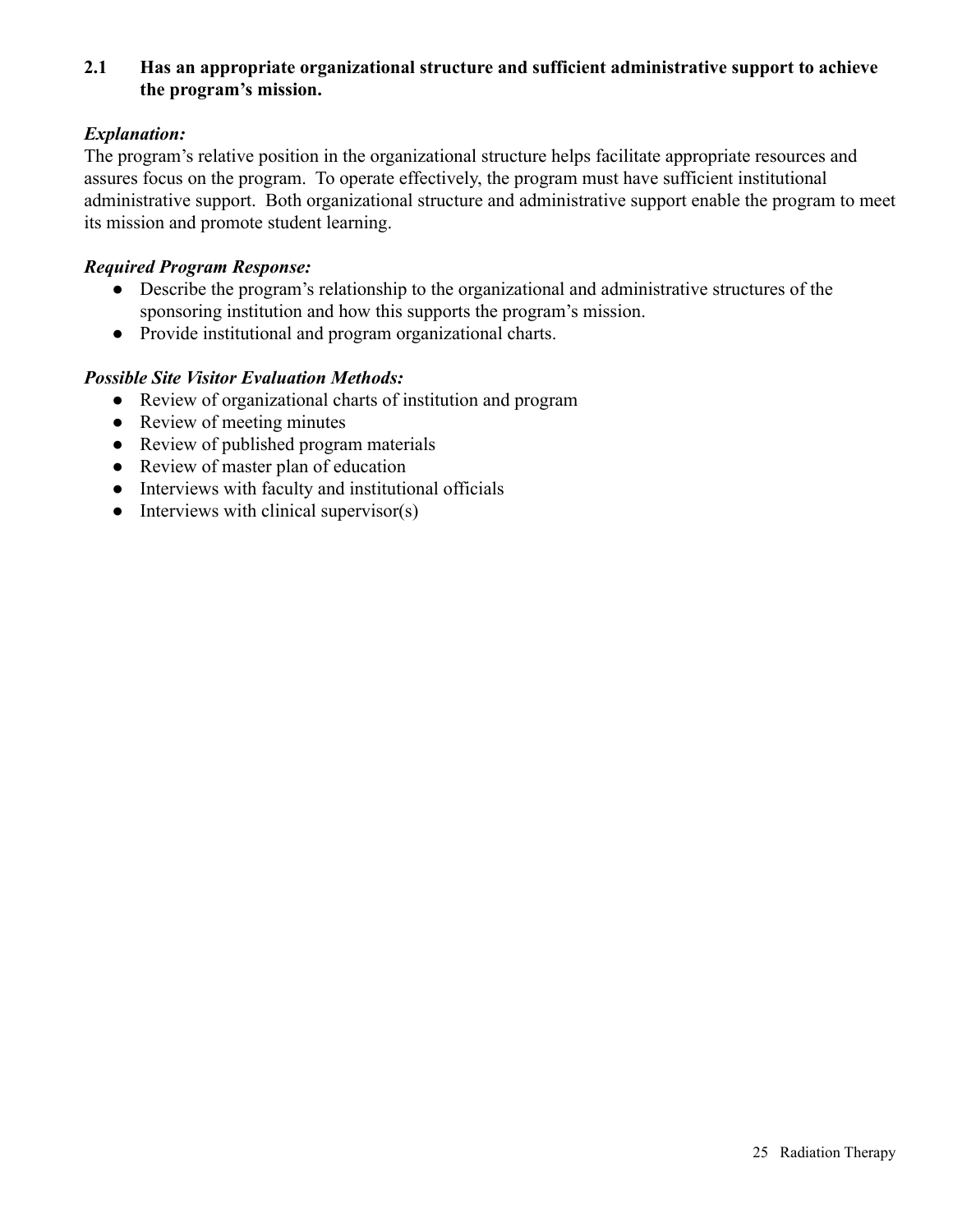**2.1 Has an appropriate organizational structure and sufficient administrative support to achieve the program's mission.**

***Explanation:***

The program's relative position in the organizational structure helps facilitate appropriate resources and assures focus on the program. To operate effectively, the program must have sufficient institutional administrative support. Both organizational structure and administrative support enable the program to meet its mission and promote student learning.

***Required Program Response:***

- Describe the program's relationship to the organizational and administrative structures of the sponsoring institution and how this supports the program's mission.
- Provide institutional and program organizational charts.

***Possible Site Visitor Evaluation Methods:***

- Review of organizational charts of institution and program
- Review of meeting minutes
- Review of published program materials
- Review of master plan of education
- Interviews with faculty and institutional officials
- Interviews with clinical supervisor(s)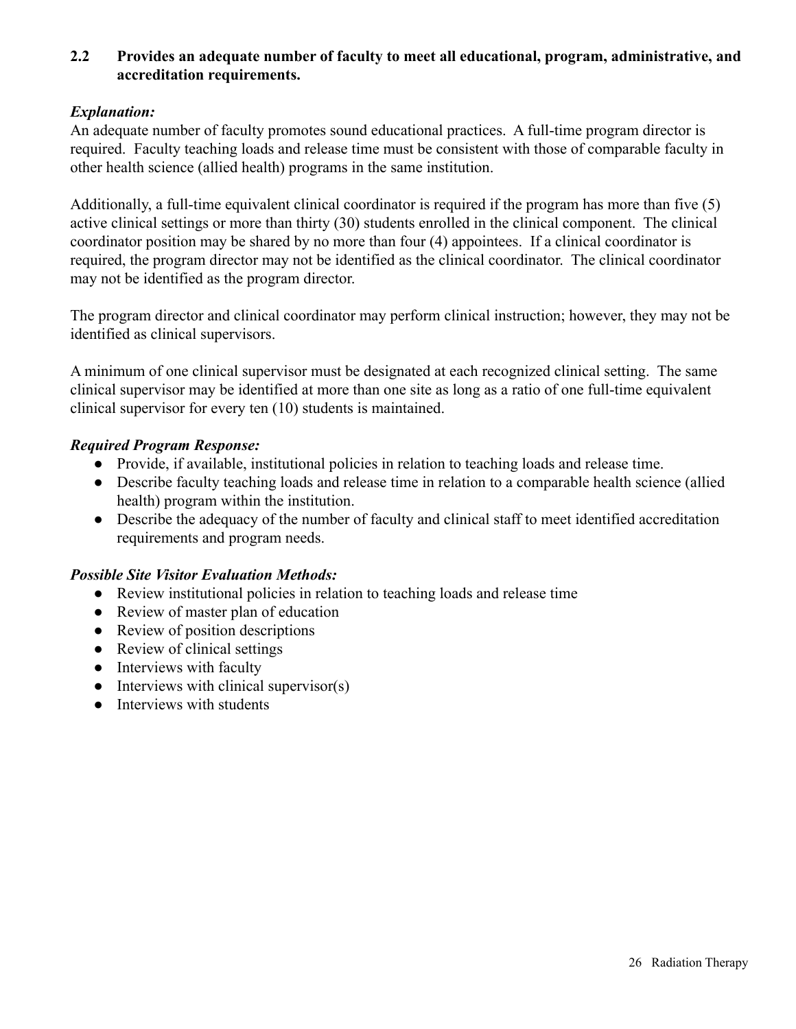**2.2 Provides an adequate number of faculty to meet all educational, program, administrative, and accreditation requirements.**

***Explanation:***

An adequate number of faculty promotes sound educational practices. A full-time program director is required. Faculty teaching loads and release time must be consistent with those of comparable faculty in other health science (allied health) programs in the same institution.

Additionally, a full-time equivalent clinical coordinator is required if the program has more than five (5) active clinical settings or more than thirty (30) students enrolled in the clinical component. The clinical coordinator position may be shared by no more than four (4) appointees. If a clinical coordinator is required, the program director may not be identified as the clinical coordinator. The clinical coordinator may not be identified as the program director.

The program director and clinical coordinator may perform clinical instruction; however, they may not be identified as clinical supervisors.

A minimum of one clinical supervisor must be designated at each recognized clinical setting. The same clinical supervisor may be identified at more than one site as long as a ratio of one full-time equivalent clinical supervisor for every ten (10) students is maintained.

***Required Program Response:***

- Provide, if available, institutional policies in relation to teaching loads and release time.
- Describe faculty teaching loads and release time in relation to a comparable health science (allied health) program within the institution.
- Describe the adequacy of the number of faculty and clinical staff to meet identified accreditation requirements and program needs.

***Possible Site Visitor Evaluation Methods:***

- Review institutional policies in relation to teaching loads and release time
- Review of master plan of education
- Review of position descriptions
- Review of clinical settings
- Interviews with faculty
- Interviews with clinical supervisor(s)
- Interviews with students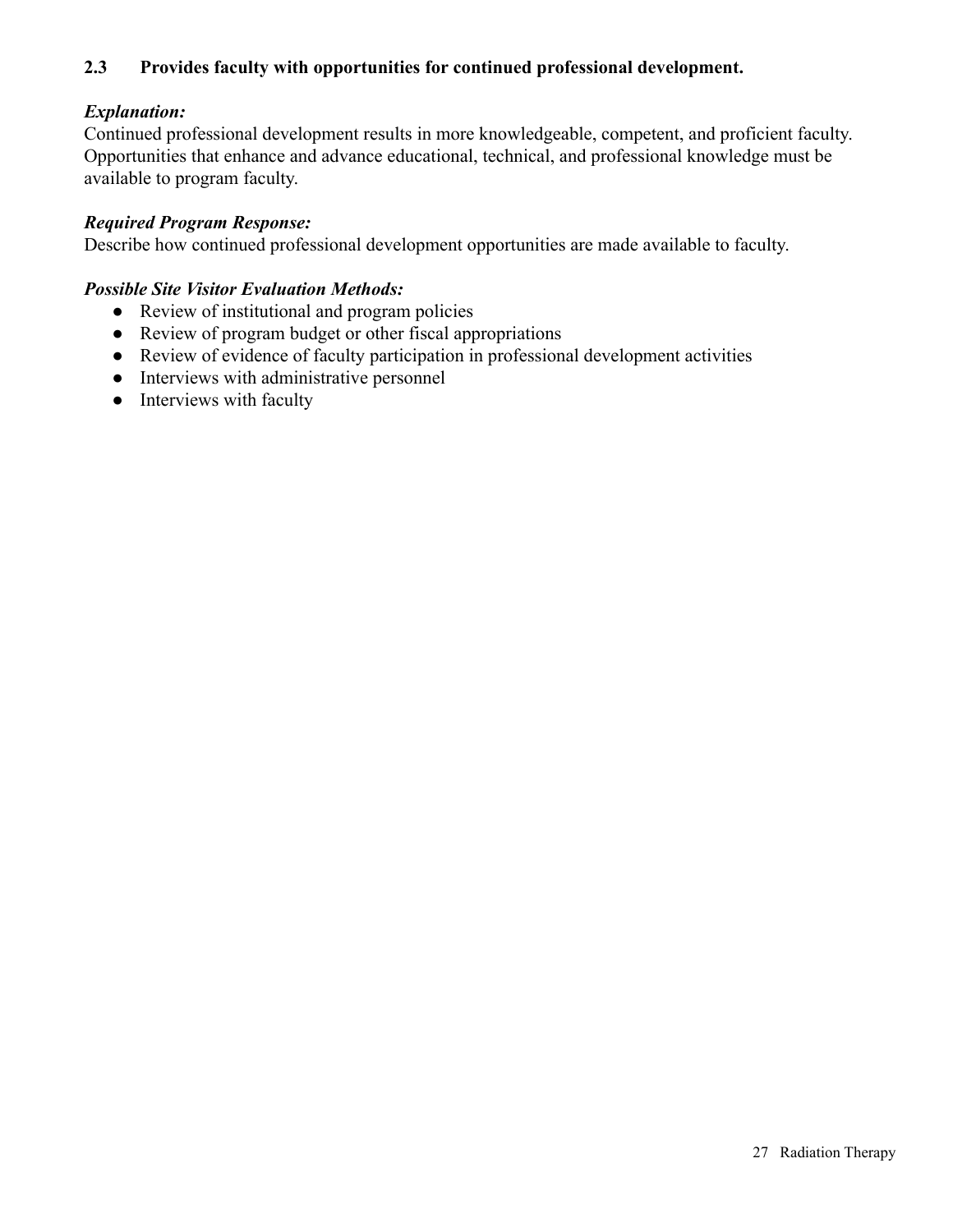**2.3 Provides faculty with opportunities for continued professional development.**

***Explanation:***
Continued professional development results in more knowledgeable, competent, and proficient faculty. Opportunities that enhance and advance educational, technical, and professional knowledge must be available to program faculty.

***Required Program Response:***
Describe how continued professional development opportunities are made available to faculty.

***Possible Site Visitor Evaluation Methods:***

- Review of institutional and program policies
- Review of program budget or other fiscal appropriations
- Review of evidence of faculty participation in professional development activities
- Interviews with administrative personnel
- Interviews with faculty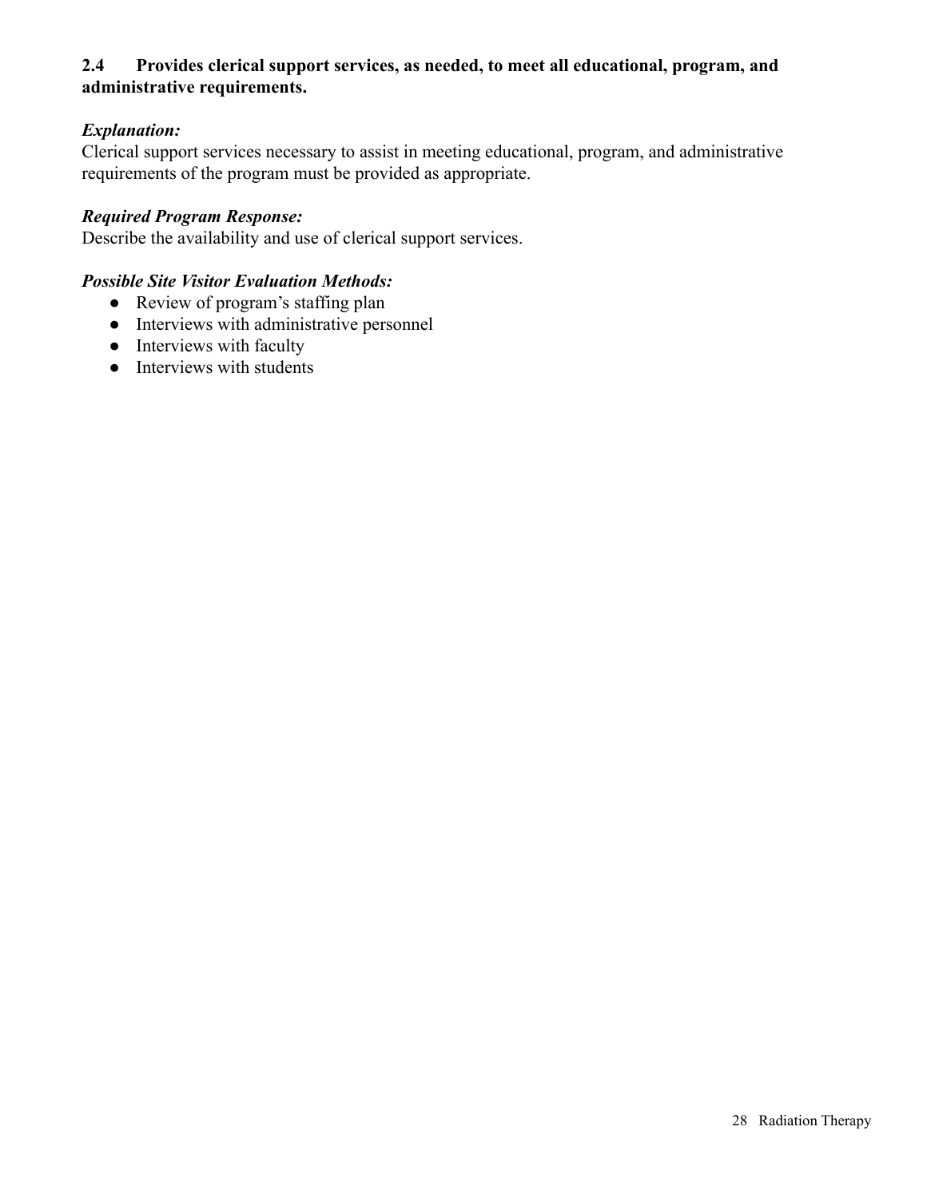**2.4 Provides clerical support services, as needed, to meet all educational, program, and administrative requirements.**

***Explanation:***
Clerical support services necessary to assist in meeting educational, program, and administrative requirements of the program must be provided as appropriate.

***Required Program Response:***
Describe the availability and use of clerical support services.

***Possible Site Visitor Evaluation Methods:***

- Review of program's staffing plan
- Interviews with administrative personnel
- Interviews with faculty
- Interviews with students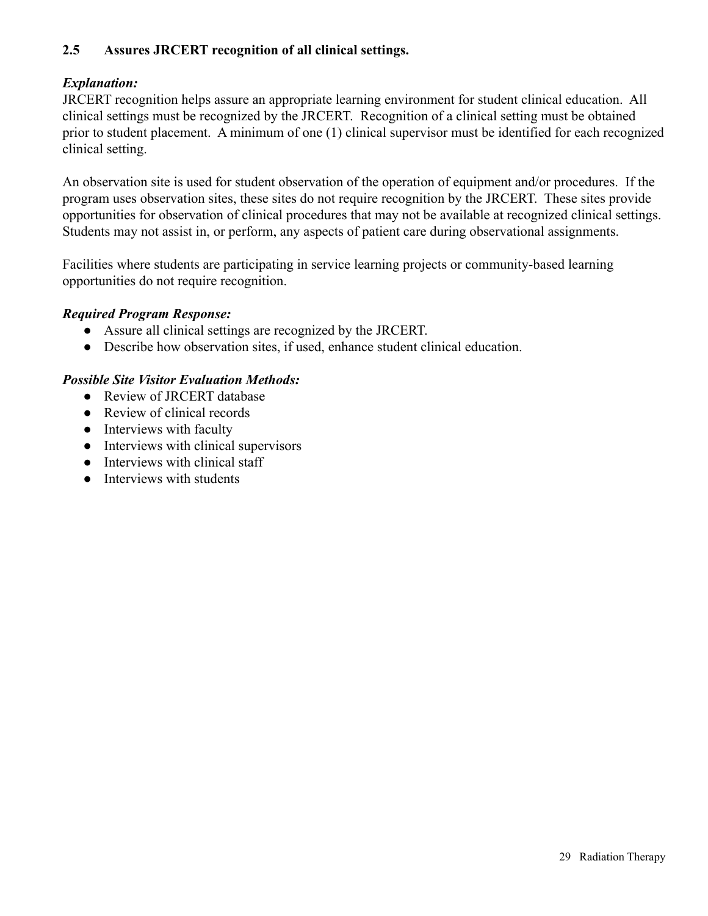**2.5 Assures JRCERT recognition of all clinical settings.**

***Explanation:***

JRCERT recognition helps assure an appropriate learning environment for student clinical education. All clinical settings must be recognized by the JRCERT. Recognition of a clinical setting must be obtained prior to student placement. A minimum of one (1) clinical supervisor must be identified for each recognized clinical setting.

An observation site is used for student observation of the operation of equipment and/or procedures. If the program uses observation sites, these sites do not require recognition by the JRCERT. These sites provide opportunities for observation of clinical procedures that may not be available at recognized clinical settings. Students may not assist in, or perform, any aspects of patient care during observational assignments.

Facilities where students are participating in service learning projects or community-based learning opportunities do not require recognition.

***Required Program Response:***

- Assure all clinical settings are recognized by the JRCERT.
- Describe how observation sites, if used, enhance student clinical education.

***Possible Site Visitor Evaluation Methods:***

- Review of JRCERT database
- Review of clinical records
- Interviews with faculty
- Interviews with clinical supervisors
- Interviews with clinical staff
- Interviews with students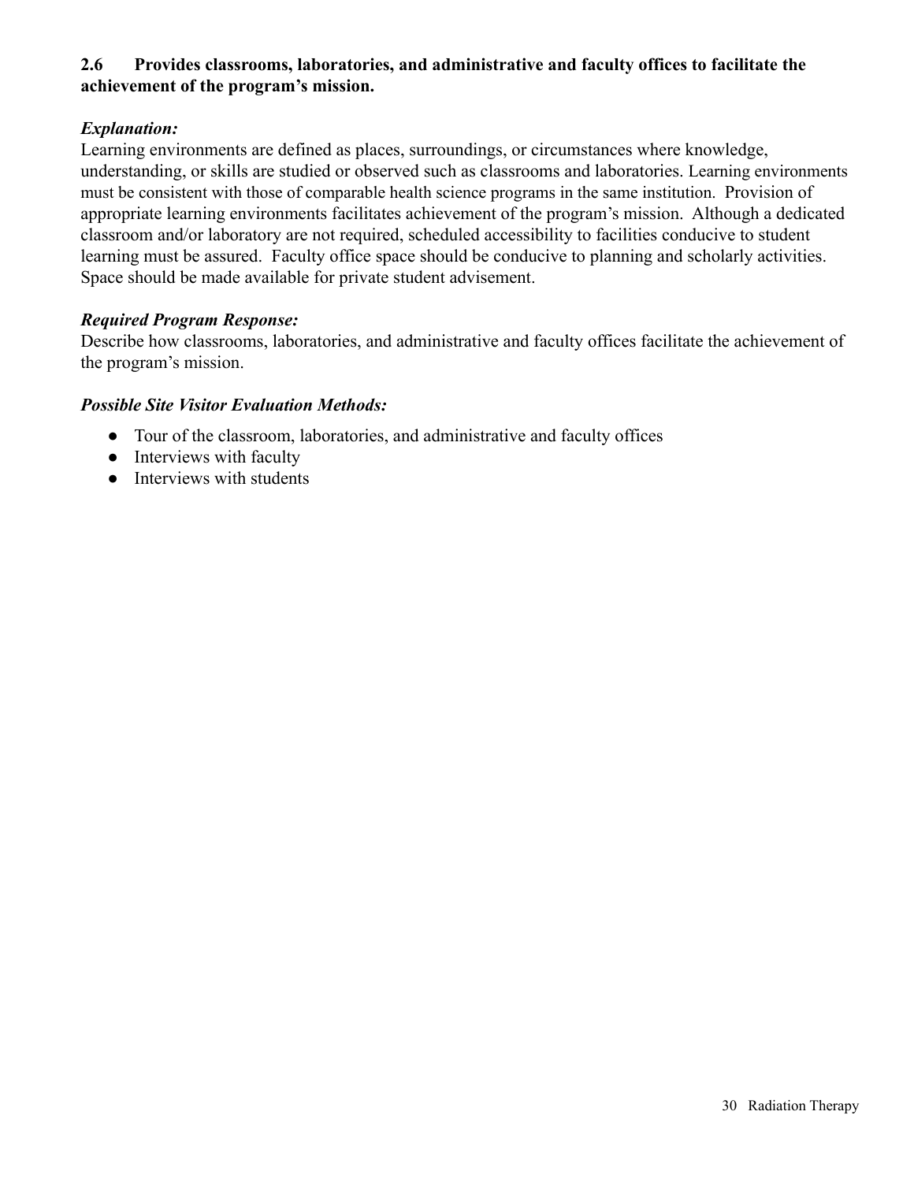**2.6 Provides classrooms, laboratories, and administrative and faculty offices to facilitate the achievement of the program's mission.**

***Explanation:***

Learning environments are defined as places, surroundings, or circumstances where knowledge, understanding, or skills are studied or observed such as classrooms and laboratories. Learning environments must be consistent with those of comparable health science programs in the same institution. Provision of appropriate learning environments facilitates achievement of the program's mission. Although a dedicated classroom and/or laboratory are not required, scheduled accessibility to facilities conducive to student learning must be assured. Faculty office space should be conducive to planning and scholarly activities. Space should be made available for private student advisement.

***Required Program Response:***

Describe how classrooms, laboratories, and administrative and faculty offices facilitate the achievement of the program's mission.

***Possible Site Visitor Evaluation Methods:***

- Tour of the classroom, laboratories, and administrative and faculty offices
- Interviews with faculty
- Interviews with students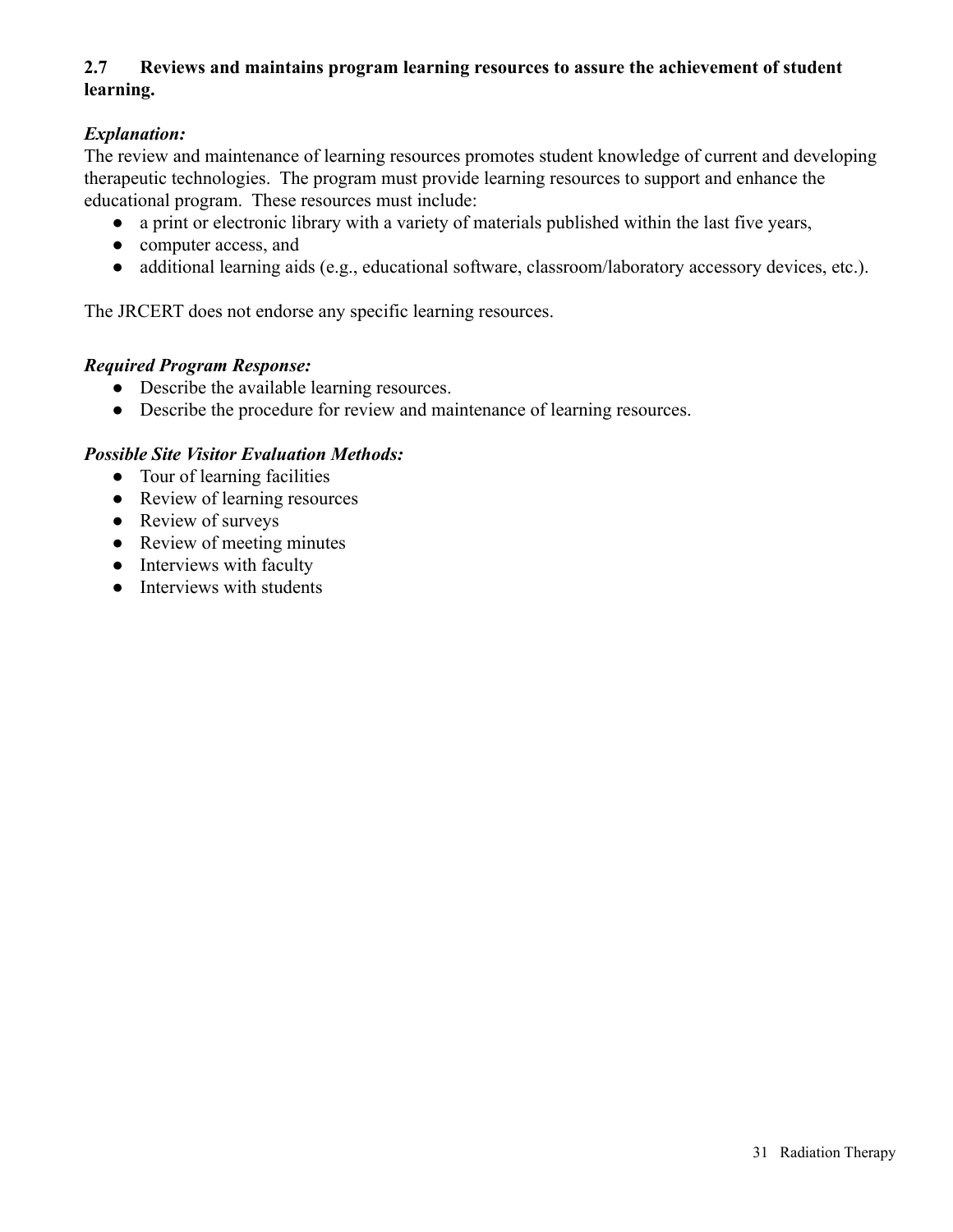**2.7 Reviews and maintains program learning resources to assure the achievement of student learning.**

***Explanation:***

The review and maintenance of learning resources promotes student knowledge of current and developing therapeutic technologies. The program must provide learning resources to support and enhance the educational program. These resources must include:

- a print or electronic library with a variety of materials published within the last five years,
- computer access, and
- additional learning aids (e.g., educational software, classroom/laboratory accessory devices, etc.).

The JRCERT does not endorse any specific learning resources.

***Required Program Response:***

- Describe the available learning resources.
- Describe the procedure for review and maintenance of learning resources.

***Possible Site Visitor Evaluation Methods:***

- Tour of learning facilities
- Review of learning resources
- Review of surveys
- Review of meeting minutes
- Interviews with faculty
- Interviews with students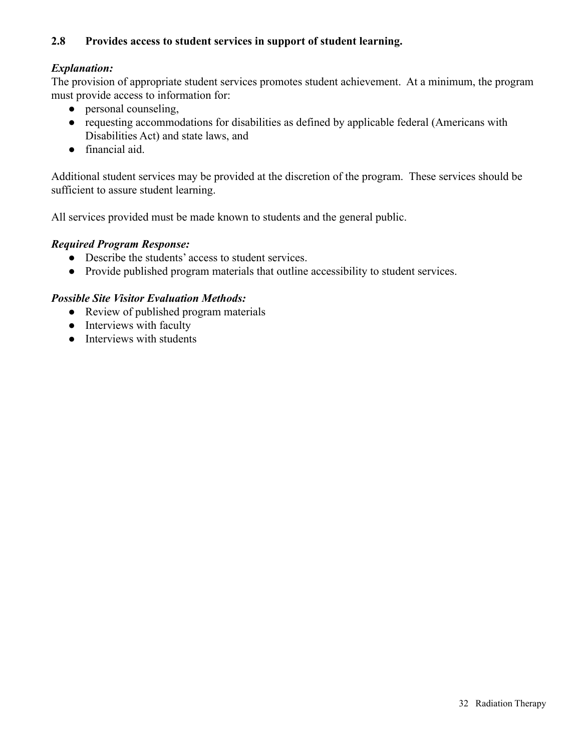### 2.8 Provides access to student services in support of student learning.

***Explanation:***

The provision of appropriate student services promotes student achievement. At a minimum, the program must provide access to information for:

- personal counseling,
- requesting accommodations for disabilities as defined by applicable federal (Americans with Disabilities Act) and state laws, and
- financial aid.

Additional student services may be provided at the discretion of the program. These services should be sufficient to assure student learning.

All services provided must be made known to students and the general public.

***Required Program Response:***

- Describe the students' access to student services.
- Provide published program materials that outline accessibility to student services.

***Possible Site Visitor Evaluation Methods:***

- Review of published program materials
- Interviews with faculty
- Interviews with students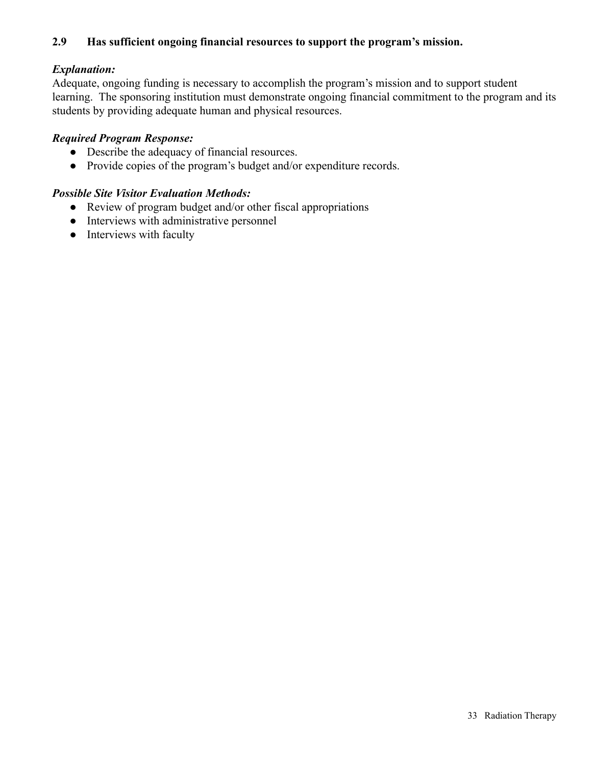### 2.9 Has sufficient ongoing financial resources to support the program's mission.

***Explanation:***
Adequate, ongoing funding is necessary to accomplish the program's mission and to support student learning. The sponsoring institution must demonstrate ongoing financial commitment to the program and its students by providing adequate human and physical resources.

***Required Program Response:***

- Describe the adequacy of financial resources.
- Provide copies of the program's budget and/or expenditure records.

***Possible Site Visitor Evaluation Methods:***

- Review of program budget and/or other fiscal appropriations
- Interviews with administrative personnel
- Interviews with faculty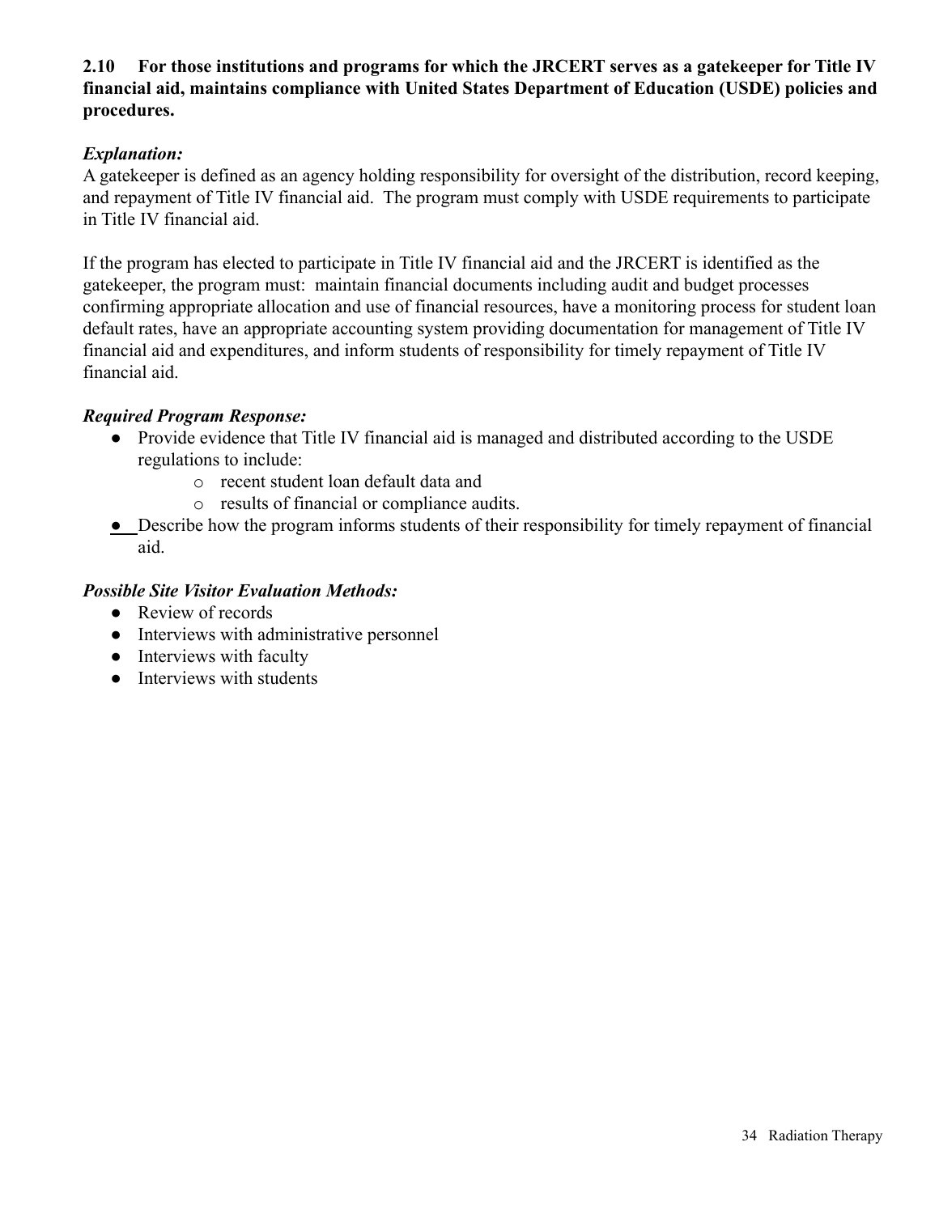**2.10 For those institutions and programs for which the JRCERT serves as a gatekeeper for Title IV financial aid, maintains compliance with United States Department of Education (USDE) policies and procedures.**

***Explanation:***

A gatekeeper is defined as an agency holding responsibility for oversight of the distribution, record keeping, and repayment of Title IV financial aid. The program must comply with USDE requirements to participate in Title IV financial aid.

If the program has elected to participate in Title IV financial aid and the JRCERT is identified as the gatekeeper, the program must: maintain financial documents including audit and budget processes confirming appropriate allocation and use of financial resources, have a monitoring process for student loan default rates, have an appropriate accounting system providing documentation for management of Title IV financial aid and expenditures, and inform students of responsibility for timely repayment of Title IV financial aid.

***Required Program Response:***

- Provide evidence that Title IV financial aid is managed and distributed according to the USDE regulations to include:
  - recent student loan default data and
  - results of financial or compliance audits.
- Describe how the program informs students of their responsibility for timely repayment of financial aid.

***Possible Site Visitor Evaluation Methods:***

- Review of records
- Interviews with administrative personnel
- Interviews with faculty
- Interviews with students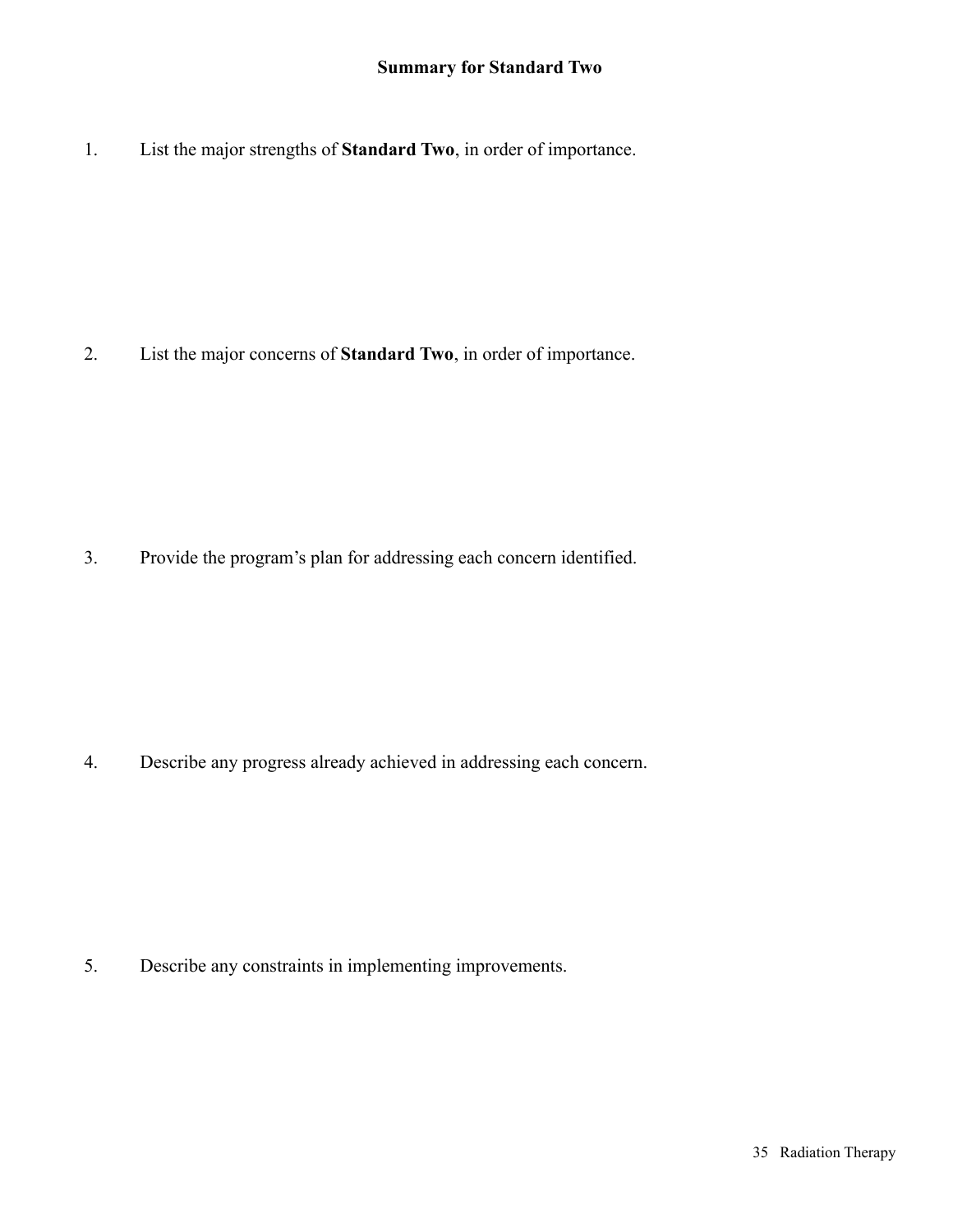# Summary for Standard Two

1. List the major strengths of **Standard Two**, in order of importance.

2. List the major concerns of **Standard Two**, in order of importance.

3. Provide the program's plan for addressing each concern identified.

4. Describe any progress already achieved in addressing each concern.

5. Describe any constraints in implementing improvements.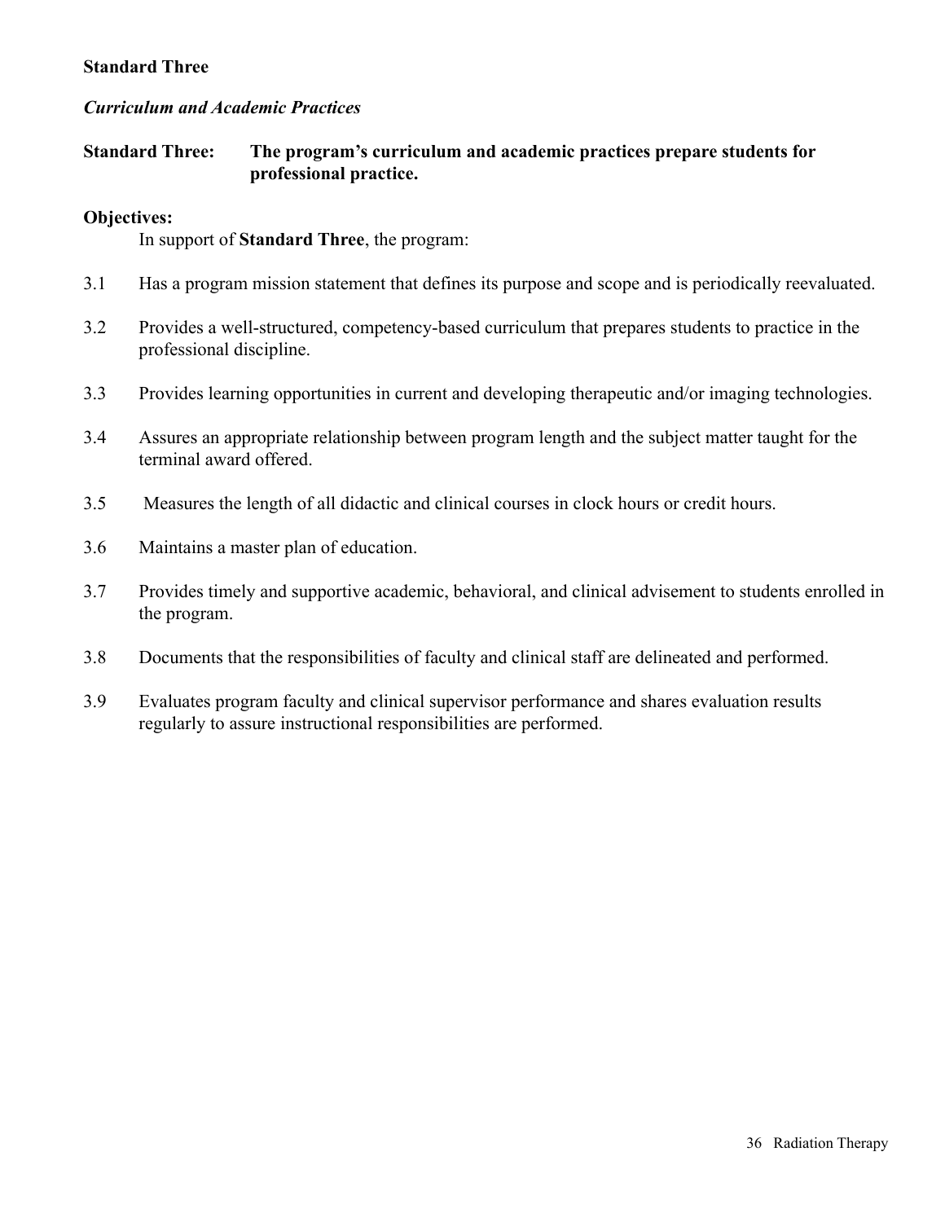**Standard Three**

***Curriculum and Academic Practices***

**Standard Three: The program's curriculum and academic practices prepare students for professional practice.**

**Objectives:**

In support of **Standard Three**, the program:

3.1 Has a program mission statement that defines its purpose and scope and is periodically reevaluated.

3.2 Provides a well-structured, competency-based curriculum that prepares students to practice in the professional discipline.

3.3 Provides learning opportunities in current and developing therapeutic and/or imaging technologies.

3.4 Assures an appropriate relationship between program length and the subject matter taught for the terminal award offered.

3.5 Measures the length of all didactic and clinical courses in clock hours or credit hours.

3.6 Maintains a master plan of education.

3.7 Provides timely and supportive academic, behavioral, and clinical advisement to students enrolled in the program.

3.8 Documents that the responsibilities of faculty and clinical staff are delineated and performed.

3.9 Evaluates program faculty and clinical supervisor performance and shares evaluation results regularly to assure instructional responsibilities are performed.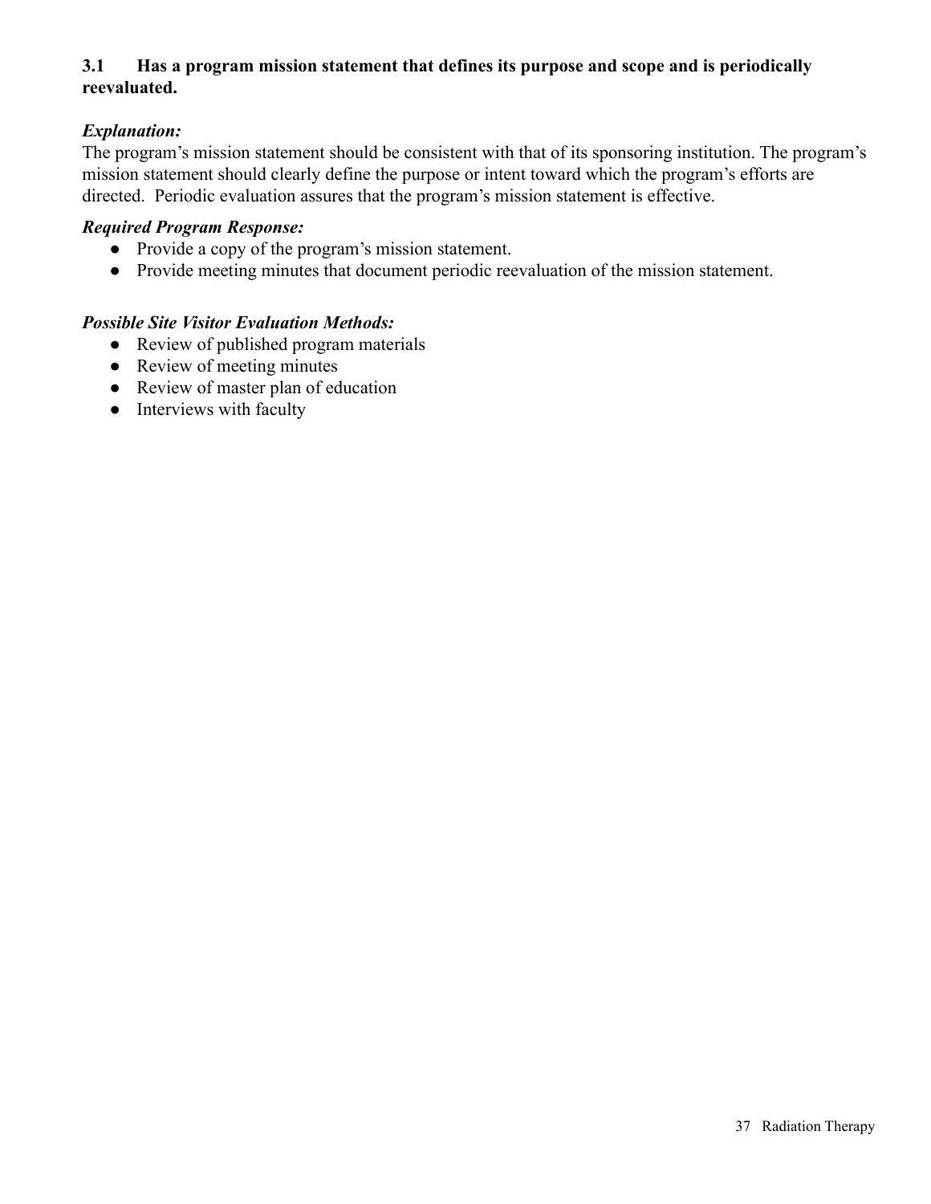**3.1 Has a program mission statement that defines its purpose and scope and is periodically reevaluated.**

***Explanation:***

The program's mission statement should be consistent with that of its sponsoring institution. The program's mission statement should clearly define the purpose or intent toward which the program's efforts are directed. Periodic evaluation assures that the program's mission statement is effective.

***Required Program Response:***

- Provide a copy of the program's mission statement.
- Provide meeting minutes that document periodic reevaluation of the mission statement.

***Possible Site Visitor Evaluation Methods:***

- Review of published program materials
- Review of meeting minutes
- Review of master plan of education
- Interviews with faculty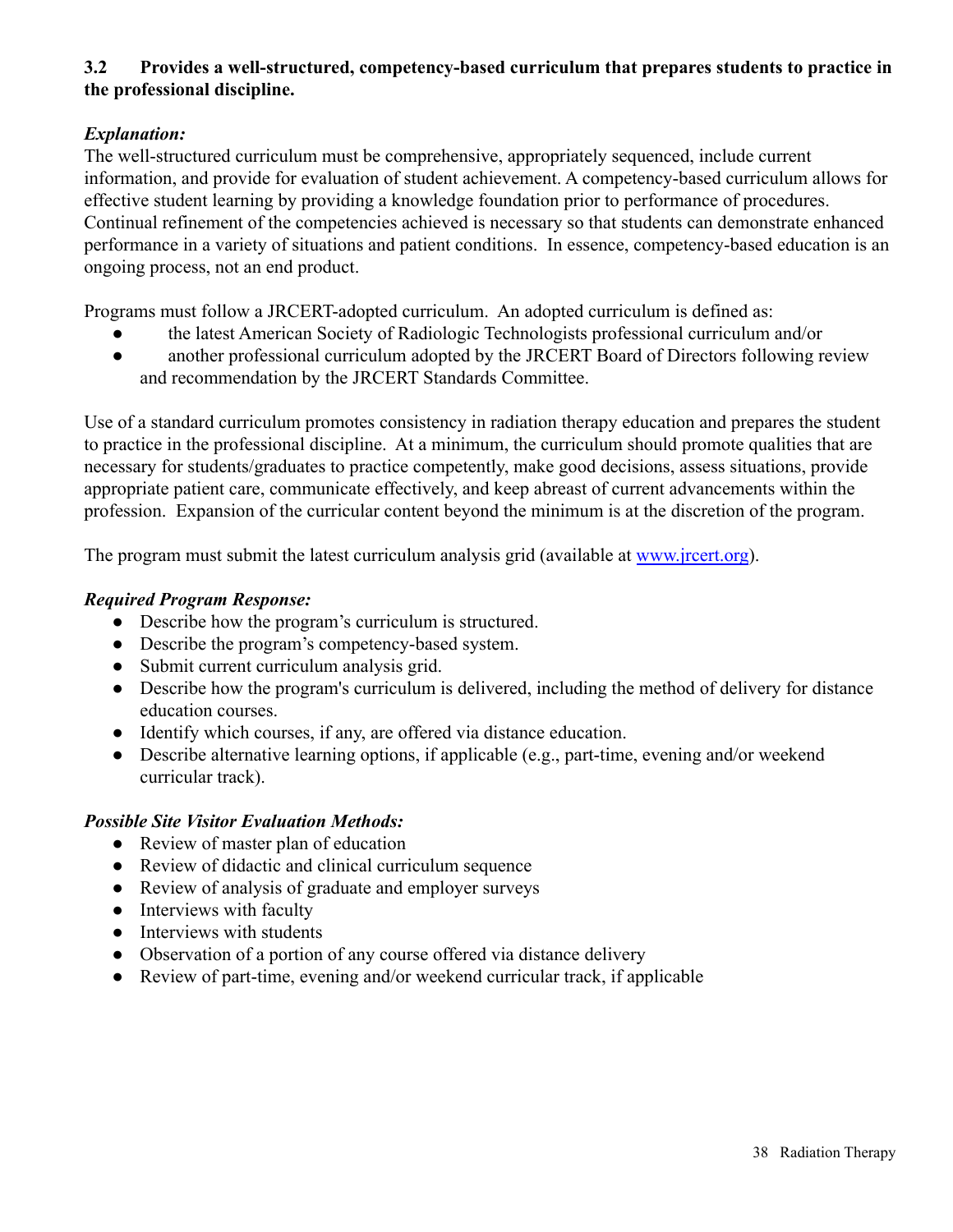**3.2 Provides a well-structured, competency-based curriculum that prepares students to practice in the professional discipline.**

***Explanation:***

The well-structured curriculum must be comprehensive, appropriately sequenced, include current information, and provide for evaluation of student achievement. A competency-based curriculum allows for effective student learning by providing a knowledge foundation prior to performance of procedures. Continual refinement of the competencies achieved is necessary so that students can demonstrate enhanced performance in a variety of situations and patient conditions. In essence, competency-based education is an ongoing process, not an end product.

Programs must follow a JRCERT-adopted curriculum. An adopted curriculum is defined as:

- the latest American Society of Radiologic Technologists professional curriculum and/or
- another professional curriculum adopted by the JRCERT Board of Directors following review and recommendation by the JRCERT Standards Committee.

Use of a standard curriculum promotes consistency in radiation therapy education and prepares the student to practice in the professional discipline. At a minimum, the curriculum should promote qualities that are necessary for students/graduates to practice competently, make good decisions, assess situations, provide appropriate patient care, communicate effectively, and keep abreast of current advancements within the profession. Expansion of the curricular content beyond the minimum is at the discretion of the program.

The program must submit the latest curriculum analysis grid (available at [www.jrcert.org](www.jrcert.org)).

***Required Program Response:***

- Describe how the program's curriculum is structured.
- Describe the program's competency-based system.
- Submit current curriculum analysis grid.
- Describe how the program's curriculum is delivered, including the method of delivery for distance education courses.
- Identify which courses, if any, are offered via distance education.
- Describe alternative learning options, if applicable (e.g., part-time, evening and/or weekend curricular track).

***Possible Site Visitor Evaluation Methods:***

- Review of master plan of education
- Review of didactic and clinical curriculum sequence
- Review of analysis of graduate and employer surveys
- Interviews with faculty
- Interviews with students
- Observation of a portion of any course offered via distance delivery
- Review of part-time, evening and/or weekend curricular track, if applicable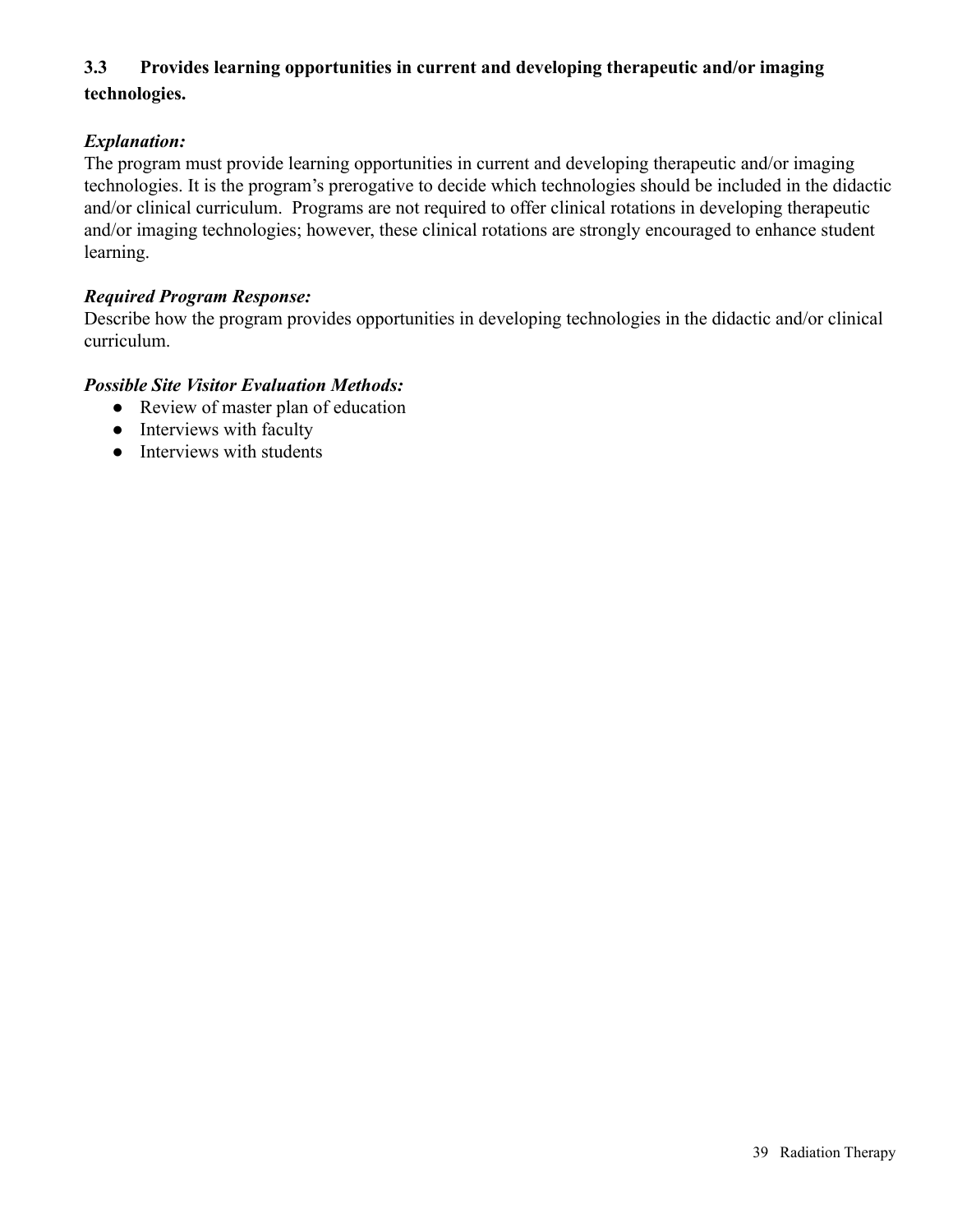### 3.3 Provides learning opportunities in current and developing therapeutic and/or imaging technologies.

***Explanation:***
The program must provide learning opportunities in current and developing therapeutic and/or imaging technologies. It is the program's prerogative to decide which technologies should be included in the didactic and/or clinical curriculum. Programs are not required to offer clinical rotations in developing therapeutic and/or imaging technologies; however, these clinical rotations are strongly encouraged to enhance student learning.

***Required Program Response:***
Describe how the program provides opportunities in developing technologies in the didactic and/or clinical curriculum.

***Possible Site Visitor Evaluation Methods:***

- Review of master plan of education
- Interviews with faculty
- Interviews with students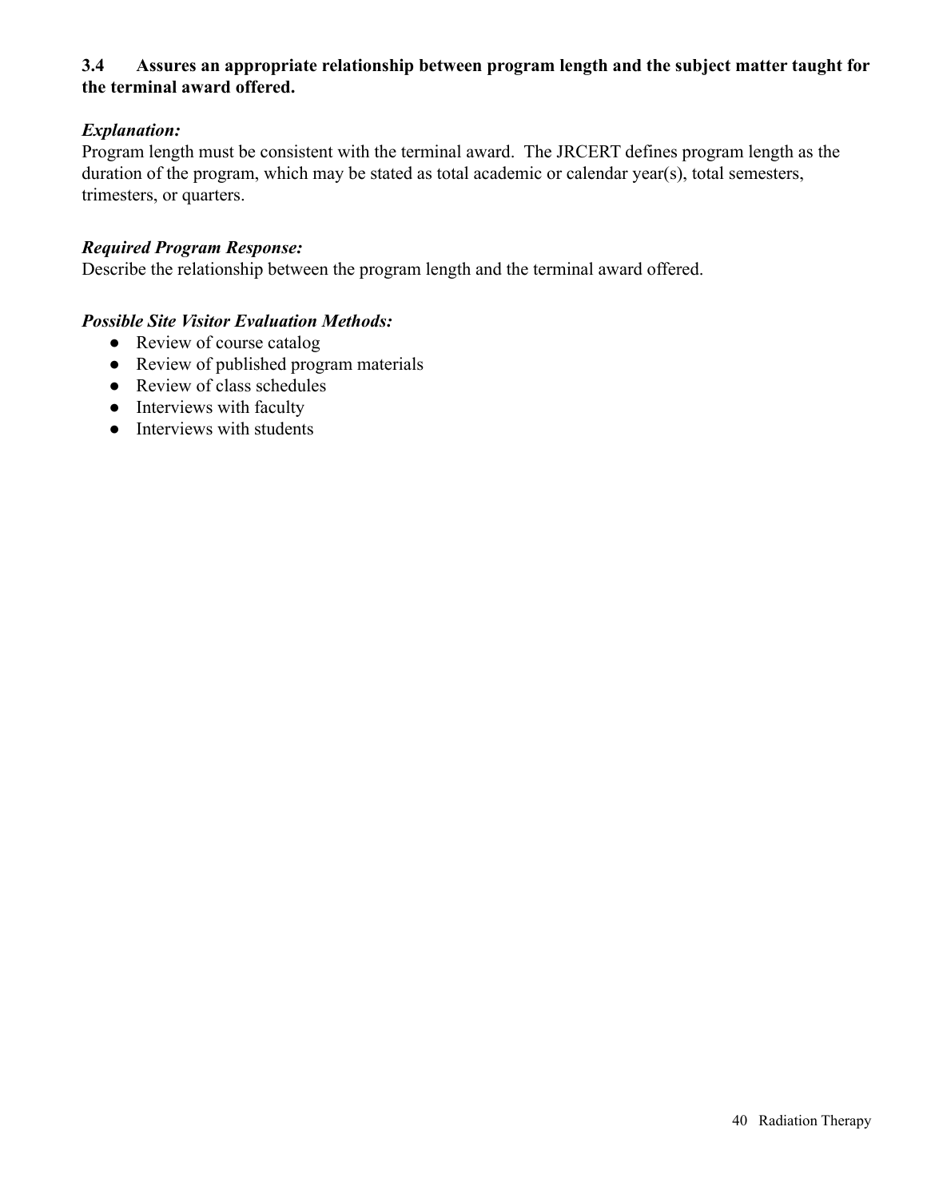**3.4 Assures an appropriate relationship between program length and the subject matter taught for the terminal award offered.**

***Explanation:***

Program length must be consistent with the terminal award. The JRCERT defines program length as the duration of the program, which may be stated as total academic or calendar year(s), total semesters, trimesters, or quarters.

***Required Program Response:***

Describe the relationship between the program length and the terminal award offered.

***Possible Site Visitor Evaluation Methods:***

- Review of course catalog
- Review of published program materials
- Review of class schedules
- Interviews with faculty
- Interviews with students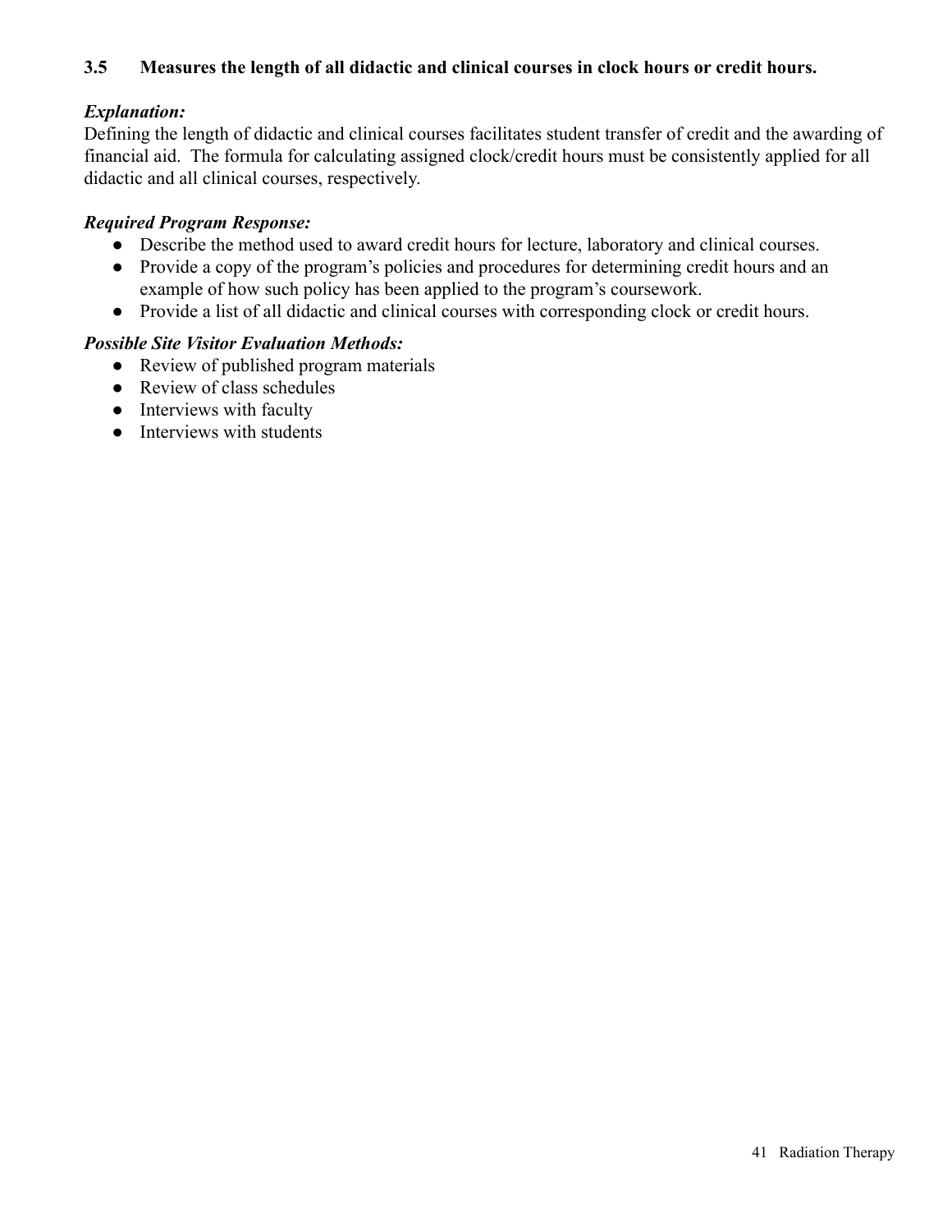### 3.5 Measures the length of all didactic and clinical courses in clock hours or credit hours.

***Explanation:***
Defining the length of didactic and clinical courses facilitates student transfer of credit and the awarding of financial aid. The formula for calculating assigned clock/credit hours must be consistently applied for all didactic and all clinical courses, respectively.

***Required Program Response:***
- Describe the method used to award credit hours for lecture, laboratory and clinical courses.
- Provide a copy of the program's policies and procedures for determining credit hours and an example of how such policy has been applied to the program's coursework.
- Provide a list of all didactic and clinical courses with corresponding clock or credit hours.

***Possible Site Visitor Evaluation Methods:***
- Review of published program materials
- Review of class schedules
- Interviews with faculty
- Interviews with students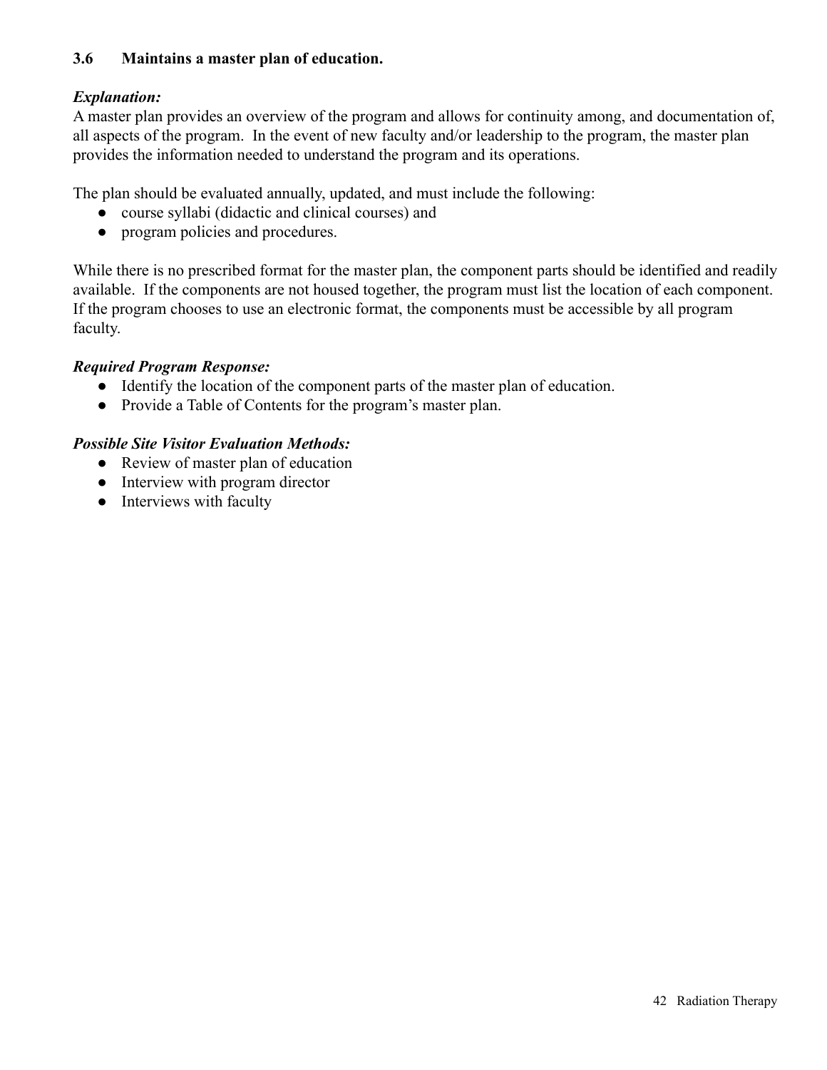### 3.6 Maintains a master plan of education.

***Explanation:***
A master plan provides an overview of the program and allows for continuity among, and documentation of, all aspects of the program. In the event of new faculty and/or leadership to the program, the master plan provides the information needed to understand the program and its operations.

The plan should be evaluated annually, updated, and must include the following:

- course syllabi (didactic and clinical courses) and
- program policies and procedures.

While there is no prescribed format for the master plan, the component parts should be identified and readily available. If the components are not housed together, the program must list the location of each component. If the program chooses to use an electronic format, the components must be accessible by all program faculty.

***Required Program Response:***

- Identify the location of the component parts of the master plan of education.
- Provide a Table of Contents for the program's master plan.

***Possible Site Visitor Evaluation Methods:***

- Review of master plan of education
- Interview with program director
- Interviews with faculty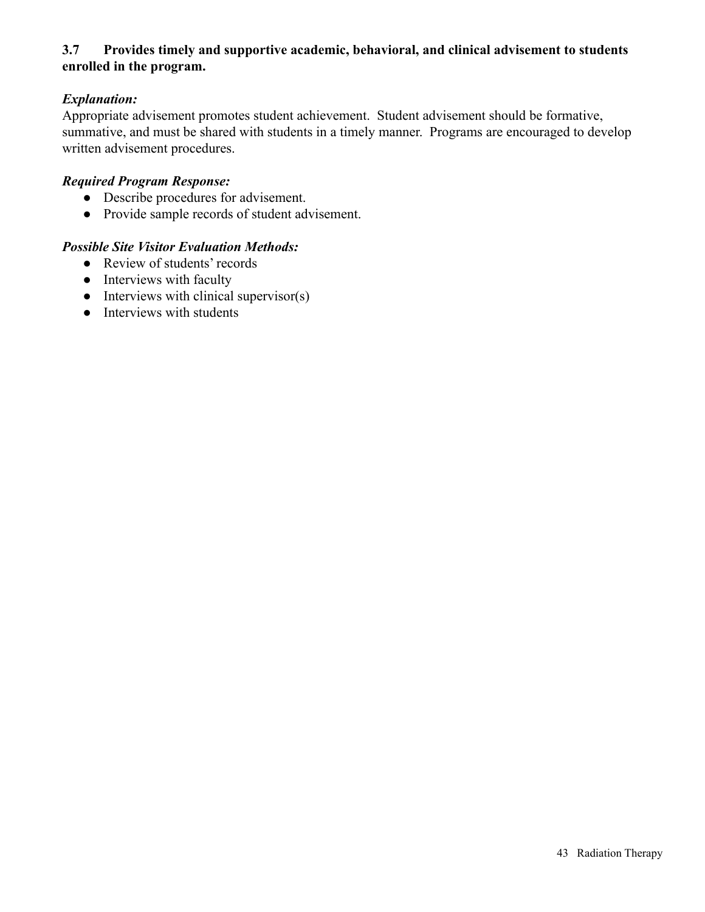**3.7 Provides timely and supportive academic, behavioral, and clinical advisement to students enrolled in the program.**

***Explanation:***

Appropriate advisement promotes student achievement. Student advisement should be formative, summative, and must be shared with students in a timely manner. Programs are encouraged to develop written advisement procedures.

***Required Program Response:***

- Describe procedures for advisement.
- Provide sample records of student advisement.

***Possible Site Visitor Evaluation Methods:***

- Review of students' records
- Interviews with faculty
- Interviews with clinical supervisor(s)
- Interviews with students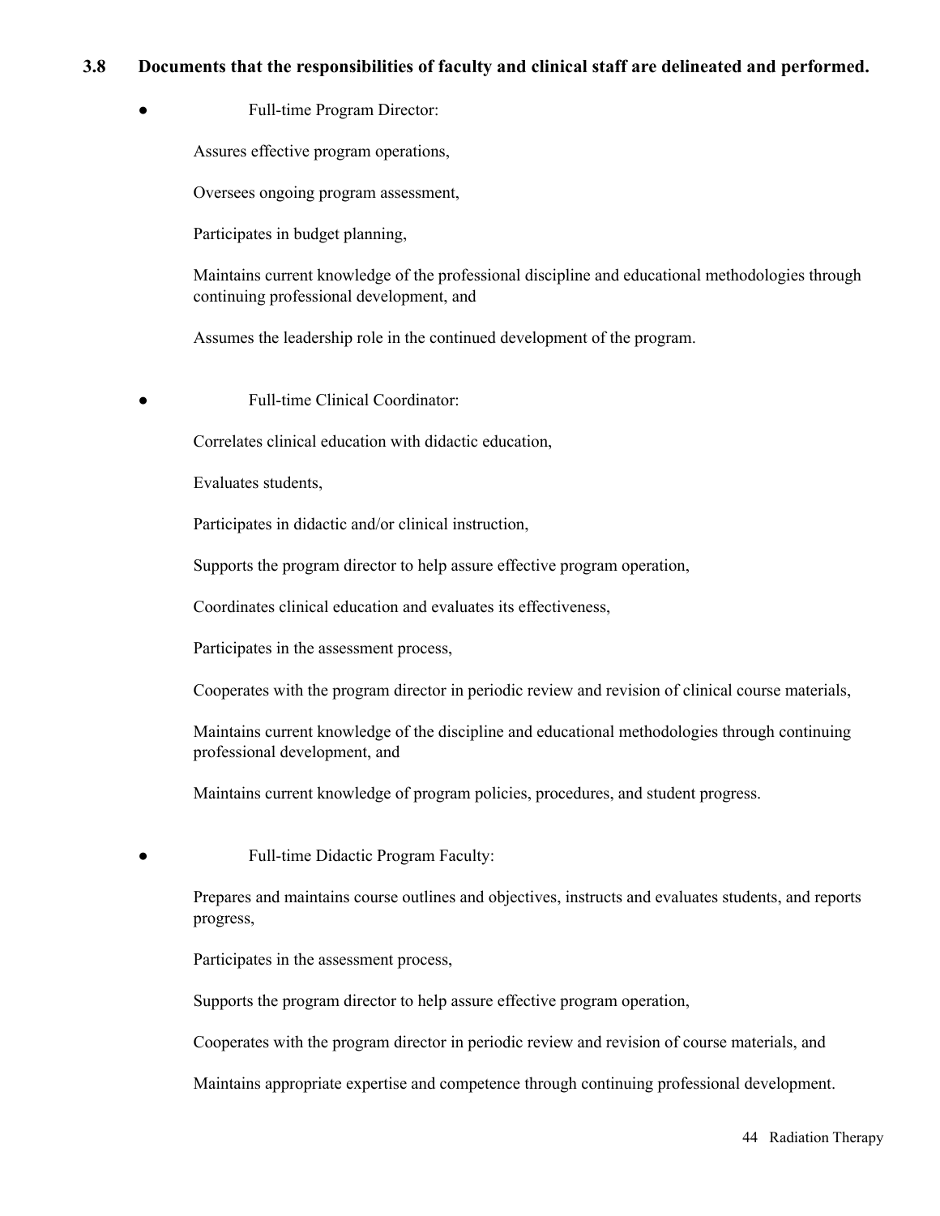**3.8 Documents that the responsibilities of faculty and clinical staff are delineated and performed.**

- Full-time Program Director:

  Assures effective program operations,

  Oversees ongoing program assessment,

  Participates in budget planning,

  Maintains current knowledge of the professional discipline and educational methodologies through continuing professional development, and

  Assumes the leadership role in the continued development of the program.

- Full-time Clinical Coordinator:

  Correlates clinical education with didactic education,

  Evaluates students,

  Participates in didactic and/or clinical instruction,

  Supports the program director to help assure effective program operation,

  Coordinates clinical education and evaluates its effectiveness,

  Participates in the assessment process,

  Cooperates with the program director in periodic review and revision of clinical course materials,

  Maintains current knowledge of the discipline and educational methodologies through continuing professional development, and

  Maintains current knowledge of program policies, procedures, and student progress.

- Full-time Didactic Program Faculty:

  Prepares and maintains course outlines and objectives, instructs and evaluates students, and reports progress,

  Participates in the assessment process,

  Supports the program director to help assure effective program operation,

  Cooperates with the program director in periodic review and revision of course materials, and

  Maintains appropriate expertise and competence through continuing professional development.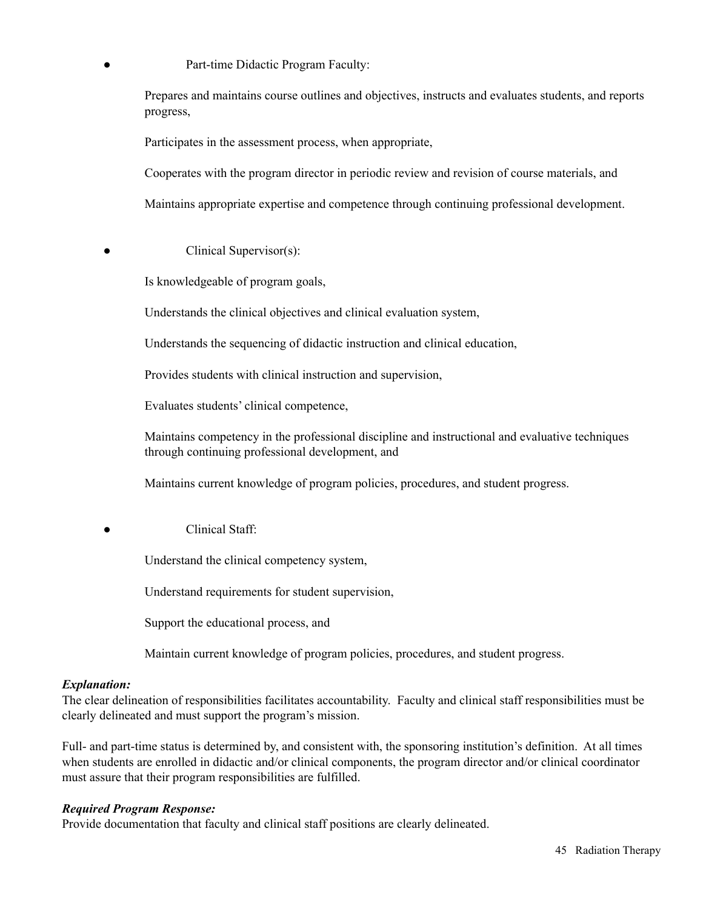- Part-time Didactic Program Faculty:

  Prepares and maintains course outlines and objectives, instructs and evaluates students, and reports progress,

  Participates in the assessment process, when appropriate,

  Cooperates with the program director in periodic review and revision of course materials, and

  Maintains appropriate expertise and competence through continuing professional development.

- Clinical Supervisor(s):

  Is knowledgeable of program goals,

  Understands the clinical objectives and clinical evaluation system,

  Understands the sequencing of didactic instruction and clinical education,

  Provides students with clinical instruction and supervision,

  Evaluates students' clinical competence,

  Maintains competency in the professional discipline and instructional and evaluative techniques through continuing professional development, and

  Maintains current knowledge of program policies, procedures, and student progress.

- Clinical Staff:

  Understand the clinical competency system,

  Understand requirements for student supervision,

  Support the educational process, and

  Maintain current knowledge of program policies, procedures, and student progress.

***Explanation:***

The clear delineation of responsibilities facilitates accountability. Faculty and clinical staff responsibilities must be clearly delineated and must support the program's mission.

Full- and part-time status is determined by, and consistent with, the sponsoring institution's definition. At all times when students are enrolled in didactic and/or clinical components, the program director and/or clinical coordinator must assure that their program responsibilities are fulfilled.

***Required Program Response:***

Provide documentation that faculty and clinical staff positions are clearly delineated.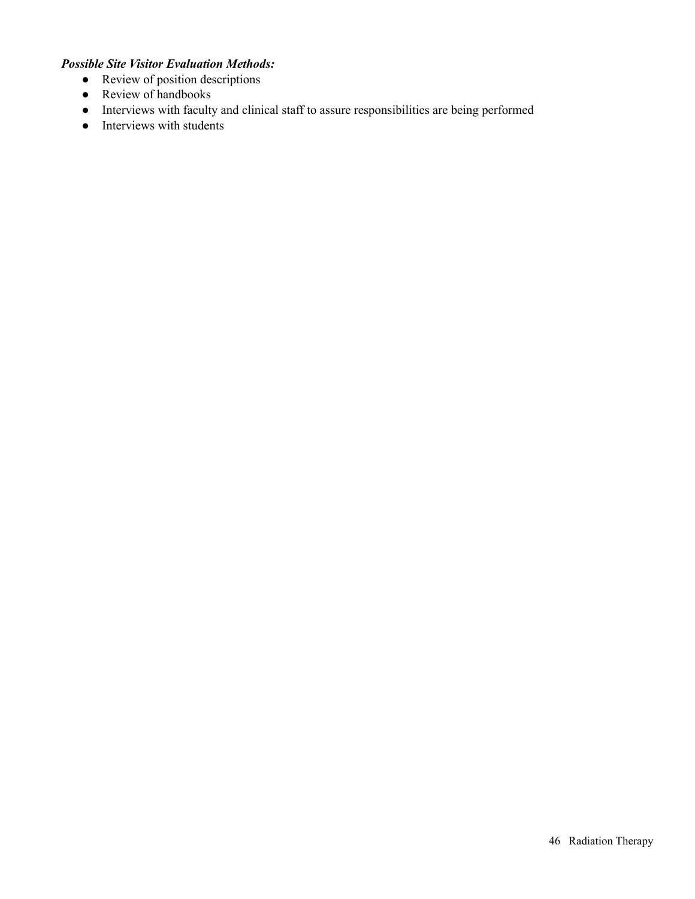***Possible Site Visitor Evaluation Methods:***

- Review of position descriptions
- Review of handbooks
- Interviews with faculty and clinical staff to assure responsibilities are being performed
- Interviews with students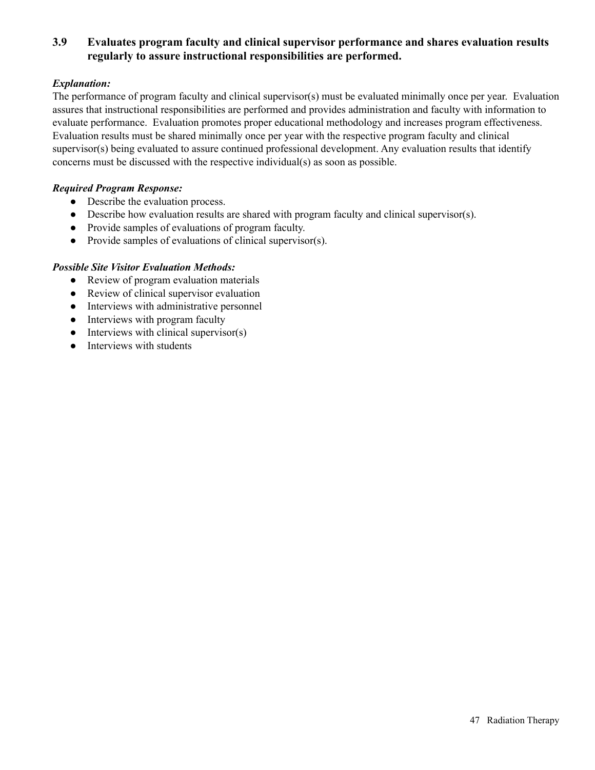### 3.9 Evaluates program faculty and clinical supervisor performance and shares evaluation results regularly to assure instructional responsibilities are performed.

***Explanation:***

The performance of program faculty and clinical supervisor(s) must be evaluated minimally once per year. Evaluation assures that instructional responsibilities are performed and provides administration and faculty with information to evaluate performance. Evaluation promotes proper educational methodology and increases program effectiveness. Evaluation results must be shared minimally once per year with the respective program faculty and clinical supervisor(s) being evaluated to assure continued professional development. Any evaluation results that identify concerns must be discussed with the respective individual(s) as soon as possible.

***Required Program Response:***

- Describe the evaluation process.
- Describe how evaluation results are shared with program faculty and clinical supervisor(s).
- Provide samples of evaluations of program faculty.
- Provide samples of evaluations of clinical supervisor(s).

***Possible Site Visitor Evaluation Methods:***

- Review of program evaluation materials
- Review of clinical supervisor evaluation
- Interviews with administrative personnel
- Interviews with program faculty
- Interviews with clinical supervisor(s)
- Interviews with students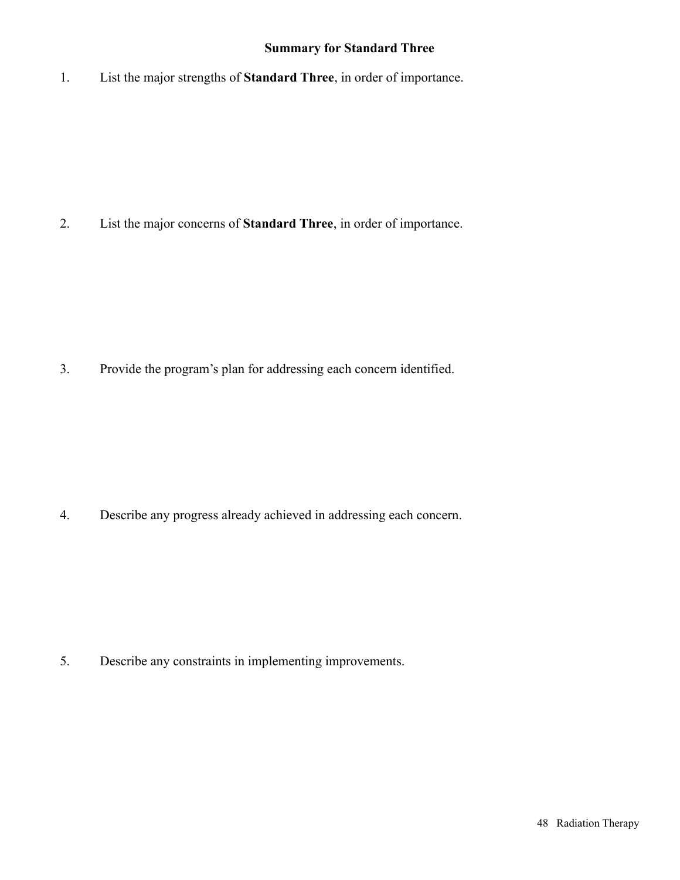## Summary for Standard Three

1. List the major strengths of **Standard Three**, in order of importance.

2. List the major concerns of **Standard Three**, in order of importance.

3. Provide the program's plan for addressing each concern identified.

4. Describe any progress already achieved in addressing each concern.

5. Describe any constraints in implementing improvements.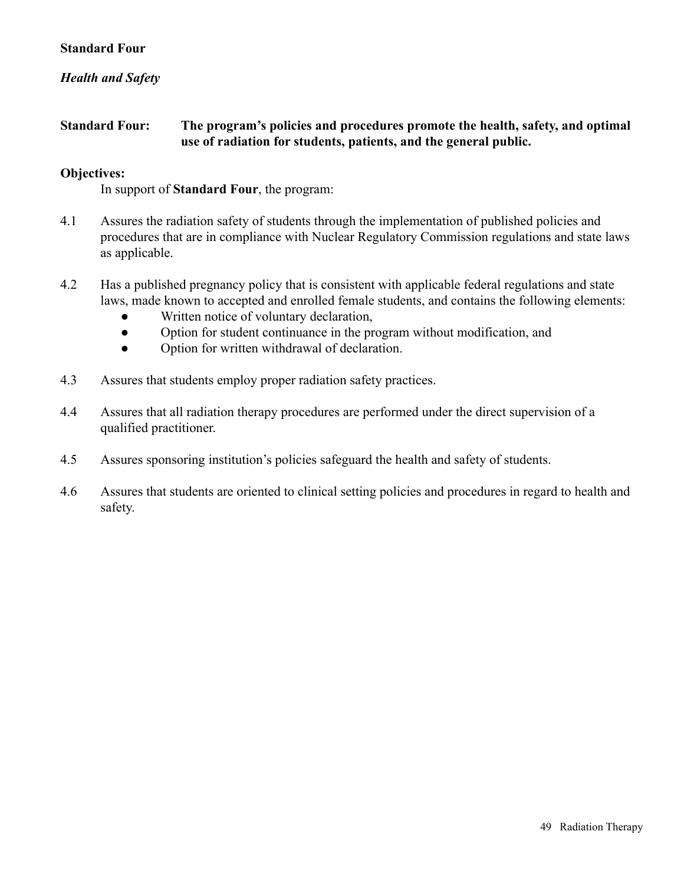## Standard Four

### *Health and Safety*

**Standard Four:** **The program's policies and procedures promote the health, safety, and optimal use of radiation for students, patients, and the general public.**

**Objectives:**

In support of **Standard Four**, the program:

4.1 Assures the radiation safety of students through the implementation of published policies and procedures that are in compliance with Nuclear Regulatory Commission regulations and state laws as applicable.

4.2 Has a published pregnancy policy that is consistent with applicable federal regulations and state laws, made known to accepted and enrolled female students, and contains the following elements:
- Written notice of voluntary declaration,
- Option for student continuance in the program without modification, and
- Option for written withdrawal of declaration.

4.3 Assures that students employ proper radiation safety practices.

4.4 Assures that all radiation therapy procedures are performed under the direct supervision of a qualified practitioner.

4.5 Assures sponsoring institution's policies safeguard the health and safety of students.

4.6 Assures that students are oriented to clinical setting policies and procedures in regard to health and safety.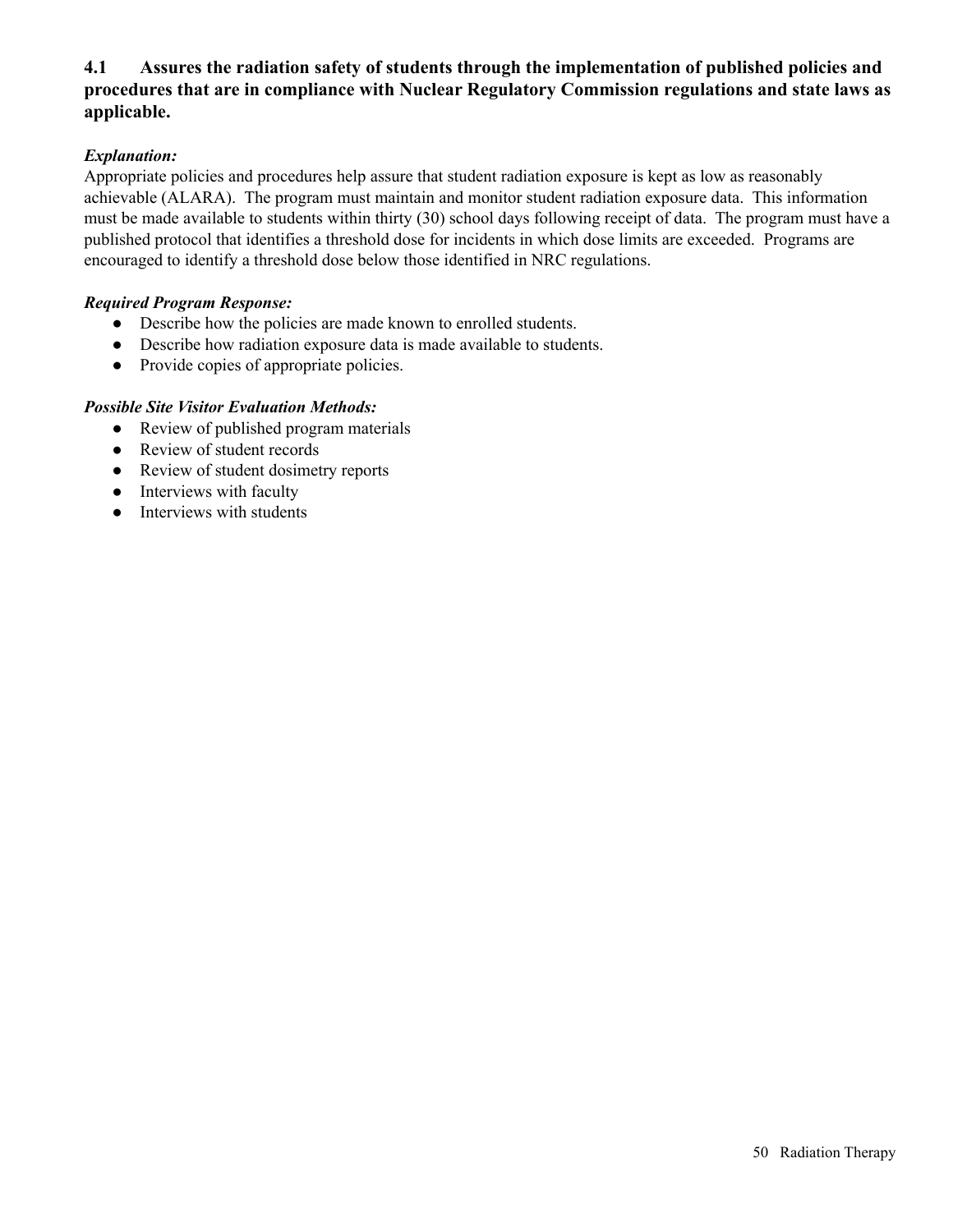**4.1 Assures the radiation safety of students through the implementation of published policies and procedures that are in compliance with Nuclear Regulatory Commission regulations and state laws as applicable.**

***Explanation:***

Appropriate policies and procedures help assure that student radiation exposure is kept as low as reasonably achievable (ALARA). The program must maintain and monitor student radiation exposure data. This information must be made available to students within thirty (30) school days following receipt of data. The program must have a published protocol that identifies a threshold dose for incidents in which dose limits are exceeded. Programs are encouraged to identify a threshold dose below those identified in NRC regulations.

***Required Program Response:***

- Describe how the policies are made known to enrolled students.
- Describe how radiation exposure data is made available to students.
- Provide copies of appropriate policies.

***Possible Site Visitor Evaluation Methods:***

- Review of published program materials
- Review of student records
- Review of student dosimetry reports
- Interviews with faculty
- Interviews with students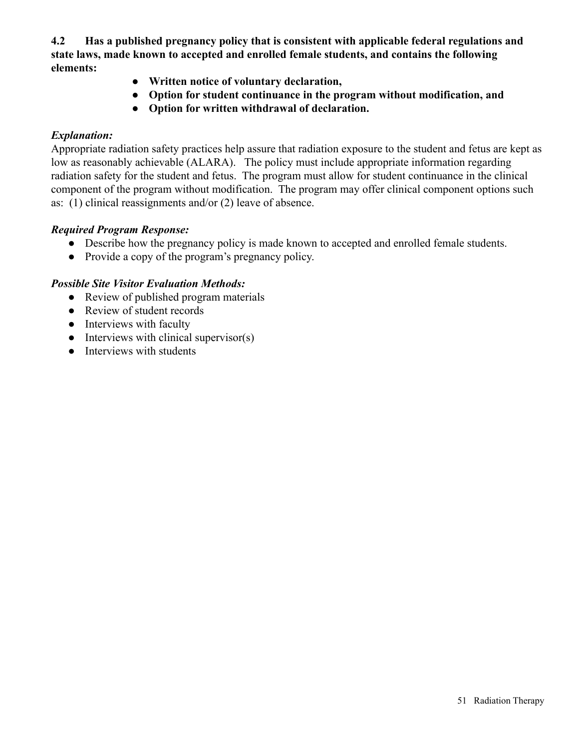**4.2 Has a published pregnancy policy that is consistent with applicable federal regulations and state laws, made known to accepted and enrolled female students, and contains the following elements:**

- **Written notice of voluntary declaration,**
- **Option for student continuance in the program without modification, and**
- **Option for written withdrawal of declaration.**

***Explanation:***

Appropriate radiation safety practices help assure that radiation exposure to the student and fetus are kept as low as reasonably achievable (ALARA). The policy must include appropriate information regarding radiation safety for the student and fetus. The program must allow for student continuance in the clinical component of the program without modification. The program may offer clinical component options such as: (1) clinical reassignments and/or (2) leave of absence.

***Required Program Response:***

- Describe how the pregnancy policy is made known to accepted and enrolled female students.
- Provide a copy of the program's pregnancy policy.

***Possible Site Visitor Evaluation Methods:***

- Review of published program materials
- Review of student records
- Interviews with faculty
- Interviews with clinical supervisor(s)
- Interviews with students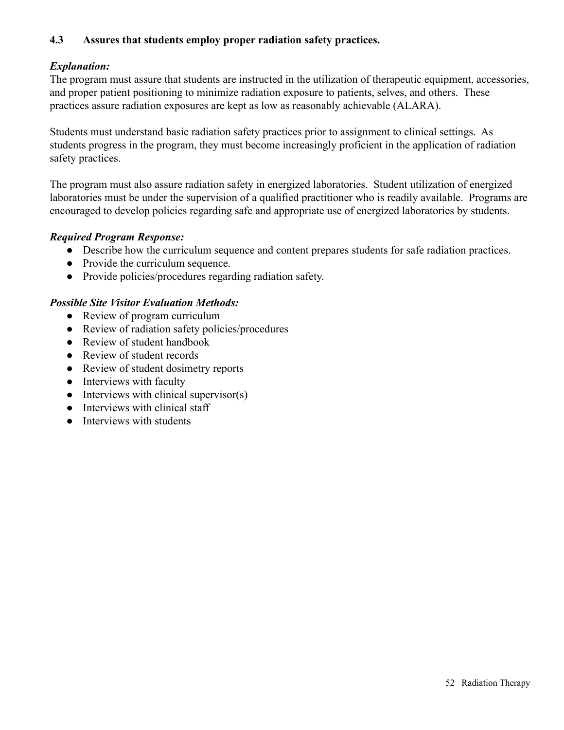**4.3 Assures that students employ proper radiation safety practices.**

***Explanation:***

The program must assure that students are instructed in the utilization of therapeutic equipment, accessories, and proper patient positioning to minimize radiation exposure to patients, selves, and others. These practices assure radiation exposures are kept as low as reasonably achievable (ALARA).

Students must understand basic radiation safety practices prior to assignment to clinical settings. As students progress in the program, they must become increasingly proficient in the application of radiation safety practices.

The program must also assure radiation safety in energized laboratories. Student utilization of energized laboratories must be under the supervision of a qualified practitioner who is readily available. Programs are encouraged to develop policies regarding safe and appropriate use of energized laboratories by students.

***Required Program Response:***

- Describe how the curriculum sequence and content prepares students for safe radiation practices.
- Provide the curriculum sequence.
- Provide policies/procedures regarding radiation safety.

***Possible Site Visitor Evaluation Methods:***

- Review of program curriculum
- Review of radiation safety policies/procedures
- Review of student handbook
- Review of student records
- Review of student dosimetry reports
- Interviews with faculty
- Interviews with clinical supervisor(s)
- Interviews with clinical staff
- Interviews with students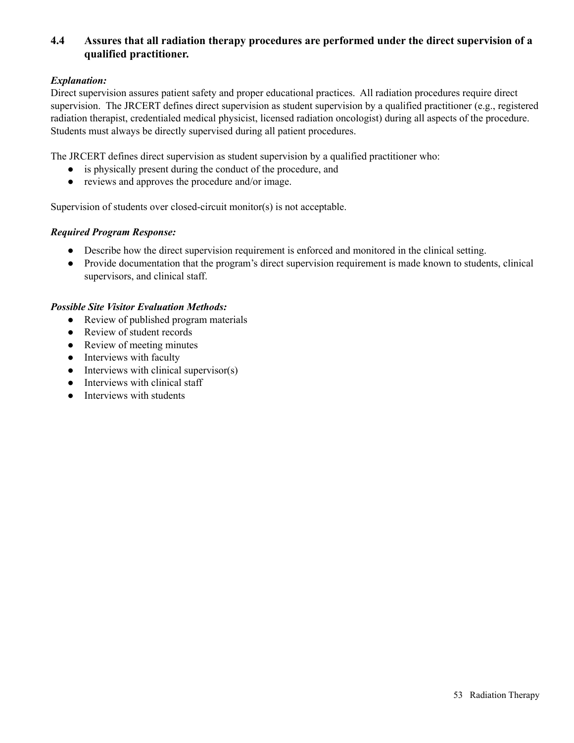### 4.4 Assures that all radiation therapy procedures are performed under the direct supervision of a qualified practitioner.

***Explanation:***

Direct supervision assures patient safety and proper educational practices. All radiation procedures require direct supervision. The JRCERT defines direct supervision as student supervision by a qualified practitioner (e.g., registered radiation therapist, credentialed medical physicist, licensed radiation oncologist) during all aspects of the procedure. Students must always be directly supervised during all patient procedures.

The JRCERT defines direct supervision as student supervision by a qualified practitioner who:

- is physically present during the conduct of the procedure, and
- reviews and approves the procedure and/or image.

Supervision of students over closed-circuit monitor(s) is not acceptable.

***Required Program Response:***

- Describe how the direct supervision requirement is enforced and monitored in the clinical setting.
- Provide documentation that the program's direct supervision requirement is made known to students, clinical supervisors, and clinical staff.

***Possible Site Visitor Evaluation Methods:***

- Review of published program materials
- Review of student records
- Review of meeting minutes
- Interviews with faculty
- Interviews with clinical supervisor(s)
- Interviews with clinical staff
- Interviews with students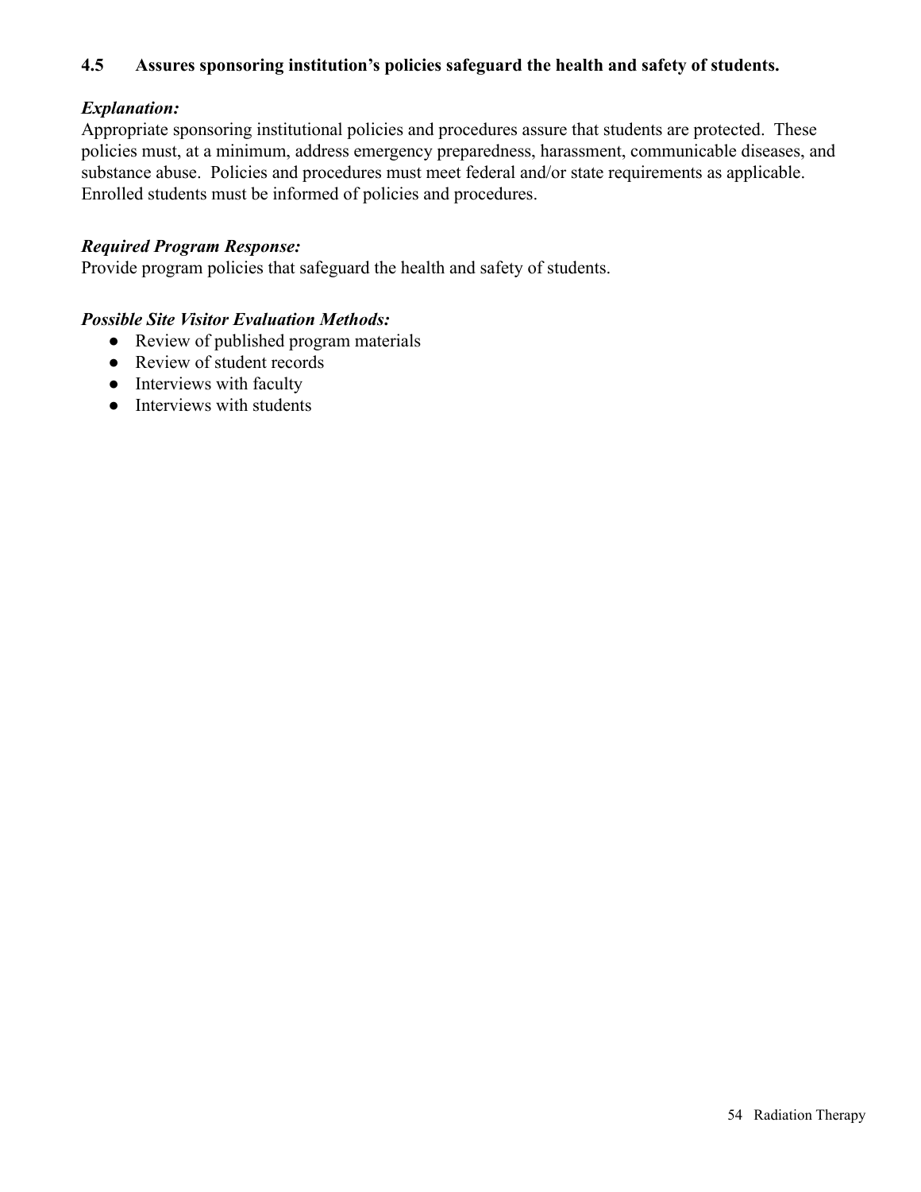### 4.5 Assures sponsoring institution's policies safeguard the health and safety of students.

***Explanation:***

Appropriate sponsoring institutional policies and procedures assure that students are protected. These policies must, at a minimum, address emergency preparedness, harassment, communicable diseases, and substance abuse. Policies and procedures must meet federal and/or state requirements as applicable. Enrolled students must be informed of policies and procedures.

***Required Program Response:***

Provide program policies that safeguard the health and safety of students.

***Possible Site Visitor Evaluation Methods:***

- Review of published program materials
- Review of student records
- Interviews with faculty
- Interviews with students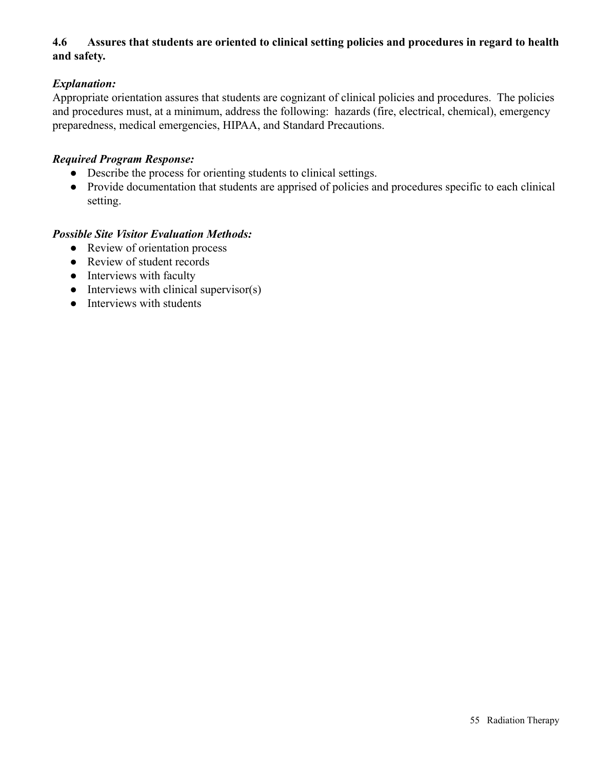**4.6 Assures that students are oriented to clinical setting policies and procedures in regard to health and safety.**

***Explanation:***

Appropriate orientation assures that students are cognizant of clinical policies and procedures. The policies and procedures must, at a minimum, address the following: hazards (fire, electrical, chemical), emergency preparedness, medical emergencies, HIPAA, and Standard Precautions.

***Required Program Response:***

- Describe the process for orienting students to clinical settings.
- Provide documentation that students are apprised of policies and procedures specific to each clinical setting.

***Possible Site Visitor Evaluation Methods:***

- Review of orientation process
- Review of student records
- Interviews with faculty
- Interviews with clinical supervisor(s)
- Interviews with students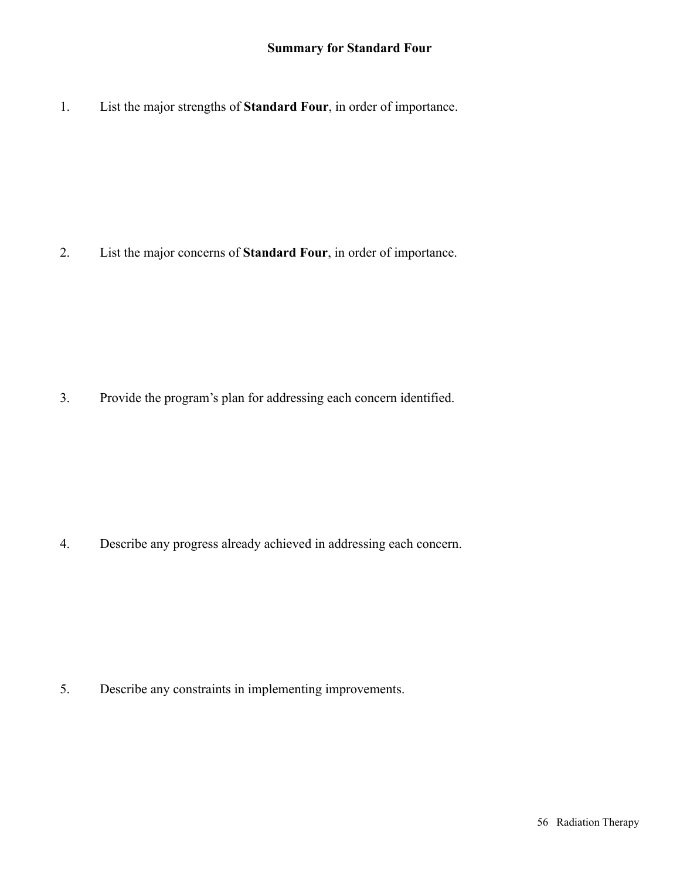## Summary for Standard Four

1. List the major strengths of **Standard Four**, in order of importance.

2. List the major concerns of **Standard Four**, in order of importance.

3. Provide the program's plan for addressing each concern identified.

4. Describe any progress already achieved in addressing each concern.

5. Describe any constraints in implementing improvements.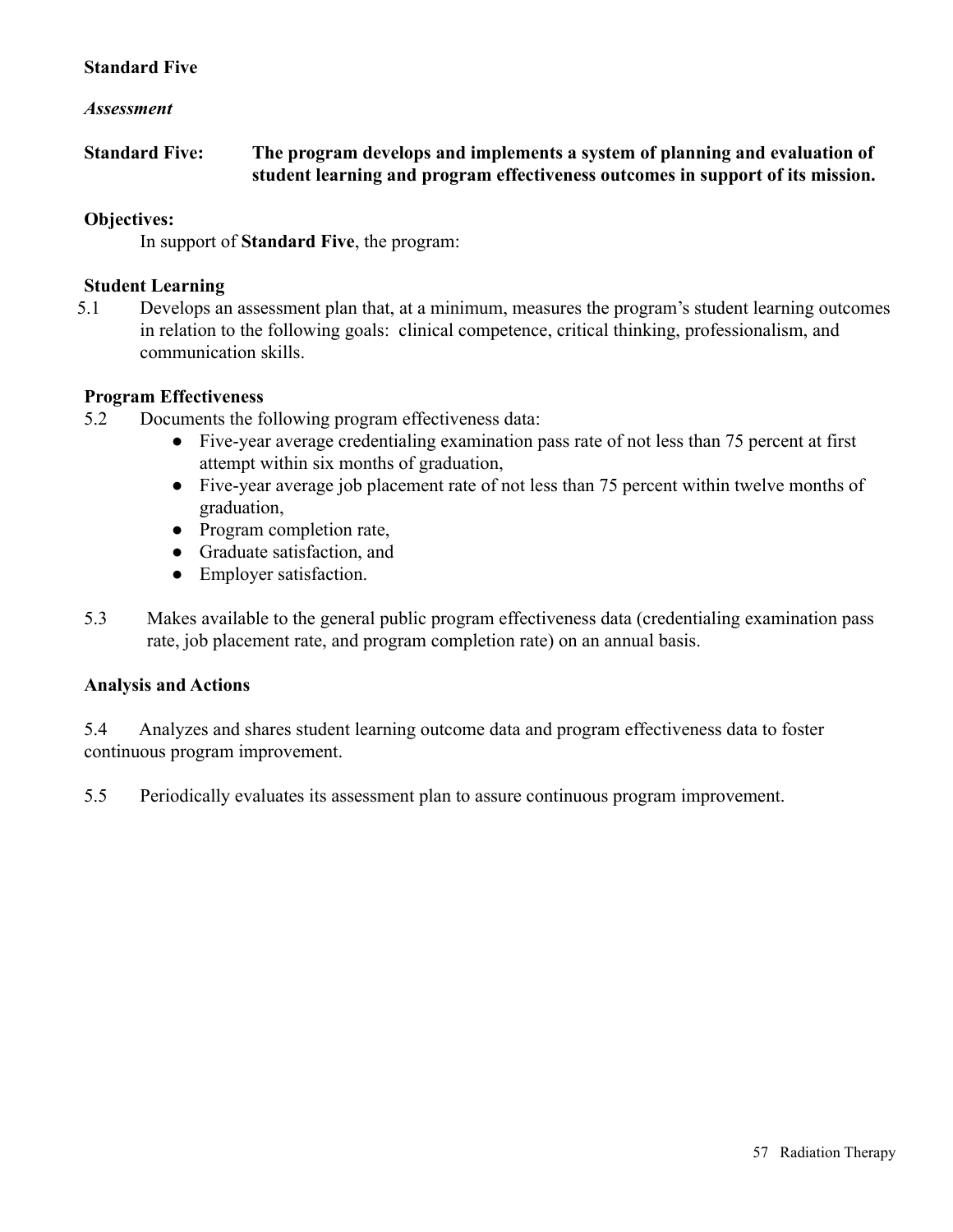## Standard Five

### *Assessment*

**Standard Five: The program develops and implements a system of planning and evaluation of student learning and program effectiveness outcomes in support of its mission.**

**Objectives:**

In support of **Standard Five**, the program:

**Student Learning**

5.1 Develops an assessment plan that, at a minimum, measures the program's student learning outcomes in relation to the following goals: clinical competence, critical thinking, professionalism, and communication skills.

**Program Effectiveness**

5.2 Documents the following program effectiveness data:

- Five-year average credentialing examination pass rate of not less than 75 percent at first attempt within six months of graduation,
- Five-year average job placement rate of not less than 75 percent within twelve months of graduation,
- Program completion rate,
- Graduate satisfaction, and
- Employer satisfaction.

5.3 Makes available to the general public program effectiveness data (credentialing examination pass rate, job placement rate, and program completion rate) on an annual basis.

**Analysis and Actions**

5.4 Analyzes and shares student learning outcome data and program effectiveness data to foster continuous program improvement.

5.5 Periodically evaluates its assessment plan to assure continuous program improvement.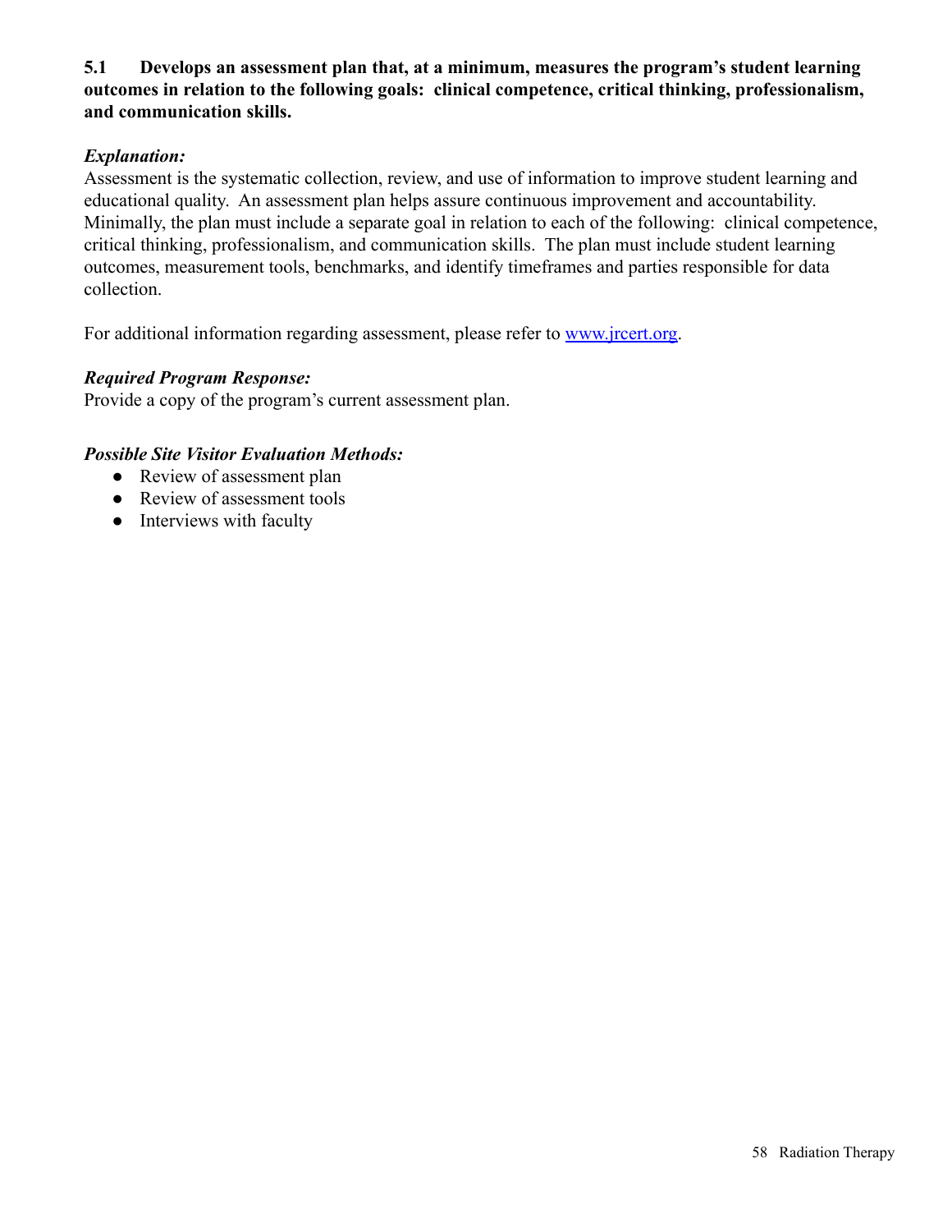**5.1 Develops an assessment plan that, at a minimum, measures the program's student learning outcomes in relation to the following goals: clinical competence, critical thinking, professionalism, and communication skills.**

***Explanation:***

Assessment is the systematic collection, review, and use of information to improve student learning and educational quality. An assessment plan helps assure continuous improvement and accountability. Minimally, the plan must include a separate goal in relation to each of the following: clinical competence, critical thinking, professionalism, and communication skills. The plan must include student learning outcomes, measurement tools, benchmarks, and identify timeframes and parties responsible for data collection.

For additional information regarding assessment, please refer to [www.jrcert.org](http://www.jrcert.org).

***Required Program Response:***

Provide a copy of the program's current assessment plan.

***Possible Site Visitor Evaluation Methods:***

- Review of assessment plan
- Review of assessment tools
- Interviews with faculty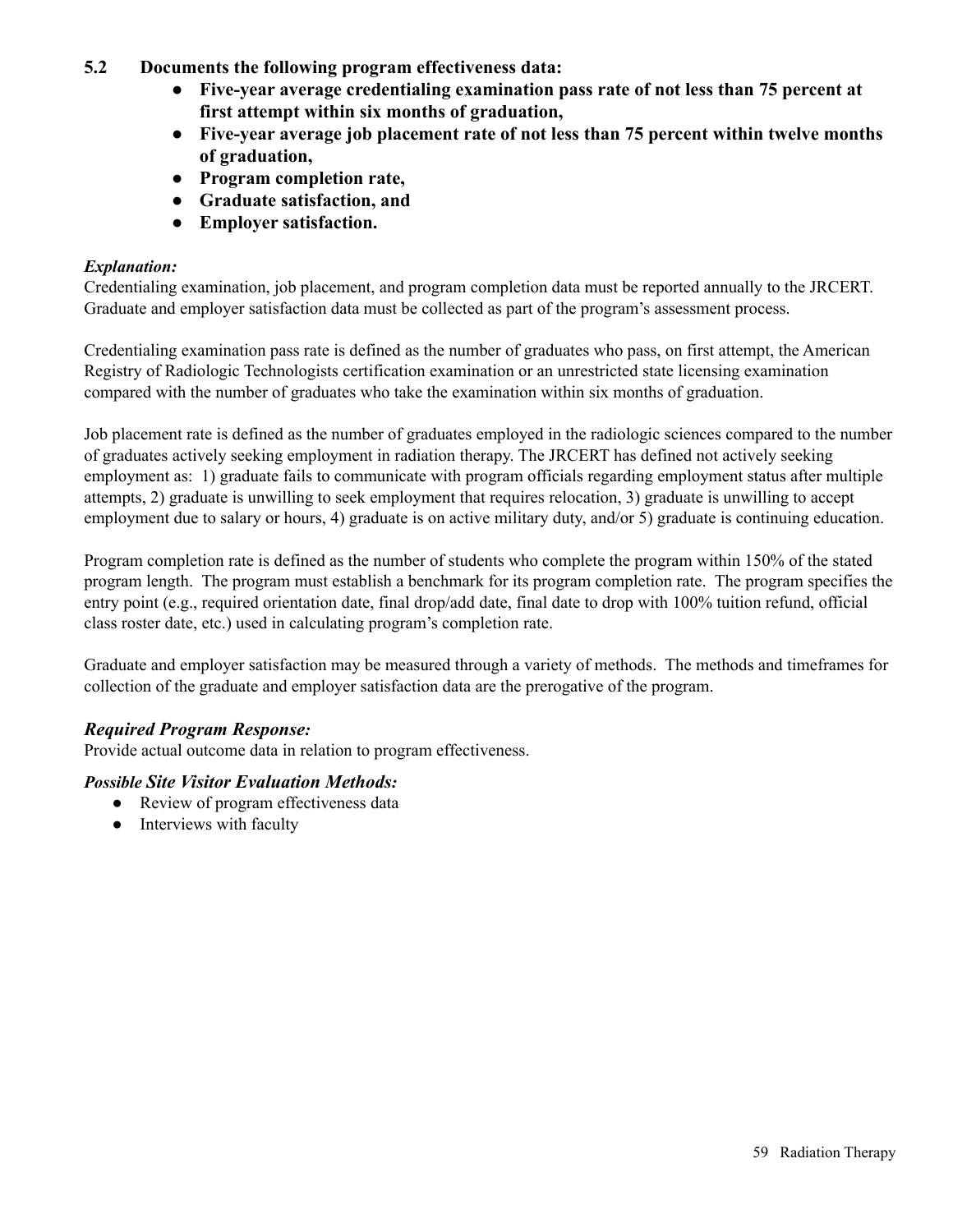## 5.2 Documents the following program effectiveness data:

- **Five-year average credentialing examination pass rate of not less than 75 percent at first attempt within six months of graduation,**
- **Five-year average job placement rate of not less than 75 percent within twelve months of graduation,**
- **Program completion rate,**
- **Graduate satisfaction, and**
- **Employer satisfaction.**

***Explanation:***

Credentialing examination, job placement, and program completion data must be reported annually to the JRCERT. Graduate and employer satisfaction data must be collected as part of the program's assessment process.

Credentialing examination pass rate is defined as the number of graduates who pass, on first attempt, the American Registry of Radiologic Technologists certification examination or an unrestricted state licensing examination compared with the number of graduates who take the examination within six months of graduation.

Job placement rate is defined as the number of graduates employed in the radiologic sciences compared to the number of graduates actively seeking employment in radiation therapy. The JRCERT has defined not actively seeking employment as: 1) graduate fails to communicate with program officials regarding employment status after multiple attempts, 2) graduate is unwilling to seek employment that requires relocation, 3) graduate is unwilling to accept employment due to salary or hours, 4) graduate is on active military duty, and/or 5) graduate is continuing education.

Program completion rate is defined as the number of students who complete the program within 150% of the stated program length. The program must establish a benchmark for its program completion rate. The program specifies the entry point (e.g., required orientation date, final drop/add date, final date to drop with 100% tuition refund, official class roster date, etc.) used in calculating program's completion rate.

Graduate and employer satisfaction may be measured through a variety of methods. The methods and timeframes for collection of the graduate and employer satisfaction data are the prerogative of the program.

### *Required Program Response:*

Provide actual outcome data in relation to program effectiveness.

### *Possible Site Visitor Evaluation Methods:*

- Review of program effectiveness data
- Interviews with faculty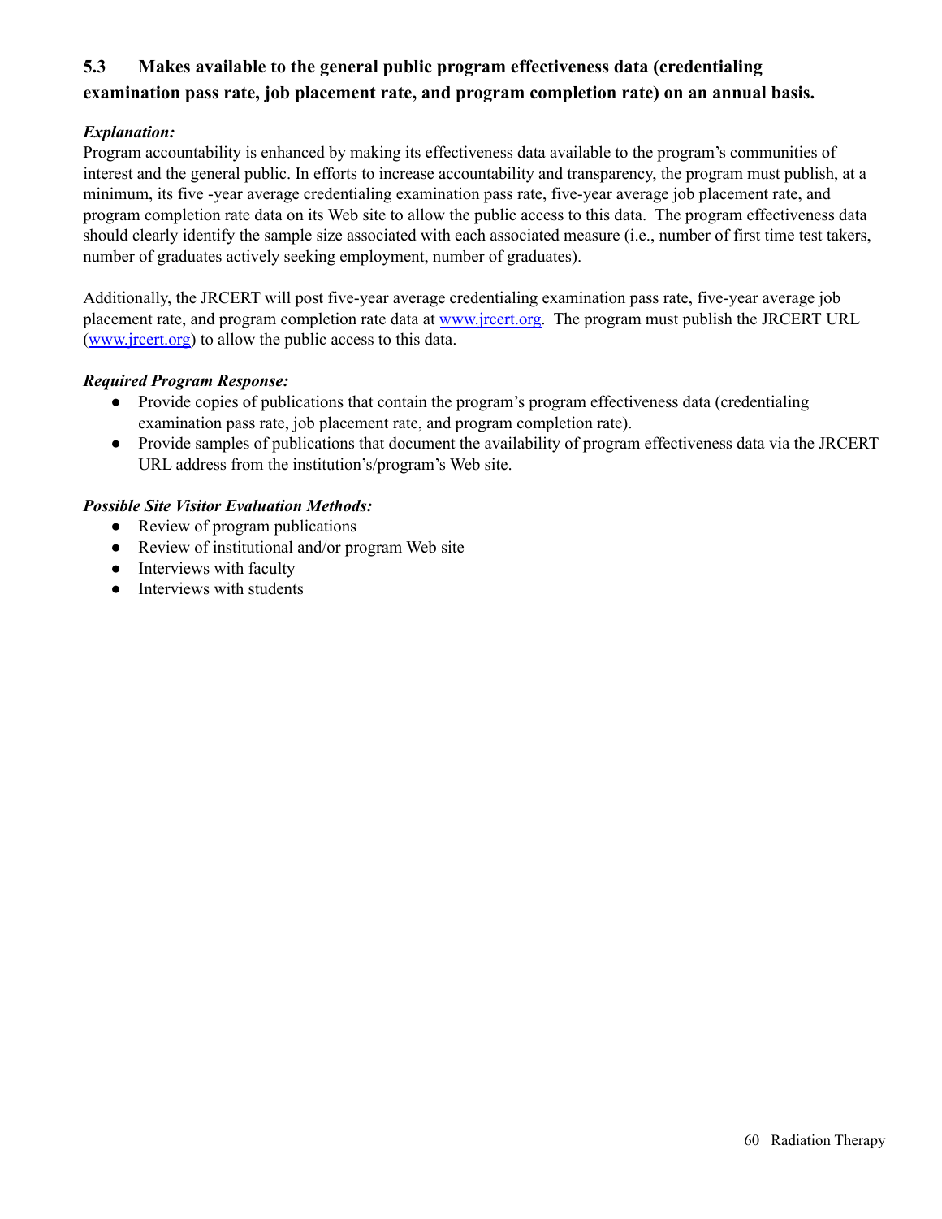### 5.3 Makes available to the general public program effectiveness data (credentialing examination pass rate, job placement rate, and program completion rate) on an annual basis.

***Explanation:***

Program accountability is enhanced by making its effectiveness data available to the program's communities of interest and the general public. In efforts to increase accountability and transparency, the program must publish, at a minimum, its five -year average credentialing examination pass rate, five-year average job placement rate, and program completion rate data on its Web site to allow the public access to this data. The program effectiveness data should clearly identify the sample size associated with each associated measure (i.e., number of first time test takers, number of graduates actively seeking employment, number of graduates).

Additionally, the JRCERT will post five-year average credentialing examination pass rate, five-year average job placement rate, and program completion rate data at [www.jrcert.org](http://www.jrcert.org). The program must publish the JRCERT URL ([www.jrcert.org](http://www.jrcert.org)) to allow the public access to this data.

***Required Program Response:***

- Provide copies of publications that contain the program's program effectiveness data (credentialing examination pass rate, job placement rate, and program completion rate).
- Provide samples of publications that document the availability of program effectiveness data via the JRCERT URL address from the institution's/program's Web site.

***Possible Site Visitor Evaluation Methods:***

- Review of program publications
- Review of institutional and/or program Web site
- Interviews with faculty
- Interviews with students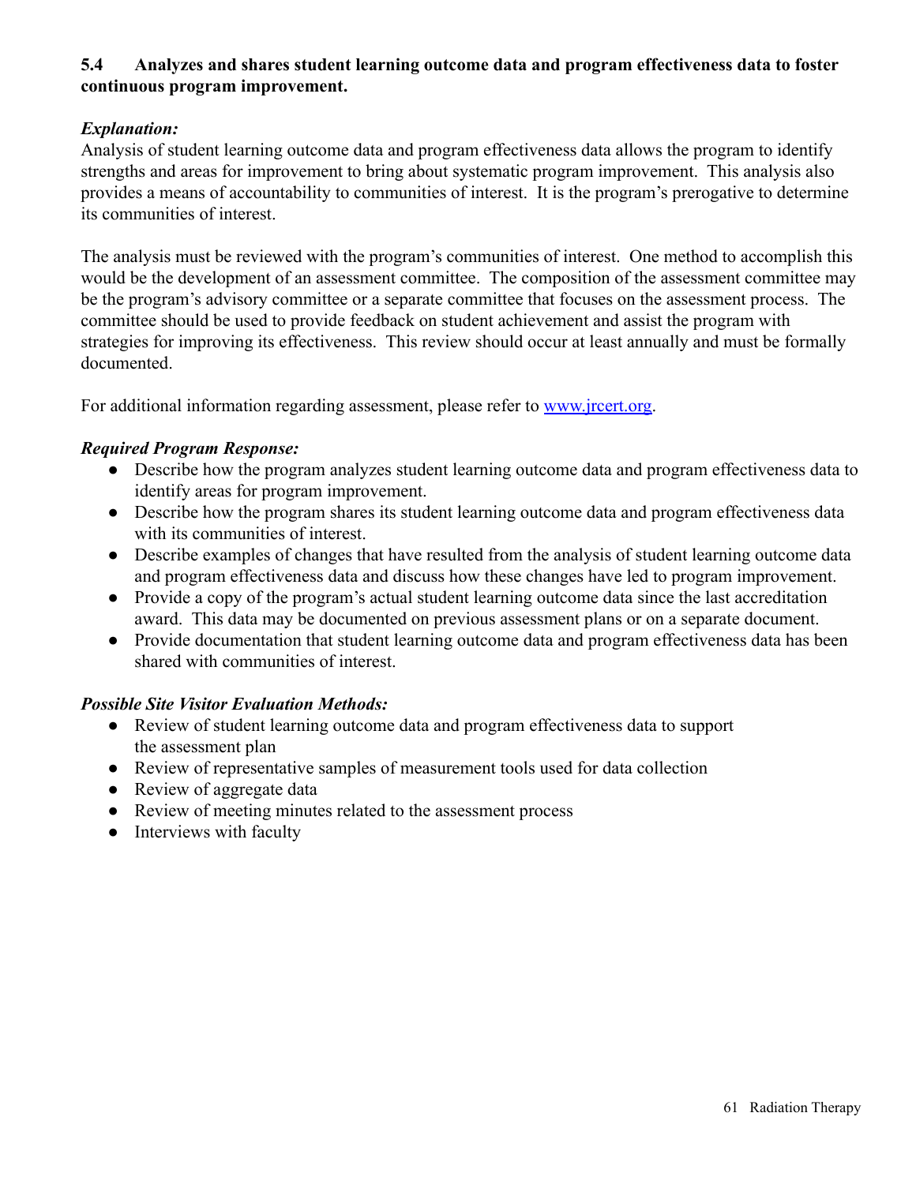**5.4 Analyzes and shares student learning outcome data and program effectiveness data to foster continuous program improvement.**

***Explanation:***

Analysis of student learning outcome data and program effectiveness data allows the program to identify strengths and areas for improvement to bring about systematic program improvement. This analysis also provides a means of accountability to communities of interest. It is the program's prerogative to determine its communities of interest.

The analysis must be reviewed with the program's communities of interest. One method to accomplish this would be the development of an assessment committee. The composition of the assessment committee may be the program's advisory committee or a separate committee that focuses on the assessment process. The committee should be used to provide feedback on student achievement and assist the program with strategies for improving its effectiveness. This review should occur at least annually and must be formally documented.

For additional information regarding assessment, please refer to [www.jrcert.org](http://www.jrcert.org).

***Required Program Response:***

- Describe how the program analyzes student learning outcome data and program effectiveness data to identify areas for program improvement.
- Describe how the program shares its student learning outcome data and program effectiveness data with its communities of interest.
- Describe examples of changes that have resulted from the analysis of student learning outcome data and program effectiveness data and discuss how these changes have led to program improvement.
- Provide a copy of the program's actual student learning outcome data since the last accreditation award. This data may be documented on previous assessment plans or on a separate document.
- Provide documentation that student learning outcome data and program effectiveness data has been shared with communities of interest.

***Possible Site Visitor Evaluation Methods:***

- Review of student learning outcome data and program effectiveness data to support the assessment plan
- Review of representative samples of measurement tools used for data collection
- Review of aggregate data
- Review of meeting minutes related to the assessment process
- Interviews with faculty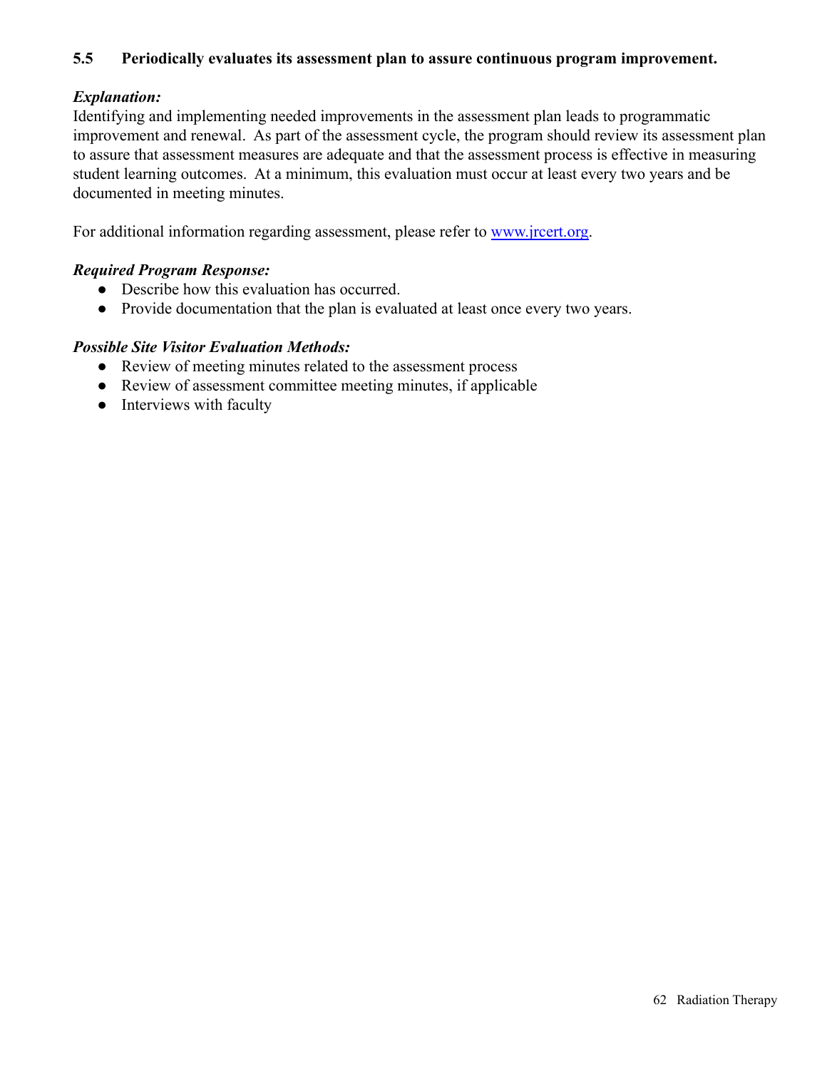### 5.5 Periodically evaluates its assessment plan to assure continuous program improvement.

***Explanation:***

Identifying and implementing needed improvements in the assessment plan leads to programmatic improvement and renewal. As part of the assessment cycle, the program should review its assessment plan to assure that assessment measures are adequate and that the assessment process is effective in measuring student learning outcomes. At a minimum, this evaluation must occur at least every two years and be documented in meeting minutes.

For additional information regarding assessment, please refer to [www.jrcert.org](www.jrcert.org).

***Required Program Response:***

- Describe how this evaluation has occurred.
- Provide documentation that the plan is evaluated at least once every two years.

***Possible Site Visitor Evaluation Methods:***

- Review of meeting minutes related to the assessment process
- Review of assessment committee meeting minutes, if applicable
- Interviews with faculty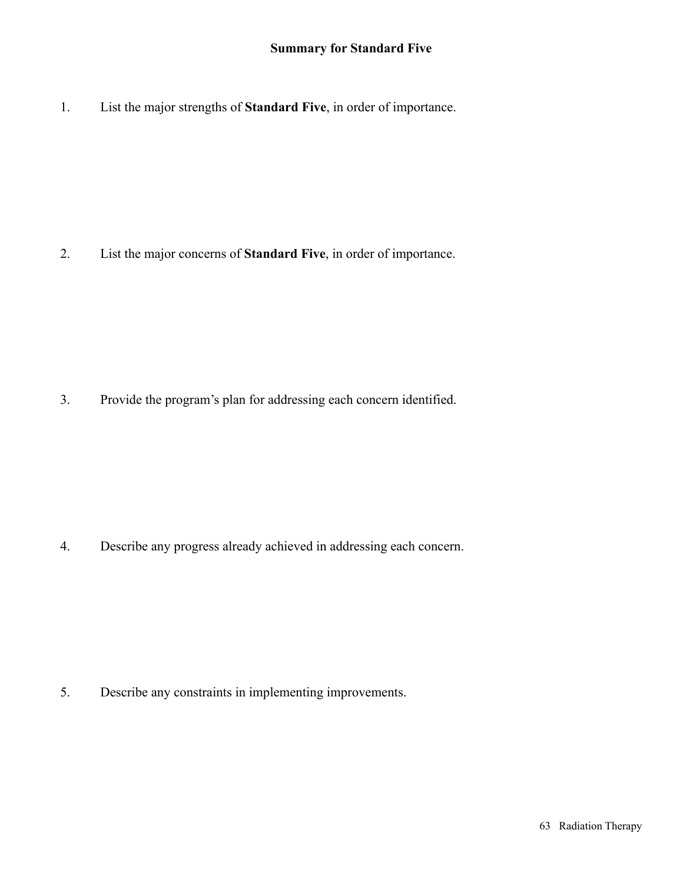## Summary for Standard Five

1. List the major strengths of **Standard Five**, in order of importance.

2. List the major concerns of **Standard Five**, in order of importance.

3. Provide the program's plan for addressing each concern identified.

4. Describe any progress already achieved in addressing each concern.

5. Describe any constraints in implementing improvements.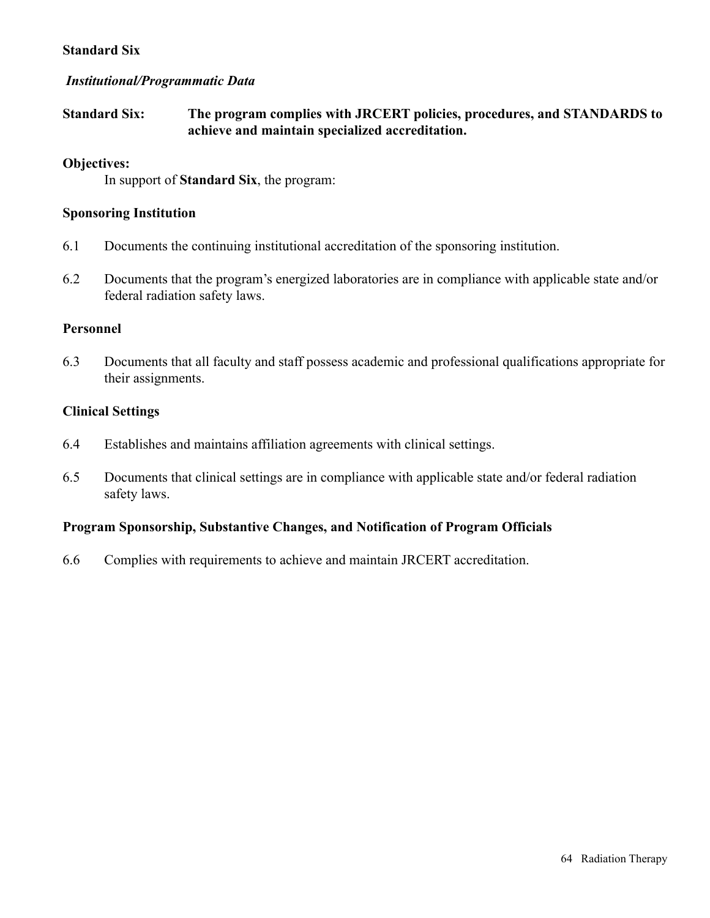**Standard Six**

***Institutional/Programmatic Data***

**Standard Six: The program complies with JRCERT policies, procedures, and STANDARDS to achieve and maintain specialized accreditation.**

**Objectives:**

In support of **Standard Six**, the program:

**Sponsoring Institution**

6.1 Documents the continuing institutional accreditation of the sponsoring institution.

6.2 Documents that the program's energized laboratories are in compliance with applicable state and/or federal radiation safety laws.

**Personnel**

6.3 Documents that all faculty and staff possess academic and professional qualifications appropriate for their assignments.

**Clinical Settings**

6.4 Establishes and maintains affiliation agreements with clinical settings.

6.5 Documents that clinical settings are in compliance with applicable state and/or federal radiation safety laws.

**Program Sponsorship, Substantive Changes, and Notification of Program Officials**

6.6 Complies with requirements to achieve and maintain JRCERT accreditation.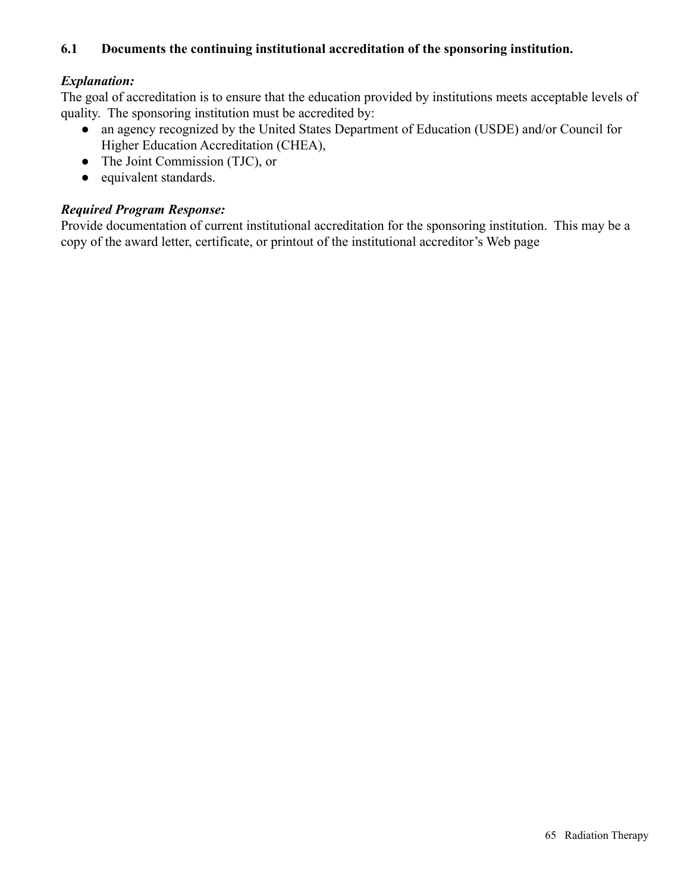**6.1 Documents the continuing institutional accreditation of the sponsoring institution.**

***Explanation:***

The goal of accreditation is to ensure that the education provided by institutions meets acceptable levels of quality. The sponsoring institution must be accredited by:

- an agency recognized by the United States Department of Education (USDE) and/or Council for Higher Education Accreditation (CHEA),
- The Joint Commission (TJC), or
- equivalent standards.

***Required Program Response:***

Provide documentation of current institutional accreditation for the sponsoring institution. This may be a copy of the award letter, certificate, or printout of the institutional accreditor's Web page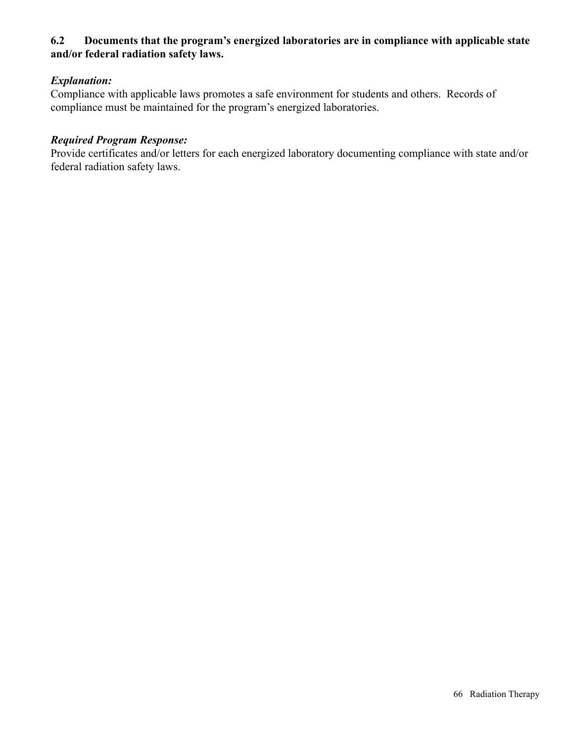**6.2 Documents that the program's energized laboratories are in compliance with applicable state and/or federal radiation safety laws.**

***Explanation:***
Compliance with applicable laws promotes a safe environment for students and others. Records of compliance must be maintained for the program's energized laboratories.

***Required Program Response:***
Provide certificates and/or letters for each energized laboratory documenting compliance with state and/or federal radiation safety laws.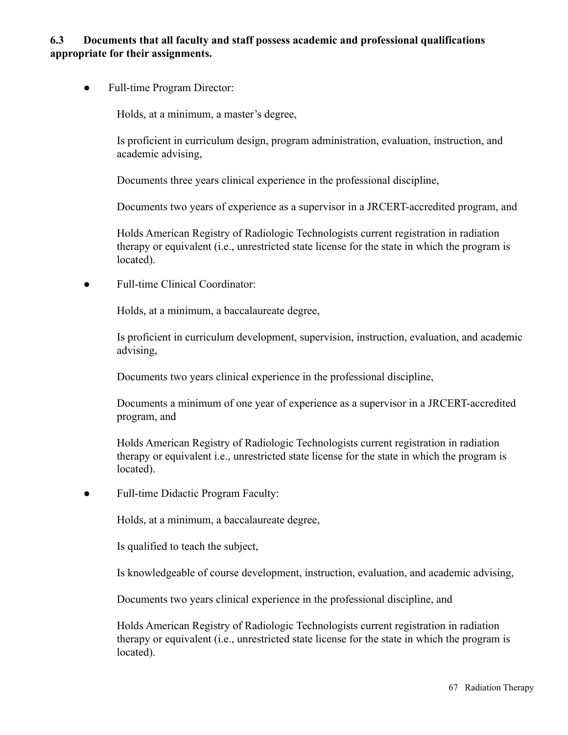**6.3 Documents that all faculty and staff possess academic and professional qualifications appropriate for their assignments.**

- Full-time Program Director:

  Holds, at a minimum, a master's degree,

  Is proficient in curriculum design, program administration, evaluation, instruction, and academic advising,

  Documents three years clinical experience in the professional discipline,

  Documents two years of experience as a supervisor in a JRCERT-accredited program, and

  Holds American Registry of Radiologic Technologists current registration in radiation therapy or equivalent (i.e., unrestricted state license for the state in which the program is located).

- Full-time Clinical Coordinator:

  Holds, at a minimum, a baccalaureate degree,

  Is proficient in curriculum development, supervision, instruction, evaluation, and academic advising,

  Documents two years clinical experience in the professional discipline,

  Documents a minimum of one year of experience as a supervisor in a JRCERT-accredited program, and

  Holds American Registry of Radiologic Technologists current registration in radiation therapy or equivalent i.e., unrestricted state license for the state in which the program is located).

- Full-time Didactic Program Faculty:

  Holds, at a minimum, a baccalaureate degree,

  Is qualified to teach the subject,

  Is knowledgeable of course development, instruction, evaluation, and academic advising,

  Documents two years clinical experience in the professional discipline, and

  Holds American Registry of Radiologic Technologists current registration in radiation therapy or equivalent (i.e., unrestricted state license for the state in which the program is located).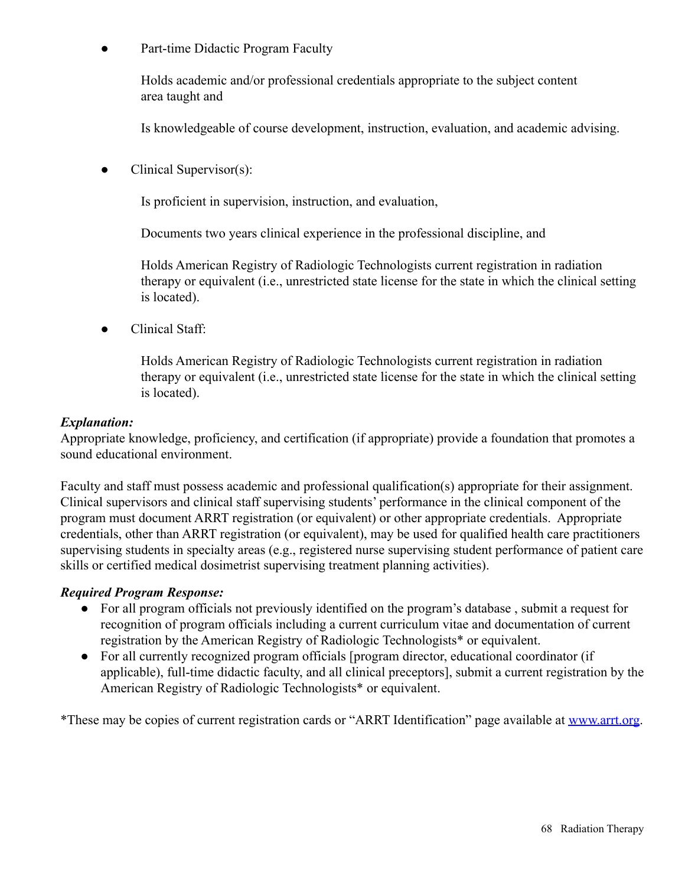- Part-time Didactic Program Faculty

  Holds academic and/or professional credentials appropriate to the subject content area taught and

  Is knowledgeable of course development, instruction, evaluation, and academic advising.

- Clinical Supervisor(s):

  Is proficient in supervision, instruction, and evaluation,

  Documents two years clinical experience in the professional discipline, and

  Holds American Registry of Radiologic Technologists current registration in radiation therapy or equivalent (i.e., unrestricted state license for the state in which the clinical setting is located).

- Clinical Staff:

  Holds American Registry of Radiologic Technologists current registration in radiation therapy or equivalent (i.e., unrestricted state license for the state in which the clinical setting is located).

***Explanation:***
Appropriate knowledge, proficiency, and certification (if appropriate) provide a foundation that promotes a sound educational environment.

Faculty and staff must possess academic and professional qualification(s) appropriate for their assignment. Clinical supervisors and clinical staff supervising students' performance in the clinical component of the program must document ARRT registration (or equivalent) or other appropriate credentials. Appropriate credentials, other than ARRT registration (or equivalent), may be used for qualified health care practitioners supervising students in specialty areas (e.g., registered nurse supervising student performance of patient care skills or certified medical dosimetrist supervising treatment planning activities).

***Required Program Response:***

- For all program officials not previously identified on the program's database , submit a request for recognition of program officials including a current curriculum vitae and documentation of current registration by the American Registry of Radiologic Technologists* or equivalent.
- For all currently recognized program officials [program director, educational coordinator (if applicable), full-time didactic faculty, and all clinical preceptors], submit a current registration by the American Registry of Radiologic Technologists* or equivalent.

*These may be copies of current registration cards or "ARRT Identification" page available at [www.arrt.org](http://www.arrt.org).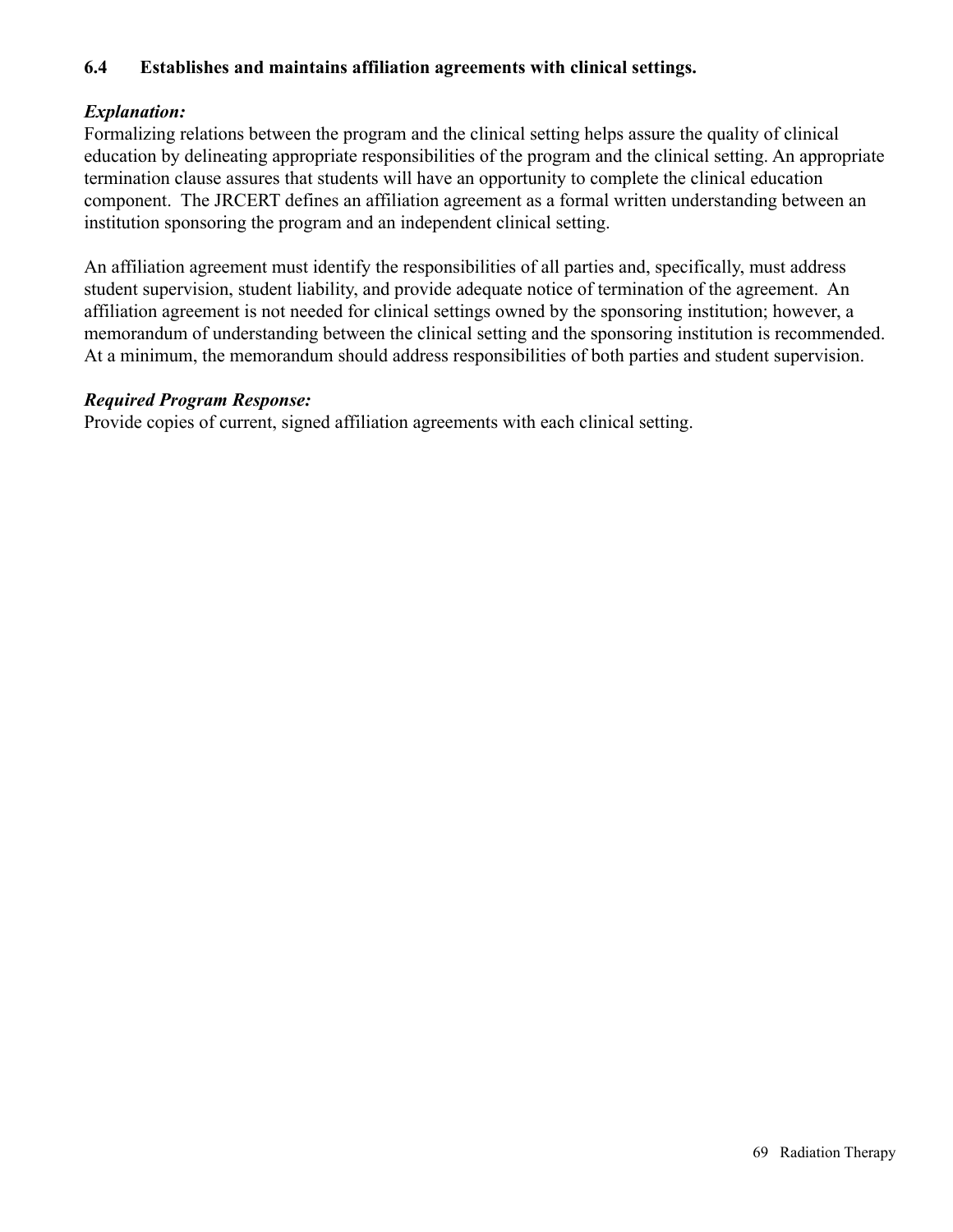**6.4 Establishes and maintains affiliation agreements with clinical settings.**

***Explanation:***
Formalizing relations between the program and the clinical setting helps assure the quality of clinical education by delineating appropriate responsibilities of the program and the clinical setting. An appropriate termination clause assures that students will have an opportunity to complete the clinical education component. The JRCERT defines an affiliation agreement as a formal written understanding between an institution sponsoring the program and an independent clinical setting.

An affiliation agreement must identify the responsibilities of all parties and, specifically, must address student supervision, student liability, and provide adequate notice of termination of the agreement. An affiliation agreement is not needed for clinical settings owned by the sponsoring institution; however, a memorandum of understanding between the clinical setting and the sponsoring institution is recommended. At a minimum, the memorandum should address responsibilities of both parties and student supervision.

***Required Program Response:***
Provide copies of current, signed affiliation agreements with each clinical setting.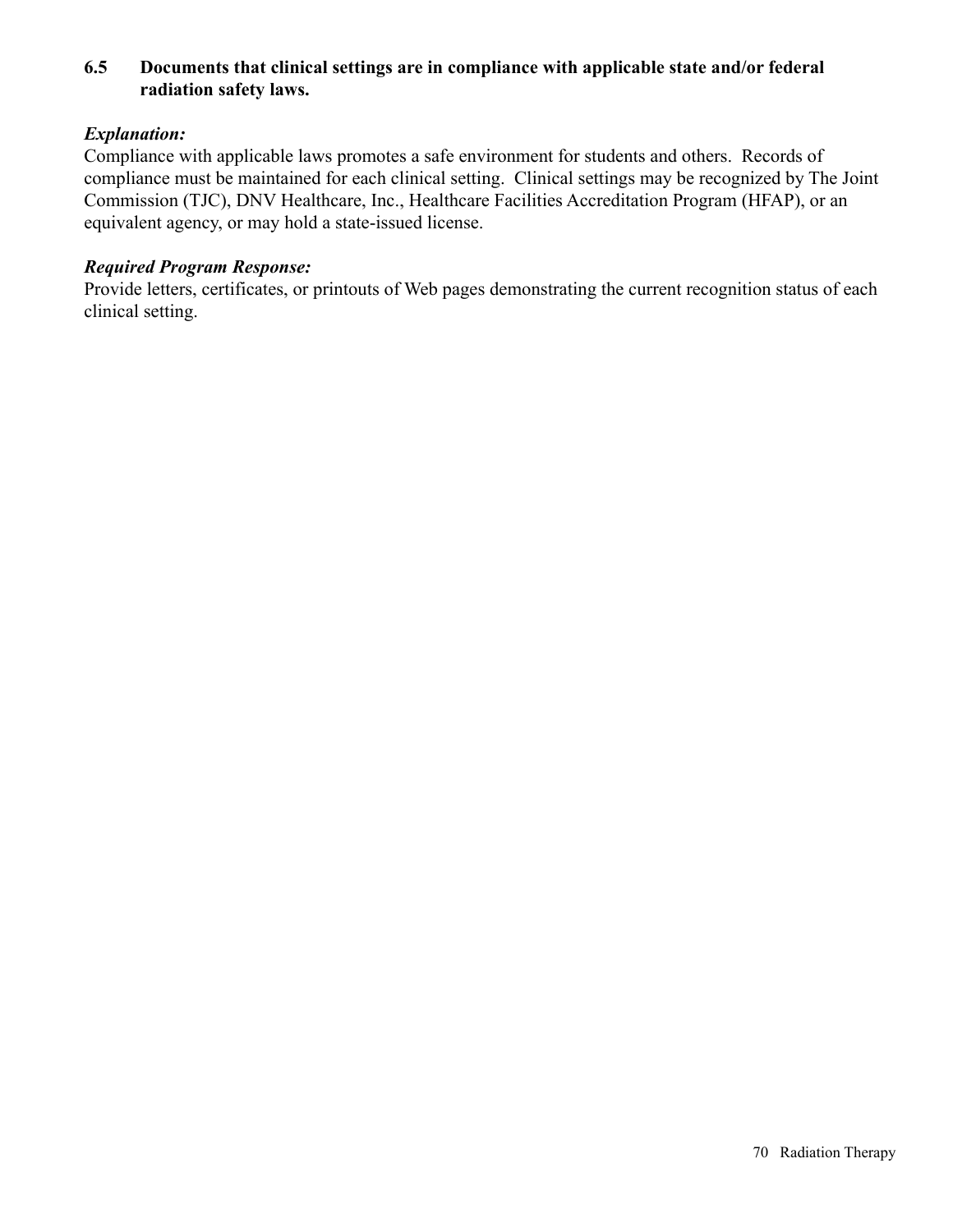**6.5 Documents that clinical settings are in compliance with applicable state and/or federal radiation safety laws.**

***Explanation:***
Compliance with applicable laws promotes a safe environment for students and others. Records of compliance must be maintained for each clinical setting. Clinical settings may be recognized by The Joint Commission (TJC), DNV Healthcare, Inc., Healthcare Facilities Accreditation Program (HFAP), or an equivalent agency, or may hold a state-issued license.

***Required Program Response:***
Provide letters, certificates, or printouts of Web pages demonstrating the current recognition status of each clinical setting.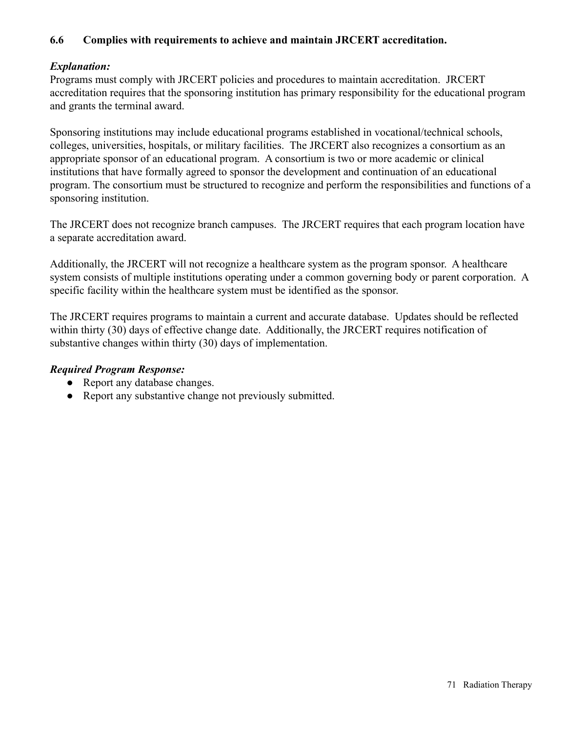### 6.6 Complies with requirements to achieve and maintain JRCERT accreditation.

***Explanation:***
Programs must comply with JRCERT policies and procedures to maintain accreditation. JRCERT accreditation requires that the sponsoring institution has primary responsibility for the educational program and grants the terminal award.

Sponsoring institutions may include educational programs established in vocational/technical schools, colleges, universities, hospitals, or military facilities. The JRCERT also recognizes a consortium as an appropriate sponsor of an educational program. A consortium is two or more academic or clinical institutions that have formally agreed to sponsor the development and continuation of an educational program. The consortium must be structured to recognize and perform the responsibilities and functions of a sponsoring institution.

The JRCERT does not recognize branch campuses. The JRCERT requires that each program location have a separate accreditation award.

Additionally, the JRCERT will not recognize a healthcare system as the program sponsor. A healthcare system consists of multiple institutions operating under a common governing body or parent corporation. A specific facility within the healthcare system must be identified as the sponsor.

The JRCERT requires programs to maintain a current and accurate database. Updates should be reflected within thirty (30) days of effective change date. Additionally, the JRCERT requires notification of substantive changes within thirty (30) days of implementation.

***Required Program Response:***

- Report any database changes.
- Report any substantive change not previously submitted.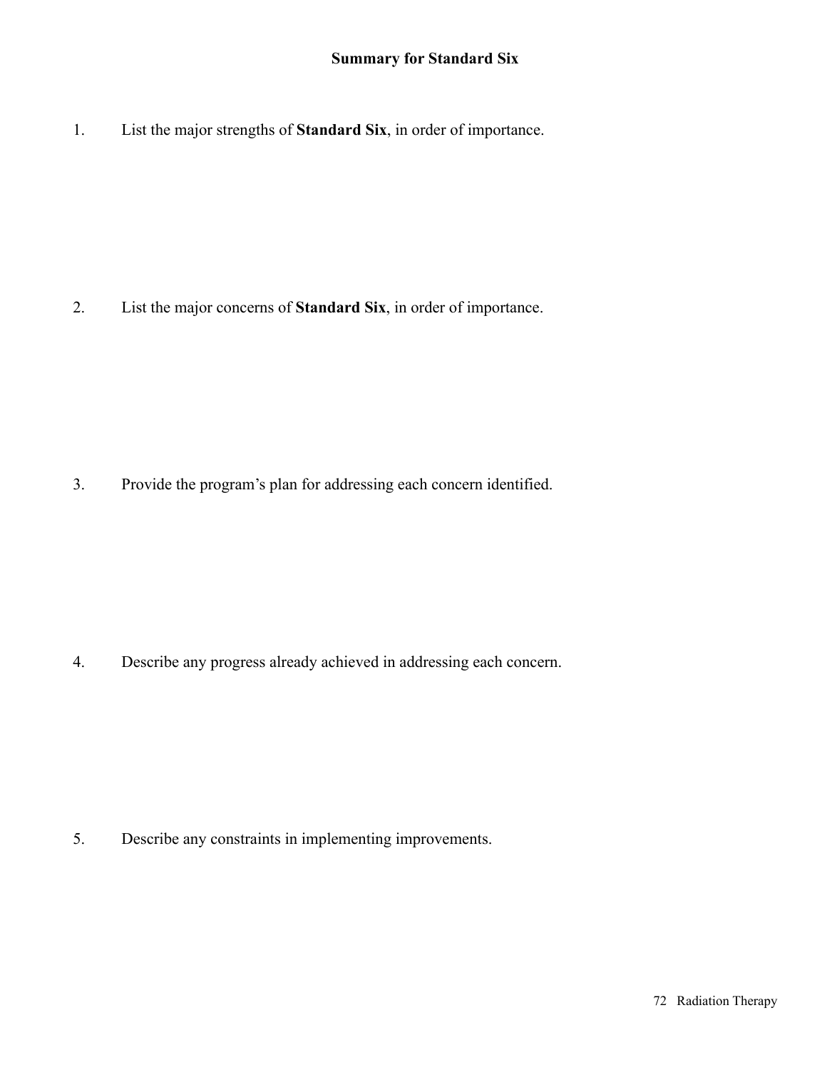## Summary for Standard Six

1. List the major strengths of **Standard Six**, in order of importance.

2. List the major concerns of **Standard Six**, in order of importance.

3. Provide the program's plan for addressing each concern identified.

4. Describe any progress already achieved in addressing each concern.

5. Describe any constraints in implementing improvements.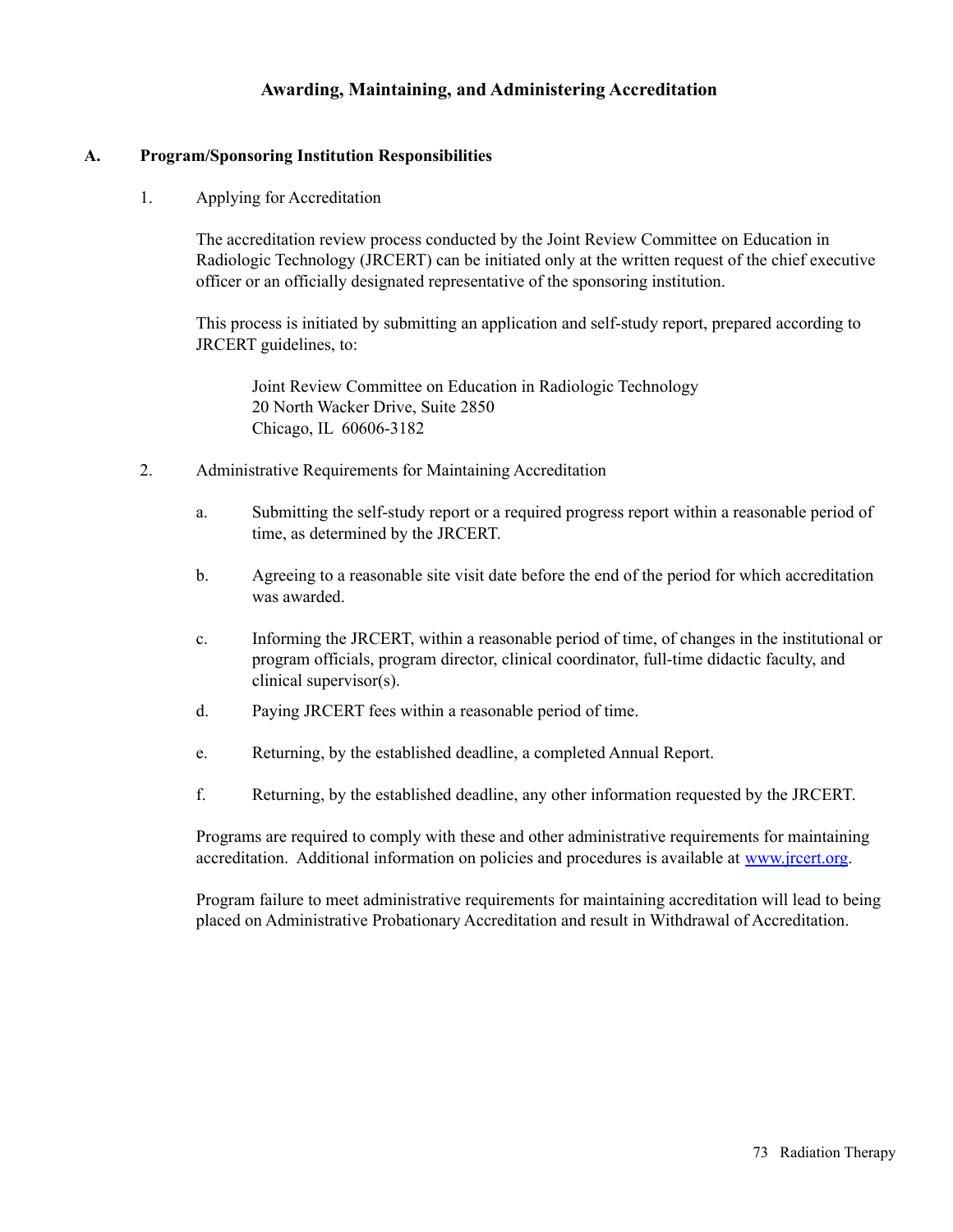# Awarding, Maintaining, and Administering Accreditation

## A. Program/Sponsoring Institution Responsibilities

1. Applying for Accreditation

   The accreditation review process conducted by the Joint Review Committee on Education in Radiologic Technology (JRCERT) can be initiated only at the written request of the chief executive officer or an officially designated representative of the sponsoring institution.

   This process is initiated by submitting an application and self-study report, prepared according to JRCERT guidelines, to:

   > Joint Review Committee on Education in Radiologic Technology
   > 20 North Wacker Drive, Suite 2850
   > Chicago, IL 60606-3182

2. Administrative Requirements for Maintaining Accreditation

   a. Submitting the self-study report or a required progress report within a reasonable period of time, as determined by the JRCERT.

   b. Agreeing to a reasonable site visit date before the end of the period for which accreditation was awarded.

   c. Informing the JRCERT, within a reasonable period of time, of changes in the institutional or program officials, program director, clinical coordinator, full-time didactic faculty, and clinical supervisor(s).

   d. Paying JRCERT fees within a reasonable period of time.

   e. Returning, by the established deadline, a completed Annual Report.

   f. Returning, by the established deadline, any other information requested by the JRCERT.

   Programs are required to comply with these and other administrative requirements for maintaining accreditation. Additional information on policies and procedures is available at [www.jrcert.org](http://www.jrcert.org).

   Program failure to meet administrative requirements for maintaining accreditation will lead to being placed on Administrative Probationary Accreditation and result in Withdrawal of Accreditation.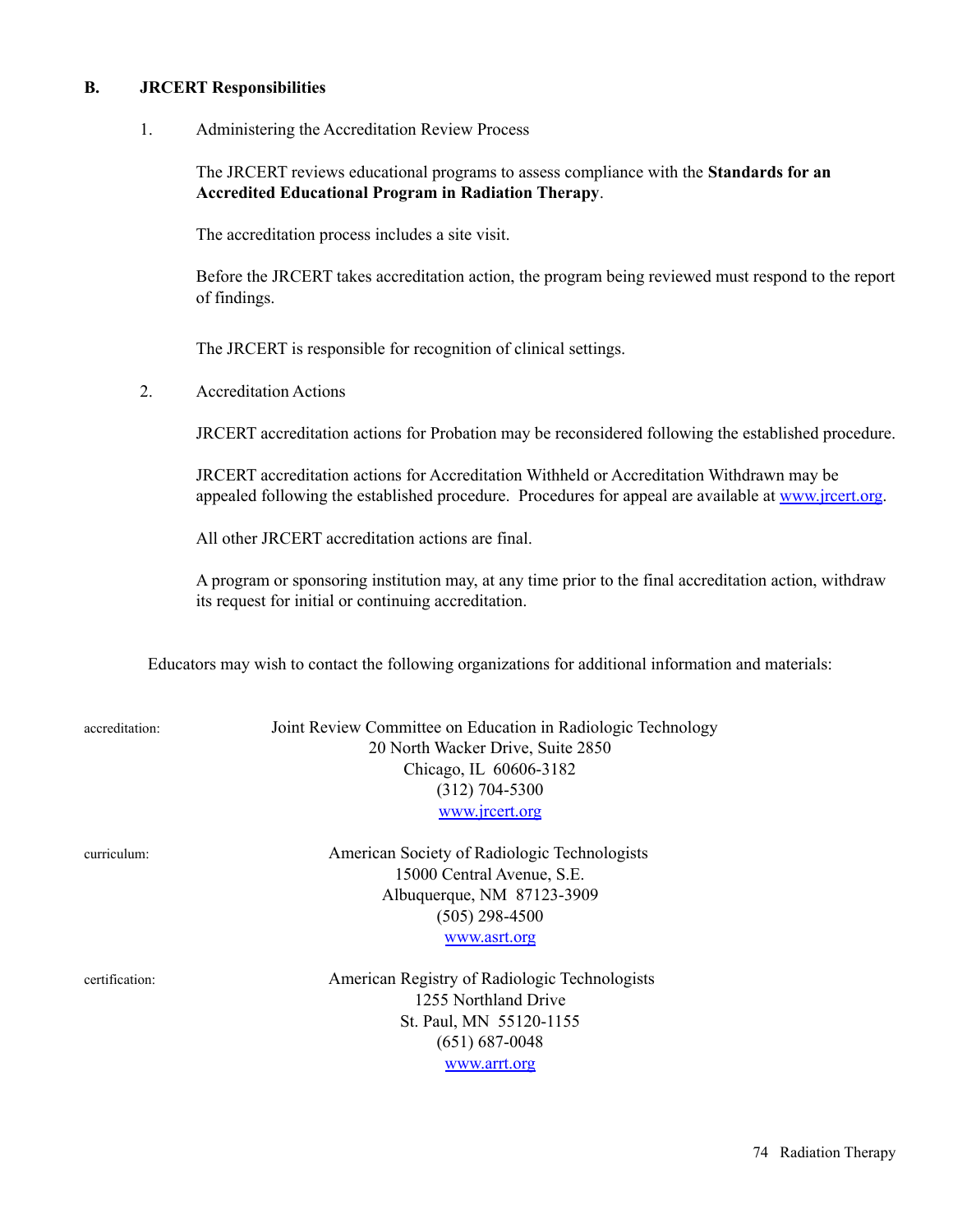## B. JRCERT Responsibilities

1. Administering the Accreditation Review Process

   The JRCERT reviews educational programs to assess compliance with the **Standards for an Accredited Educational Program in Radiation Therapy**.

   The accreditation process includes a site visit.

   Before the JRCERT takes accreditation action, the program being reviewed must respond to the report of findings.

   The JRCERT is responsible for recognition of clinical settings.

2. Accreditation Actions

   JRCERT accreditation actions for Probation may be reconsidered following the established procedure.

   JRCERT accreditation actions for Accreditation Withheld or Accreditation Withdrawn may be appealed following the established procedure. Procedures for appeal are available at www.jrcert.org.

   All other JRCERT accreditation actions are final.

   A program or sponsoring institution may, at any time prior to the final accreditation action, withdraw its request for initial or continuing accreditation.

Educators may wish to contact the following organizations for additional information and materials:

accreditation:

Joint Review Committee on Education in Radiologic Technology
20 North Wacker Drive, Suite 2850
Chicago, IL 60606-3182
(312) 704-5300
www.jrcert.org

curriculum:

American Society of Radiologic Technologists
15000 Central Avenue, S.E.
Albuquerque, NM 87123-3909
(505) 298-4500
www.asrt.org

certification:

American Registry of Radiologic Technologists
1255 Northland Drive
St. Paul, MN 55120-1155
(651) 687-0048
www.arrt.org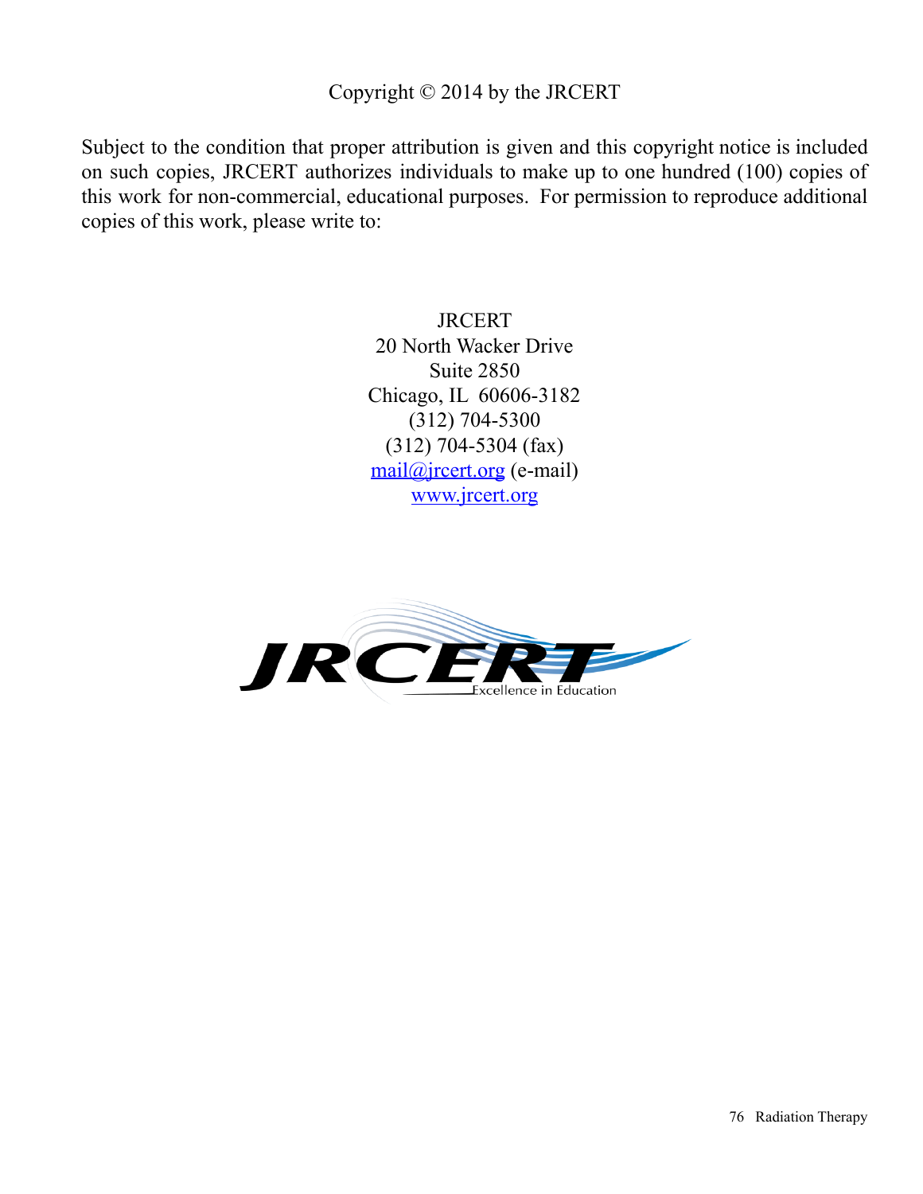Copyright © 2014 by the JRCERT

Subject to the condition that proper attribution is given and this copyright notice is included on such copies, JRCERT authorizes individuals to make up to one hundred (100) copies of this work for non-commercial, educational purposes. For permission to reproduce additional copies of this work, please write to:

JRCERT
20 North Wacker Drive
Suite 2850
Chicago, IL 60606-3182
(312) 704-5300
(312) 704-5304 (fax)
mail@jrcert.org (e-mail)
www.jrcert.org

JRCERT
Excellence in Education